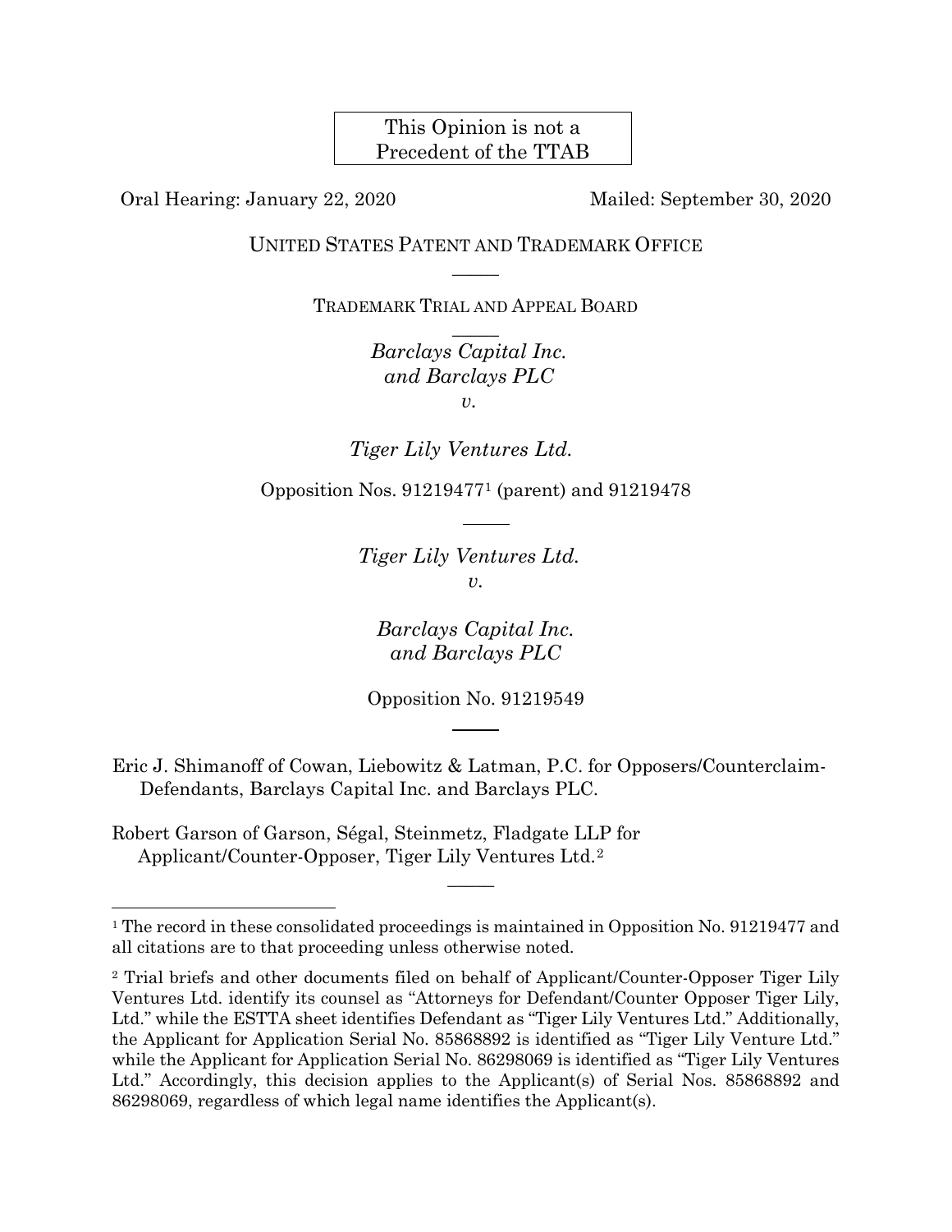This Opinion is not a Precedent of the TTAB

Oral Hearing: January 22, 2020 Mailed: September 30, 2020

UNITED STATES PATENT AND TRADEMARK OFFICE

———

TRADEMARK TRIAL AND APPEAL BOARD

———

*Barclays Capital Inc. and Barclays PLC*

*v.*

*Tiger Lily Ventures Ltd.*

Opposition Nos. 91219477[1] (parent) and 91219478

———

*Tiger Lily Ventures Ltd.*

*v.*

*Barclays Capital Inc. and Barclays PLC*

Opposition No. 91219549

———

Eric J. Shimanoff of Cowan, Liebowitz & Latman, P.C. for Opposers/Counterclaim-Defendants, Barclays Capital Inc. and Barclays PLC.

Robert Garson of Garson, Ségal, Steinmetz, Fladgate LLP for Applicant/Counter-Opposer, Tiger Lily Ventures Ltd.[2]

———

[1] The record in these consolidated proceedings is maintained in Opposition No. 91219477 and all citations are to that proceeding unless otherwise noted.

[2] Trial briefs and other documents filed on behalf of Applicant/Counter-Opposer Tiger Lily Ventures Ltd. identify its counsel as "Attorneys for Defendant/Counter Opposer Tiger Lily, Ltd." while the ESTTA sheet identifies Defendant as "Tiger Lily Ventures Ltd." Additionally, the Applicant for Application Serial No. 85868892 is identified as "Tiger Lily Venture Ltd." while the Applicant for Application Serial No. 86298069 is identified as "Tiger Lily Ventures Ltd." Accordingly, this decision applies to the Applicant(s) of Serial Nos. 85868892 and 86298069, regardless of which legal name identifies the Applicant(s).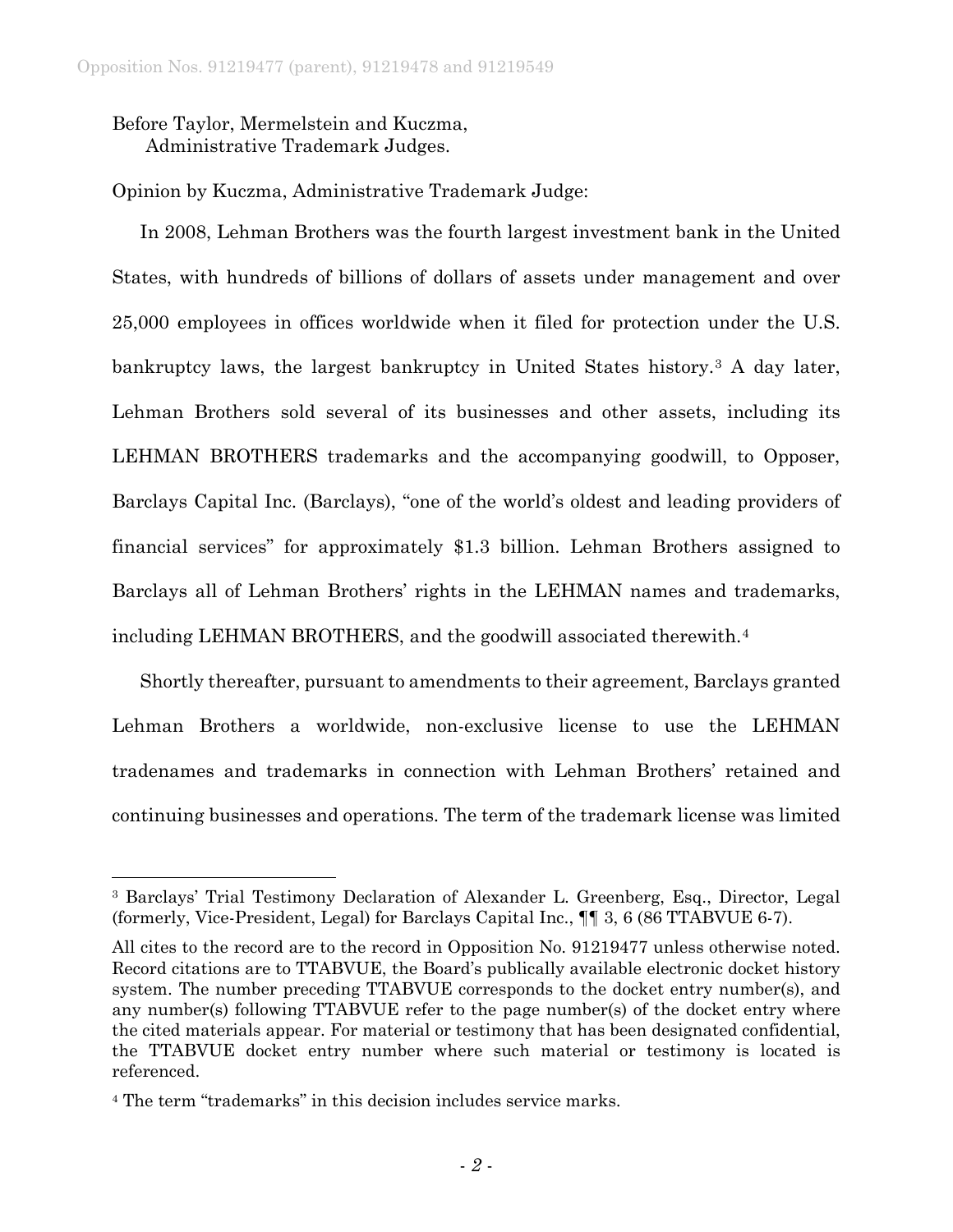Before Taylor, Mermelstein and Kuczma,
Administrative Trademark Judges.

Opinion by Kuczma, Administrative Trademark Judge:

In 2008, Lehman Brothers was the fourth largest investment bank in the United States, with hundreds of billions of dollars of assets under management and over 25,000 employees in offices worldwide when it filed for protection under the U.S. bankruptcy laws, the largest bankruptcy in United States history.[3] A day later, Lehman Brothers sold several of its businesses and other assets, including its LEHMAN BROTHERS trademarks and the accompanying goodwill, to Opposer, Barclays Capital Inc. (Barclays), "one of the world's oldest and leading providers of financial services" for approximately $1.3 billion. Lehman Brothers assigned to Barclays all of Lehman Brothers' rights in the LEHMAN names and trademarks, including LEHMAN BROTHERS, and the goodwill associated therewith.[4]

Shortly thereafter, pursuant to amendments to their agreement, Barclays granted Lehman Brothers a worldwide, non-exclusive license to use the LEHMAN tradenames and trademarks in connection with Lehman Brothers' retained and continuing businesses and operations. The term of the trademark license was limited

---

[3] Barclays' Trial Testimony Declaration of Alexander L. Greenberg, Esq., Director, Legal (formerly, Vice-President, Legal) for Barclays Capital Inc., ¶¶ 3, 6 (86 TTABVUE 6-7).

All cites to the record are to the record in Opposition No. 91219477 unless otherwise noted. Record citations are to TTABVUE, the Board's publically available electronic docket history system. The number preceding TTABVUE corresponds to the docket entry number(s), and any number(s) following TTABVUE refer to the page number(s) of the docket entry where the cited materials appear. For material or testimony that has been designated confidential, the TTABVUE docket entry number where such material or testimony is located is referenced.

[4] The term "trademarks" in this decision includes service marks.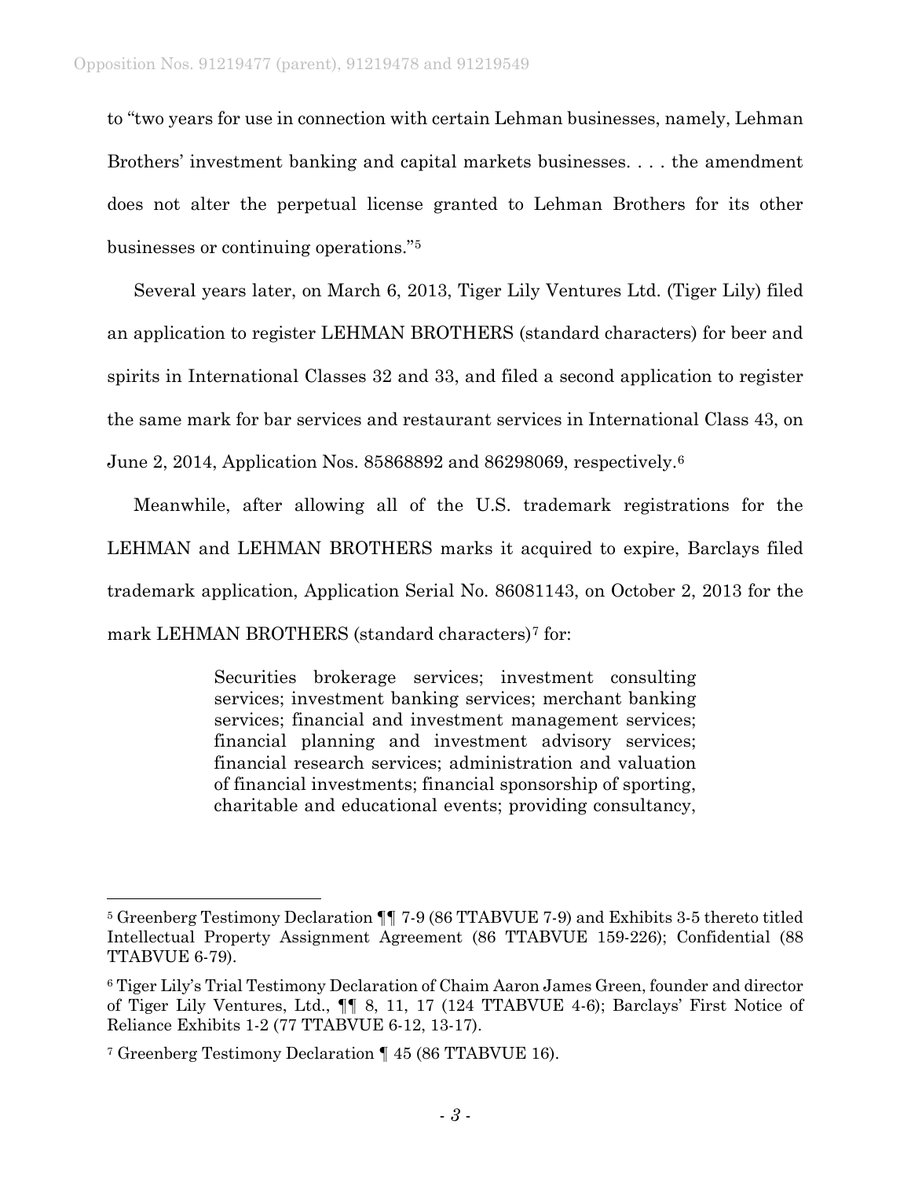to "two years for use in connection with certain Lehman businesses, namely, Lehman Brothers' investment banking and capital markets businesses. . . . the amendment does not alter the perpetual license granted to Lehman Brothers for its other businesses or continuing operations."[5]

Several years later, on March 6, 2013, Tiger Lily Ventures Ltd. (Tiger Lily) filed an application to register LEHMAN BROTHERS (standard characters) for beer and spirits in International Classes 32 and 33, and filed a second application to register the same mark for bar services and restaurant services in International Class 43, on June 2, 2014, Application Nos. 85868892 and 86298069, respectively.[6]

Meanwhile, after allowing all of the U.S. trademark registrations for the LEHMAN and LEHMAN BROTHERS marks it acquired to expire, Barclays filed trademark application, Application Serial No. 86081143, on October 2, 2013 for the mark LEHMAN BROTHERS (standard characters)[7] for:

> Securities brokerage services; investment consulting services; investment banking services; merchant banking services; financial and investment management services; financial planning and investment advisory services; financial research services; administration and valuation of financial investments; financial sponsorship of sporting, charitable and educational events; providing consultancy,

---

[5] Greenberg Testimony Declaration ¶¶ 7-9 (86 TTABVUE 7-9) and Exhibits 3-5 thereto titled Intellectual Property Assignment Agreement (86 TTABVUE 159-226); Confidential (88 TTABVUE 6-79).

[6] Tiger Lily's Trial Testimony Declaration of Chaim Aaron James Green, founder and director of Tiger Lily Ventures, Ltd., ¶¶ 8, 11, 17 (124 TTABVUE 4-6); Barclays' First Notice of Reliance Exhibits 1-2 (77 TTABVUE 6-12, 13-17).

[7] Greenberg Testimony Declaration ¶ 45 (86 TTABVUE 16).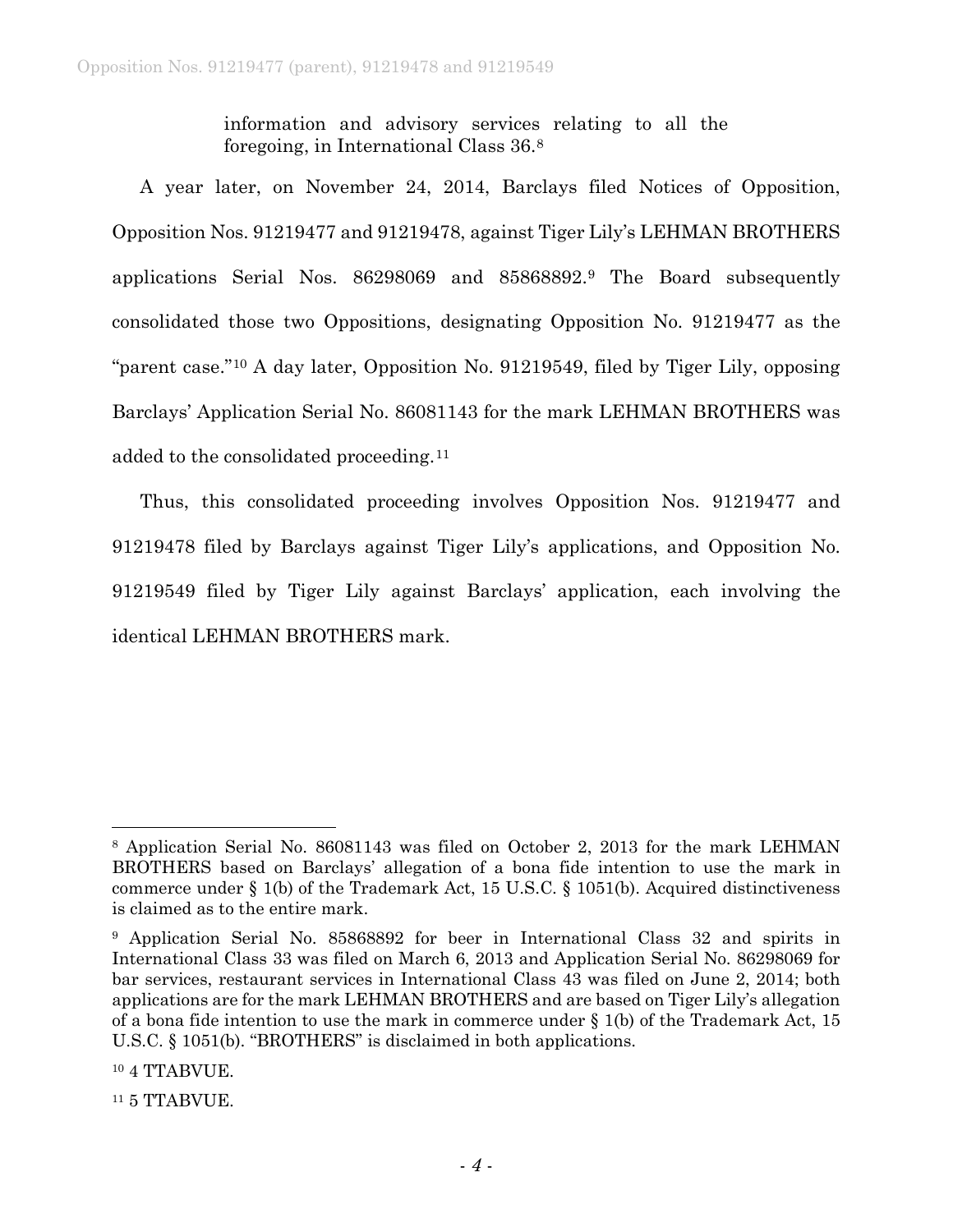information and advisory services relating to all the foregoing, in International Class 36.[8]

A year later, on November 24, 2014, Barclays filed Notices of Opposition, Opposition Nos. 91219477 and 91219478, against Tiger Lily's LEHMAN BROTHERS applications Serial Nos. 86298069 and 85868892.[9] The Board subsequently consolidated those two Oppositions, designating Opposition No. 91219477 as the "parent case."[10] A day later, Opposition No. 91219549, filed by Tiger Lily, opposing Barclays' Application Serial No. 86081143 for the mark LEHMAN BROTHERS was added to the consolidated proceeding.[11]

Thus, this consolidated proceeding involves Opposition Nos. 91219477 and 91219478 filed by Barclays against Tiger Lily's applications, and Opposition No. 91219549 filed by Tiger Lily against Barclays' application, each involving the identical LEHMAN BROTHERS mark.

---

[8] Application Serial No. 86081143 was filed on October 2, 2013 for the mark LEHMAN BROTHERS based on Barclays' allegation of a bona fide intention to use the mark in commerce under § 1(b) of the Trademark Act, 15 U.S.C. § 1051(b). Acquired distinctiveness is claimed as to the entire mark.

[9] Application Serial No. 85868892 for beer in International Class 32 and spirits in International Class 33 was filed on March 6, 2013 and Application Serial No. 86298069 for bar services, restaurant services in International Class 43 was filed on June 2, 2014; both applications are for the mark LEHMAN BROTHERS and are based on Tiger Lily's allegation of a bona fide intention to use the mark in commerce under § 1(b) of the Trademark Act, 15 U.S.C. § 1051(b). "BROTHERS" is disclaimed in both applications.

[10] 4 TTABVUE.

[11] 5 TTABVUE.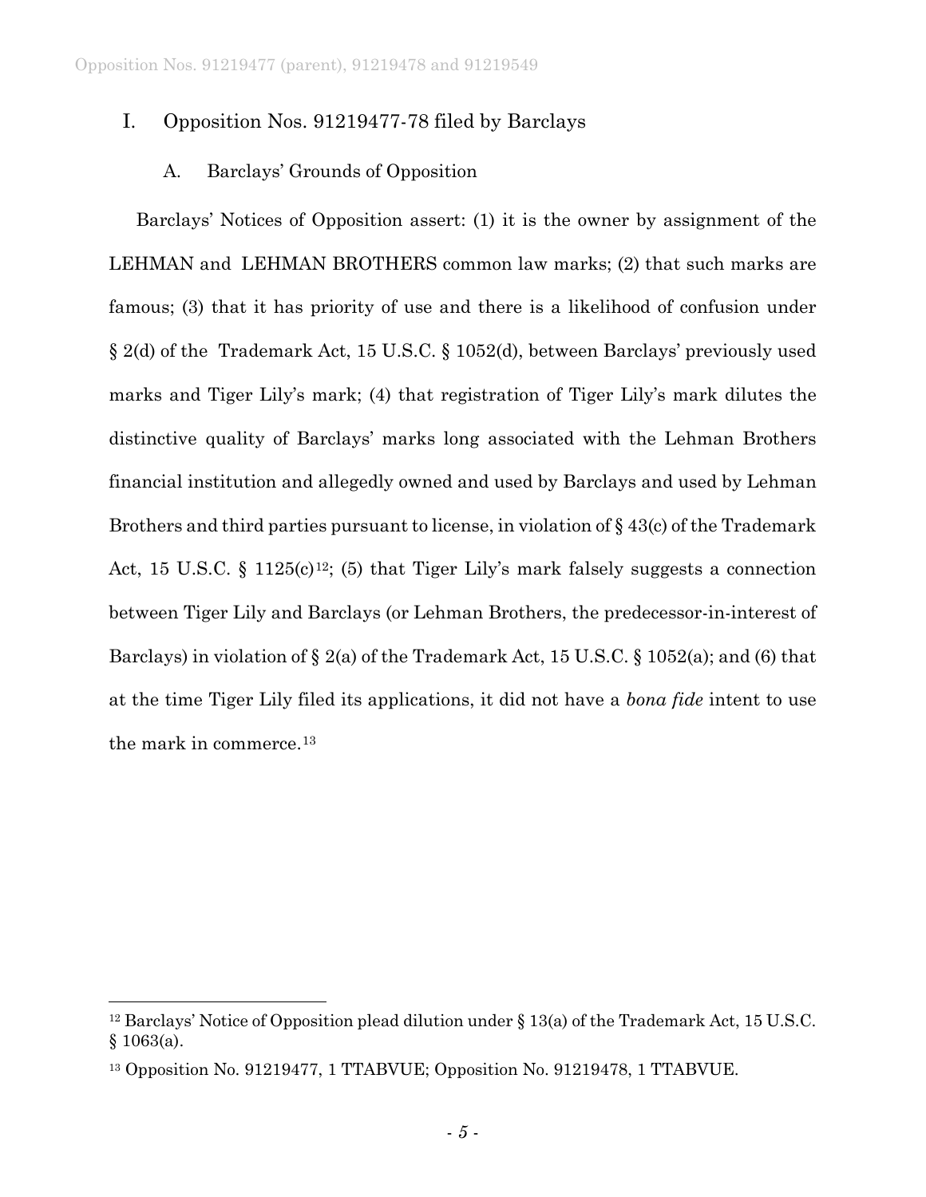## I. Opposition Nos. 91219477-78 filed by Barclays

### A. Barclays' Grounds of Opposition

Barclays' Notices of Opposition assert: (1) it is the owner by assignment of the LEHMAN and LEHMAN BROTHERS common law marks; (2) that such marks are famous; (3) that it has priority of use and there is a likelihood of confusion under § 2(d) of the Trademark Act, 15 U.S.C. § 1052(d), between Barclays' previously used marks and Tiger Lily's mark; (4) that registration of Tiger Lily's mark dilutes the distinctive quality of Barclays' marks long associated with the Lehman Brothers financial institution and allegedly owned and used by Barclays and used by Lehman Brothers and third parties pursuant to license, in violation of § 43(c) of the Trademark Act, 15 U.S.C. § 1125(c)[12]; (5) that Tiger Lily's mark falsely suggests a connection between Tiger Lily and Barclays (or Lehman Brothers, the predecessor-in-interest of Barclays) in violation of § 2(a) of the Trademark Act, 15 U.S.C. § 1052(a); and (6) that at the time Tiger Lily filed its applications, it did not have a *bona fide* intent to use the mark in commerce.[13]

---

[12] Barclays' Notice of Opposition plead dilution under § 13(a) of the Trademark Act, 15 U.S.C. § 1063(a).

[13] Opposition No. 91219477, 1 TTABVUE; Opposition No. 91219478, 1 TTABVUE.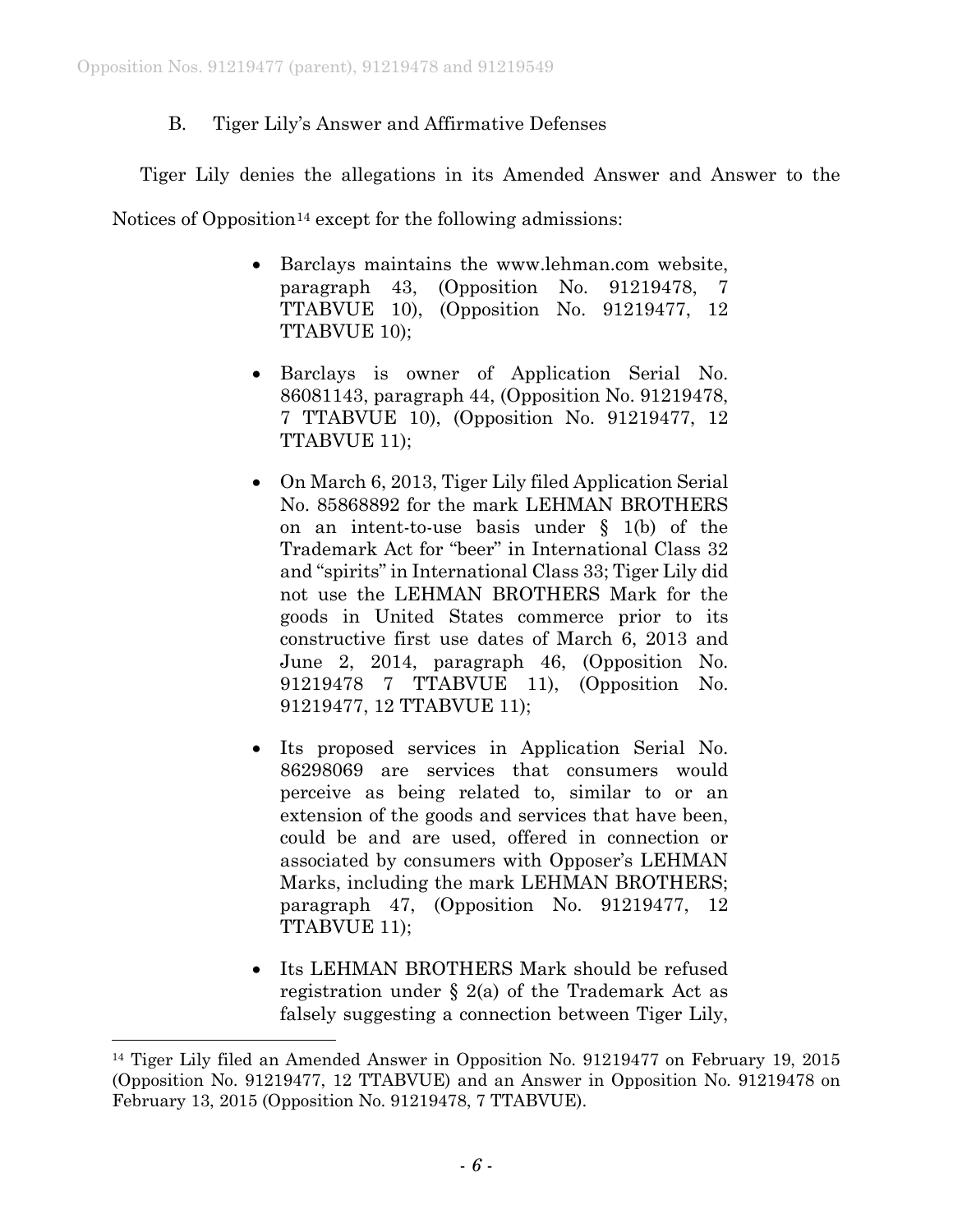B. Tiger Lily's Answer and Affirmative Defenses

Tiger Lily denies the allegations in its Amended Answer and Answer to the Notices of Opposition[14] except for the following admissions:

- Barclays maintains the www.lehman.com website, paragraph 43, (Opposition No. 91219478, 7 TTABVUE 10), (Opposition No. 91219477, 12 TTABVUE 10);

- Barclays is owner of Application Serial No. 86081143, paragraph 44, (Opposition No. 91219478, 7 TTABVUE 10), (Opposition No. 91219477, 12 TTABVUE 11);

- On March 6, 2013, Tiger Lily filed Application Serial No. 85868892 for the mark LEHMAN BROTHERS on an intent-to-use basis under § 1(b) of the Trademark Act for "beer" in International Class 32 and "spirits" in International Class 33; Tiger Lily did not use the LEHMAN BROTHERS Mark for the goods in United States commerce prior to its constructive first use dates of March 6, 2013 and June 2, 2014, paragraph 46, (Opposition No. 91219478 7 TTABVUE 11), (Opposition No. 91219477, 12 TTABVUE 11);

- Its proposed services in Application Serial No. 86298069 are services that consumers would perceive as being related to, similar to or an extension of the goods and services that have been, could be and are used, offered in connection or associated by consumers with Opposer's LEHMAN Marks, including the mark LEHMAN BROTHERS; paragraph 47, (Opposition No. 91219477, 12 TTABVUE 11);

- Its LEHMAN BROTHERS Mark should be refused registration under § 2(a) of the Trademark Act as falsely suggesting a connection between Tiger Lily,

[14] Tiger Lily filed an Amended Answer in Opposition No. 91219477 on February 19, 2015 (Opposition No. 91219477, 12 TTABVUE) and an Answer in Opposition No. 91219478 on February 13, 2015 (Opposition No. 91219478, 7 TTABVUE).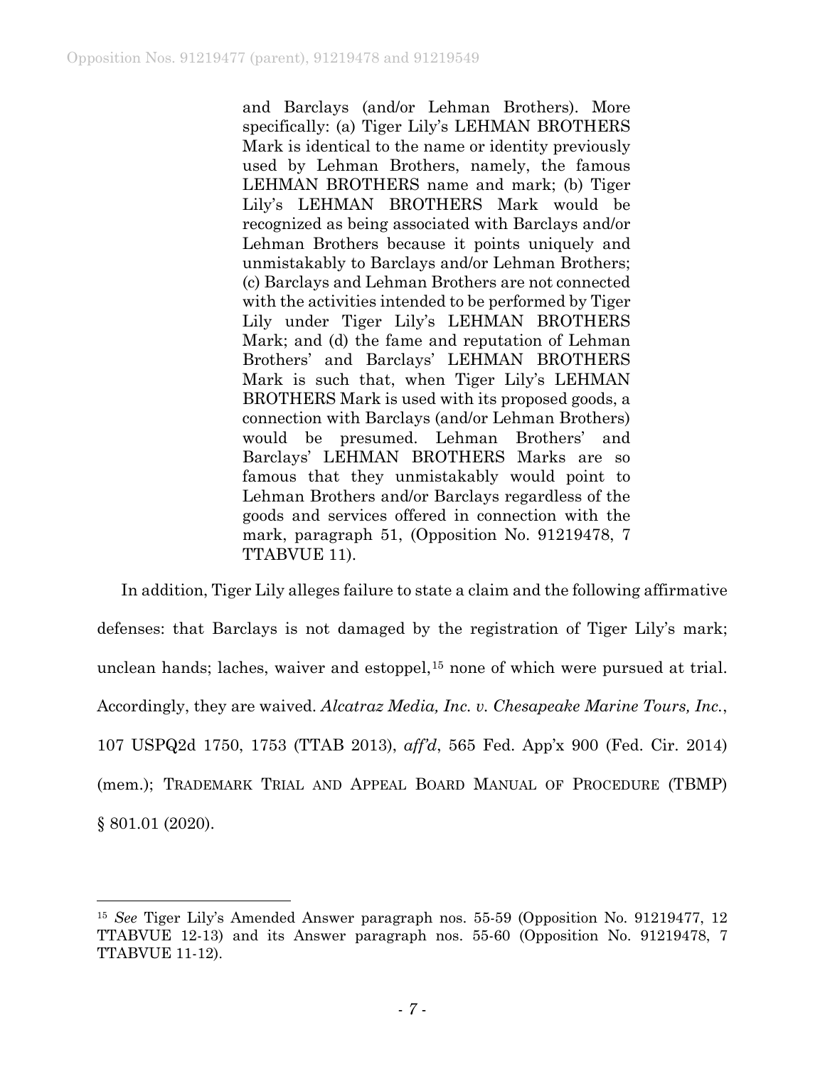> and Barclays (and/or Lehman Brothers). More specifically: (a) Tiger Lily's LEHMAN BROTHERS Mark is identical to the name or identity previously used by Lehman Brothers, namely, the famous LEHMAN BROTHERS name and mark; (b) Tiger Lily's LEHMAN BROTHERS Mark would be recognized as being associated with Barclays and/or Lehman Brothers because it points uniquely and unmistakably to Barclays and/or Lehman Brothers; (c) Barclays and Lehman Brothers are not connected with the activities intended to be performed by Tiger Lily under Tiger Lily's LEHMAN BROTHERS Mark; and (d) the fame and reputation of Lehman Brothers' and Barclays' LEHMAN BROTHERS Mark is such that, when Tiger Lily's LEHMAN BROTHERS Mark is used with its proposed goods, a connection with Barclays (and/or Lehman Brothers) would be presumed. Lehman Brothers' and Barclays' LEHMAN BROTHERS Marks are so famous that they unmistakably would point to Lehman Brothers and/or Barclays regardless of the goods and services offered in connection with the mark, paragraph 51, (Opposition No. 91219478, 7 TTABVUE 11).

In addition, Tiger Lily alleges failure to state a claim and the following affirmative defenses: that Barclays is not damaged by the registration of Tiger Lily's mark; unclean hands; laches, waiver and estoppel,[15] none of which were pursued at trial. Accordingly, they are waived. *Alcatraz Media, Inc. v. Chesapeake Marine Tours, Inc.*, 107 USPQ2d 1750, 1753 (TTAB 2013), *aff'd*, 565 Fed. App'x 900 (Fed. Cir. 2014) (mem.); TRADEMARK TRIAL AND APPEAL BOARD MANUAL OF PROCEDURE (TBMP) § 801.01 (2020).

---

[15] *See* Tiger Lily's Amended Answer paragraph nos. 55-59 (Opposition No. 91219477, 12 TTABVUE 12-13) and its Answer paragraph nos. 55-60 (Opposition No. 91219478, 7 TTABVUE 11-12).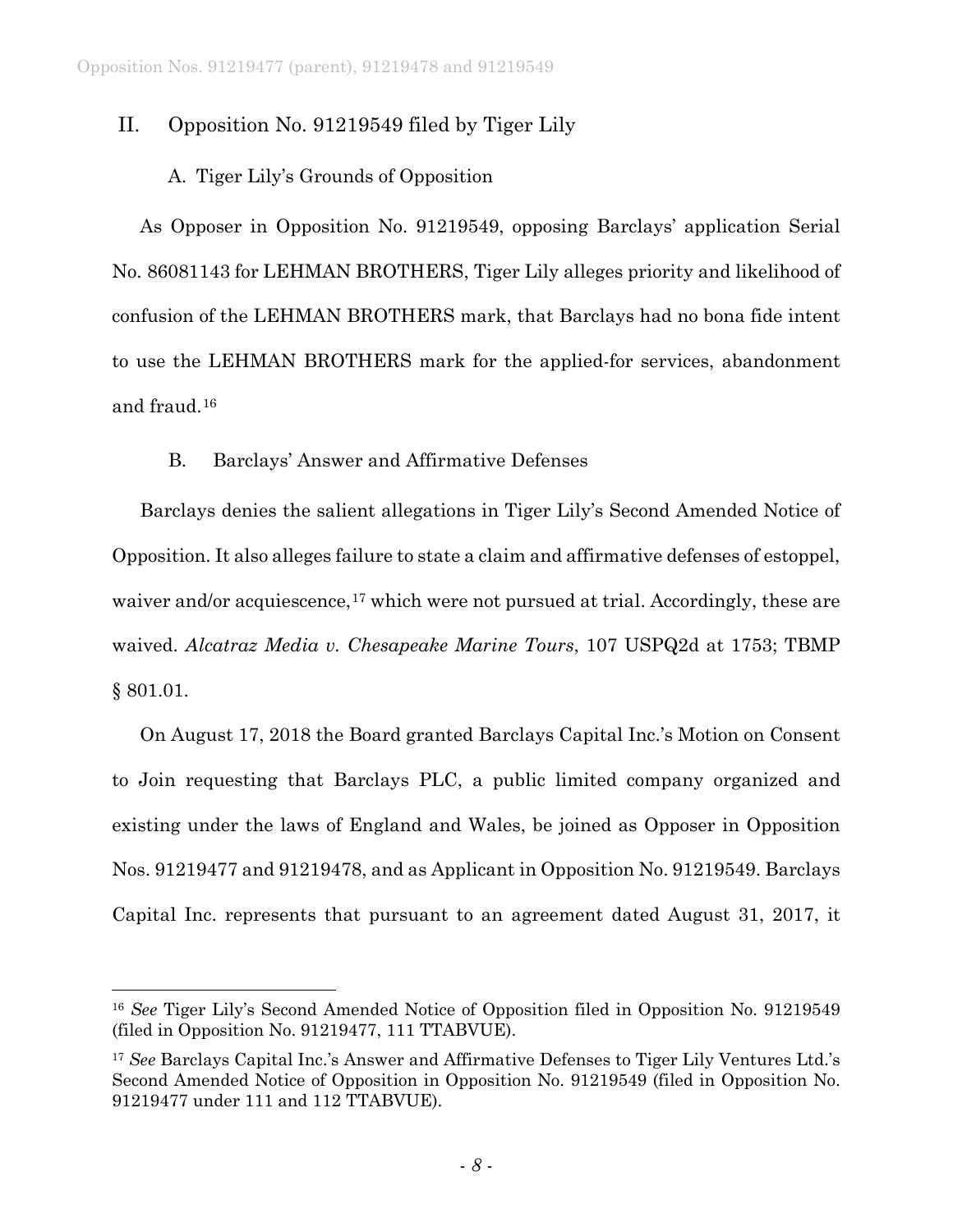## II. Opposition No. 91219549 filed by Tiger Lily

### A. Tiger Lily's Grounds of Opposition

As Opposer in Opposition No. 91219549, opposing Barclays' application Serial No. 86081143 for LEHMAN BROTHERS, Tiger Lily alleges priority and likelihood of confusion of the LEHMAN BROTHERS mark, that Barclays had no bona fide intent to use the LEHMAN BROTHERS mark for the applied-for services, abandonment and fraud.[16]

### B. Barclays' Answer and Affirmative Defenses

Barclays denies the salient allegations in Tiger Lily's Second Amended Notice of Opposition. It also alleges failure to state a claim and affirmative defenses of estoppel, waiver and/or acquiescence,[17] which were not pursued at trial. Accordingly, these are waived. *Alcatraz Media v. Chesapeake Marine Tours*, 107 USPQ2d at 1753; TBMP § 801.01.

On August 17, 2018 the Board granted Barclays Capital Inc.'s Motion on Consent to Join requesting that Barclays PLC, a public limited company organized and existing under the laws of England and Wales, be joined as Opposer in Opposition Nos. 91219477 and 91219478, and as Applicant in Opposition No. 91219549. Barclays Capital Inc. represents that pursuant to an agreement dated August 31, 2017, it

---

[16] *See* Tiger Lily's Second Amended Notice of Opposition filed in Opposition No. 91219549 (filed in Opposition No. 91219477, 111 TTABVUE).

[17] *See* Barclays Capital Inc.'s Answer and Affirmative Defenses to Tiger Lily Ventures Ltd.'s Second Amended Notice of Opposition in Opposition No. 91219549 (filed in Opposition No. 91219477 under 111 and 112 TTABVUE).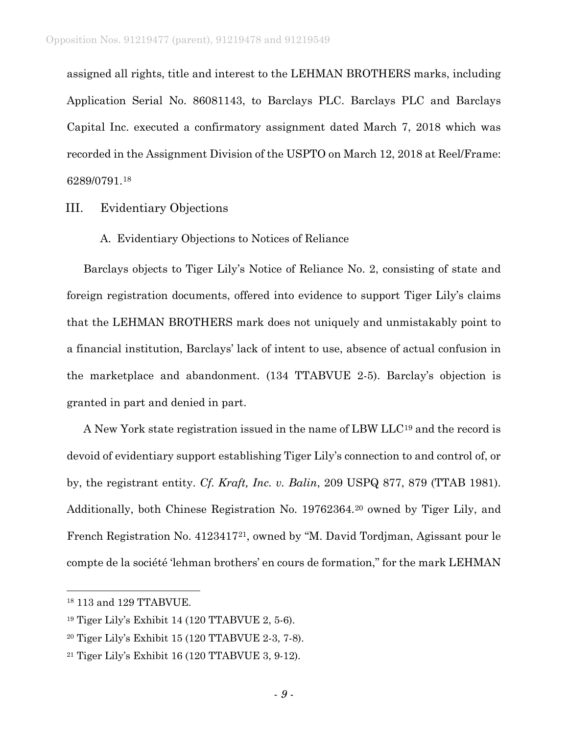assigned all rights, title and interest to the LEHMAN BROTHERS marks, including Application Serial No. 86081143, to Barclays PLC. Barclays PLC and Barclays Capital Inc. executed a confirmatory assignment dated March 7, 2018 which was recorded in the Assignment Division of the USPTO on March 12, 2018 at Reel/Frame: 6289/0791.[18]

## III. Evidentiary Objections

### A. Evidentiary Objections to Notices of Reliance

Barclays objects to Tiger Lily's Notice of Reliance No. 2, consisting of state and foreign registration documents, offered into evidence to support Tiger Lily's claims that the LEHMAN BROTHERS mark does not uniquely and unmistakably point to a financial institution, Barclays' lack of intent to use, absence of actual confusion in the marketplace and abandonment. (134 TTABVUE 2-5). Barclay's objection is granted in part and denied in part.

A New York state registration issued in the name of LBW LLC[19] and the record is devoid of evidentiary support establishing Tiger Lily's connection to and control of, or by, the registrant entity. *Cf. Kraft, Inc. v. Balin*, 209 USPQ 877, 879 (TTAB 1981). Additionally, both Chinese Registration No. 19762364.[20] owned by Tiger Lily, and French Registration No. 4123417[21], owned by "M. David Tordjman, Agissant pour le compte de la société 'lehman brothers' en cours de formation," for the mark LEHMAN

---

[18] 113 and 129 TTABVUE.

[19] Tiger Lily's Exhibit 14 (120 TTABVUE 2, 5-6).

[20] Tiger Lily's Exhibit 15 (120 TTABVUE 2-3, 7-8).

[21] Tiger Lily's Exhibit 16 (120 TTABVUE 3, 9-12).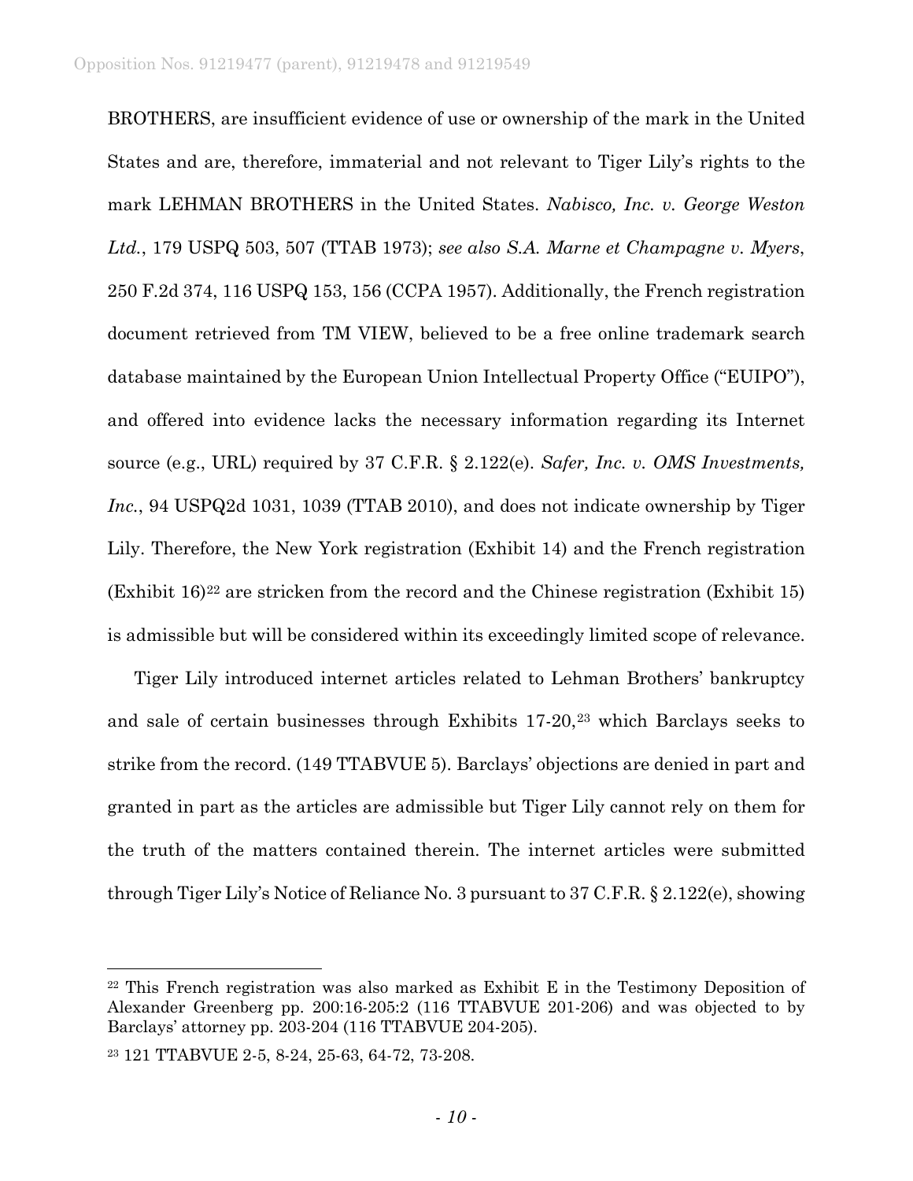BROTHERS, are insufficient evidence of use or ownership of the mark in the United States and are, therefore, immaterial and not relevant to Tiger Lily's rights to the mark LEHMAN BROTHERS in the United States. *Nabisco, Inc. v. George Weston Ltd.*, 179 USPQ 503, 507 (TTAB 1973); *see also S.A. Marne et Champagne v. Myers*, 250 F.2d 374, 116 USPQ 153, 156 (CCPA 1957). Additionally, the French registration document retrieved from TM VIEW, believed to be a free online trademark search database maintained by the European Union Intellectual Property Office ("EUIPO"), and offered into evidence lacks the necessary information regarding its Internet source (e.g., URL) required by 37 C.F.R. § 2.122(e). *Safer, Inc. v. OMS Investments, Inc.*, 94 USPQ2d 1031, 1039 (TTAB 2010), and does not indicate ownership by Tiger Lily. Therefore, the New York registration (Exhibit 14) and the French registration (Exhibit 16)[22] are stricken from the record and the Chinese registration (Exhibit 15) is admissible but will be considered within its exceedingly limited scope of relevance.

Tiger Lily introduced internet articles related to Lehman Brothers' bankruptcy and sale of certain businesses through Exhibits 17-20,[23] which Barclays seeks to strike from the record. (149 TTABVUE 5). Barclays' objections are denied in part and granted in part as the articles are admissible but Tiger Lily cannot rely on them for the truth of the matters contained therein. The internet articles were submitted through Tiger Lily's Notice of Reliance No. 3 pursuant to 37 C.F.R. § 2.122(e), showing

---

[22] This French registration was also marked as Exhibit E in the Testimony Deposition of Alexander Greenberg pp. 200:16-205:2 (116 TTABVUE 201-206) and was objected to by Barclays' attorney pp. 203-204 (116 TTABVUE 204-205).

[23] 121 TTABVUE 2-5, 8-24, 25-63, 64-72, 73-208.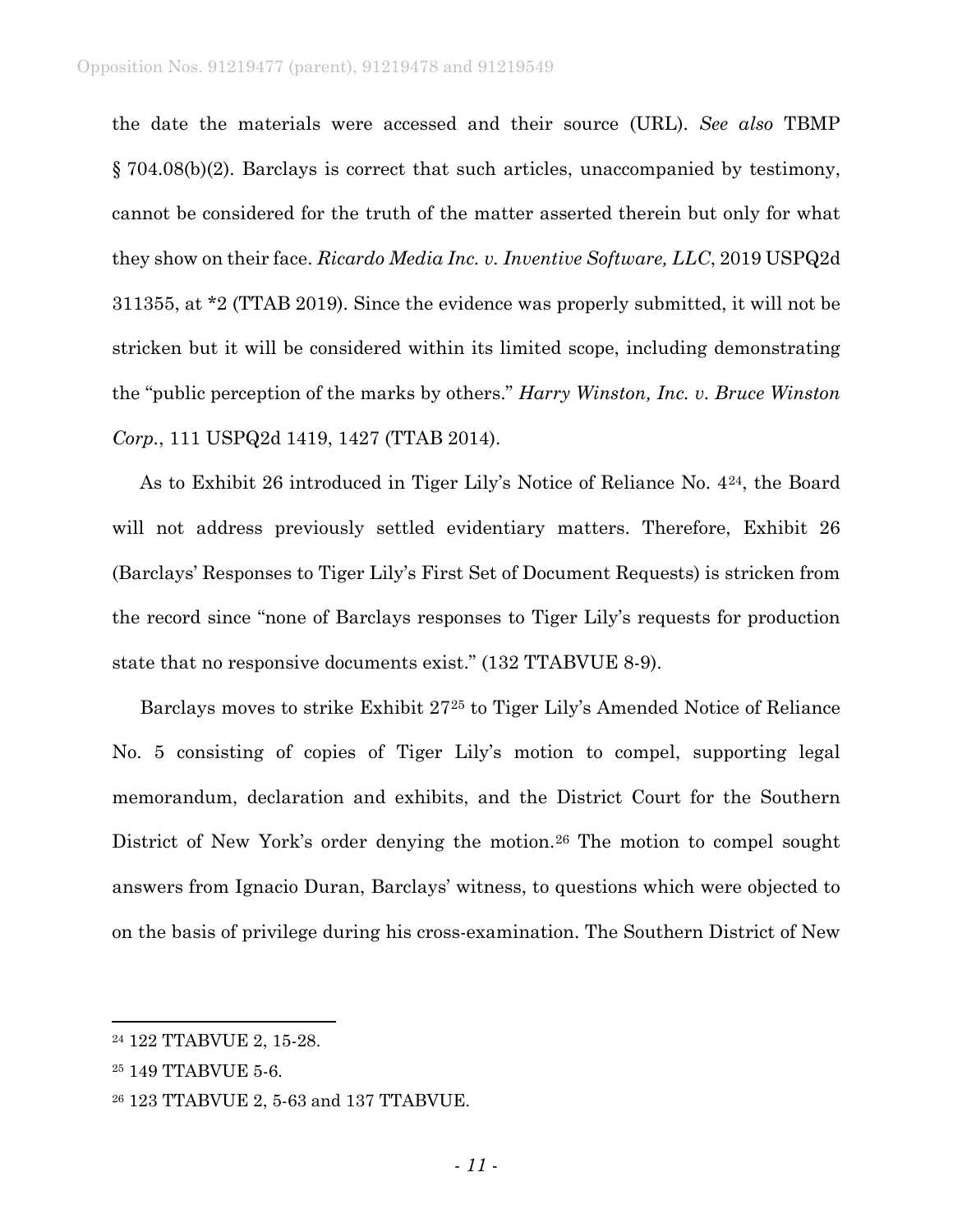the date the materials were accessed and their source (URL). *See also* TBMP § 704.08(b)(2). Barclays is correct that such articles, unaccompanied by testimony, cannot be considered for the truth of the matter asserted therein but only for what they show on their face. *Ricardo Media Inc. v. Inventive Software, LLC*, 2019 USPQ2d 311355, at *2 (TTAB 2019). Since the evidence was properly submitted, it will not be stricken but it will be considered within its limited scope, including demonstrating the "public perception of the marks by others." *Harry Winston, Inc. v. Bruce Winston Corp.*, 111 USPQ2d 1419, 1427 (TTAB 2014).

As to Exhibit 26 introduced in Tiger Lily's Notice of Reliance No. 4[24], the Board will not address previously settled evidentiary matters. Therefore, Exhibit 26 (Barclays' Responses to Tiger Lily's First Set of Document Requests) is stricken from the record since "none of Barclays responses to Tiger Lily's requests for production state that no responsive documents exist." (132 TTABVUE 8-9).

Barclays moves to strike Exhibit 27[25] to Tiger Lily's Amended Notice of Reliance No. 5 consisting of copies of Tiger Lily's motion to compel, supporting legal memorandum, declaration and exhibits, and the District Court for the Southern District of New York's order denying the motion.[26] The motion to compel sought answers from Ignacio Duran, Barclays' witness, to questions which were objected to on the basis of privilege during his cross-examination. The Southern District of New

---

[24] 122 TTABVUE 2, 15-28.

[25] 149 TTABVUE 5-6.

[26] 123 TTABVUE 2, 5-63 and 137 TTABVUE.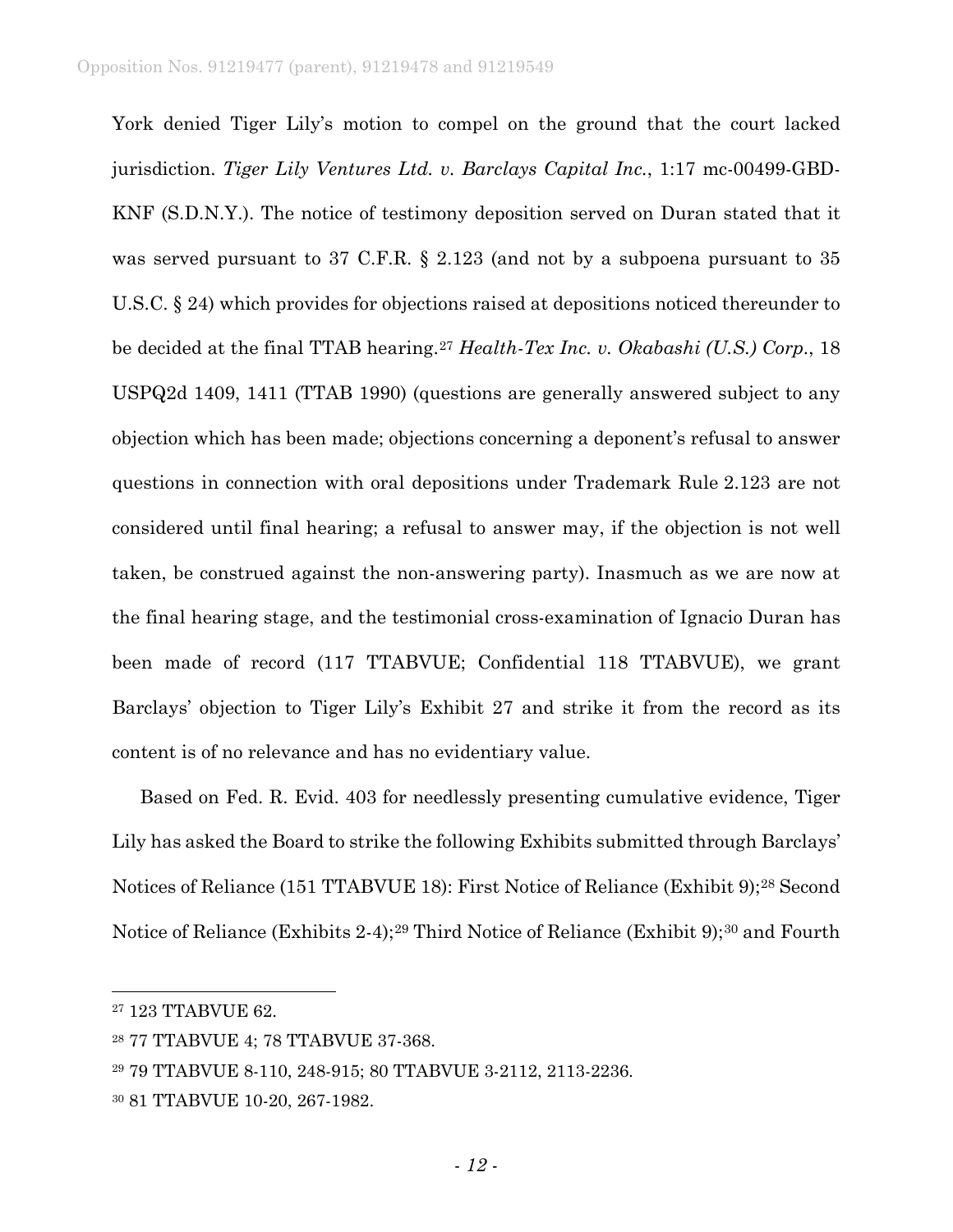York denied Tiger Lily's motion to compel on the ground that the court lacked jurisdiction. *Tiger Lily Ventures Ltd. v. Barclays Capital Inc.*, 1:17 mc-00499-GBD-KNF (S.D.N.Y.). The notice of testimony deposition served on Duran stated that it was served pursuant to 37 C.F.R. § 2.123 (and not by a subpoena pursuant to 35 U.S.C. § 24) which provides for objections raised at depositions noticed thereunder to be decided at the final TTAB hearing.[27] *Health-Tex Inc. v. Okabashi (U.S.) Corp.*, 18 USPQ2d 1409, 1411 (TTAB 1990) (questions are generally answered subject to any objection which has been made; objections concerning a deponent's refusal to answer questions in connection with oral depositions under Trademark Rule 2.123 are not considered until final hearing; a refusal to answer may, if the objection is not well taken, be construed against the non-answering party). Inasmuch as we are now at the final hearing stage, and the testimonial cross-examination of Ignacio Duran has been made of record (117 TTABVUE; Confidential 118 TTABVUE), we grant Barclays' objection to Tiger Lily's Exhibit 27 and strike it from the record as its content is of no relevance and has no evidentiary value.

Based on Fed. R. Evid. 403 for needlessly presenting cumulative evidence, Tiger Lily has asked the Board to strike the following Exhibits submitted through Barclays' Notices of Reliance (151 TTABVUE 18): First Notice of Reliance (Exhibit 9);[28] Second Notice of Reliance (Exhibits 2-4);[29] Third Notice of Reliance (Exhibit 9);[30] and Fourth

---

[27] 123 TTABVUE 62.

[28] 77 TTABVUE 4; 78 TTABVUE 37-368.

[29] 79 TTABVUE 8-110, 248-915; 80 TTABVUE 3-2112, 2113-2236.

[30] 81 TTABVUE 10-20, 267-1982.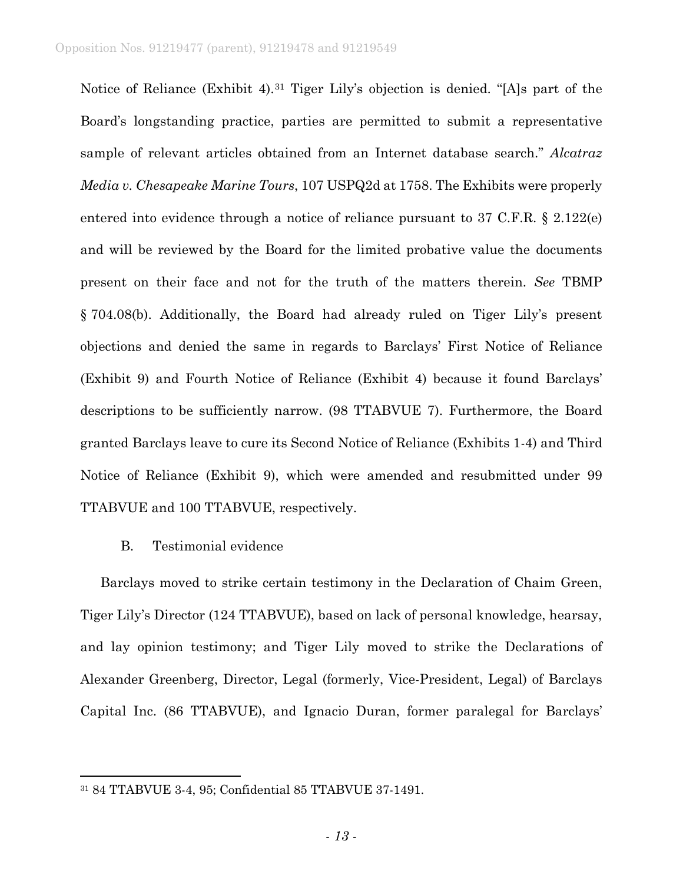Notice of Reliance (Exhibit 4).[31] Tiger Lily's objection is denied. "[A]s part of the Board's longstanding practice, parties are permitted to submit a representative sample of relevant articles obtained from an Internet database search." *Alcatraz Media v. Chesapeake Marine Tours*, 107 USPQ2d at 1758. The Exhibits were properly entered into evidence through a notice of reliance pursuant to 37 C.F.R. § 2.122(e) and will be reviewed by the Board for the limited probative value the documents present on their face and not for the truth of the matters therein. *See* TBMP § 704.08(b). Additionally, the Board had already ruled on Tiger Lily's present objections and denied the same in regards to Barclays' First Notice of Reliance (Exhibit 9) and Fourth Notice of Reliance (Exhibit 4) because it found Barclays' descriptions to be sufficiently narrow. (98 TTABVUE 7). Furthermore, the Board granted Barclays leave to cure its Second Notice of Reliance (Exhibits 1-4) and Third Notice of Reliance (Exhibit 9), which were amended and resubmitted under 99 TTABVUE and 100 TTABVUE, respectively.

B. Testimonial evidence

Barclays moved to strike certain testimony in the Declaration of Chaim Green, Tiger Lily's Director (124 TTABVUE), based on lack of personal knowledge, hearsay, and lay opinion testimony; and Tiger Lily moved to strike the Declarations of Alexander Greenberg, Director, Legal (formerly, Vice-President, Legal) of Barclays Capital Inc. (86 TTABVUE), and Ignacio Duran, former paralegal for Barclays'

[31] 84 TTABVUE 3-4, 95; Confidential 85 TTABVUE 37-1491.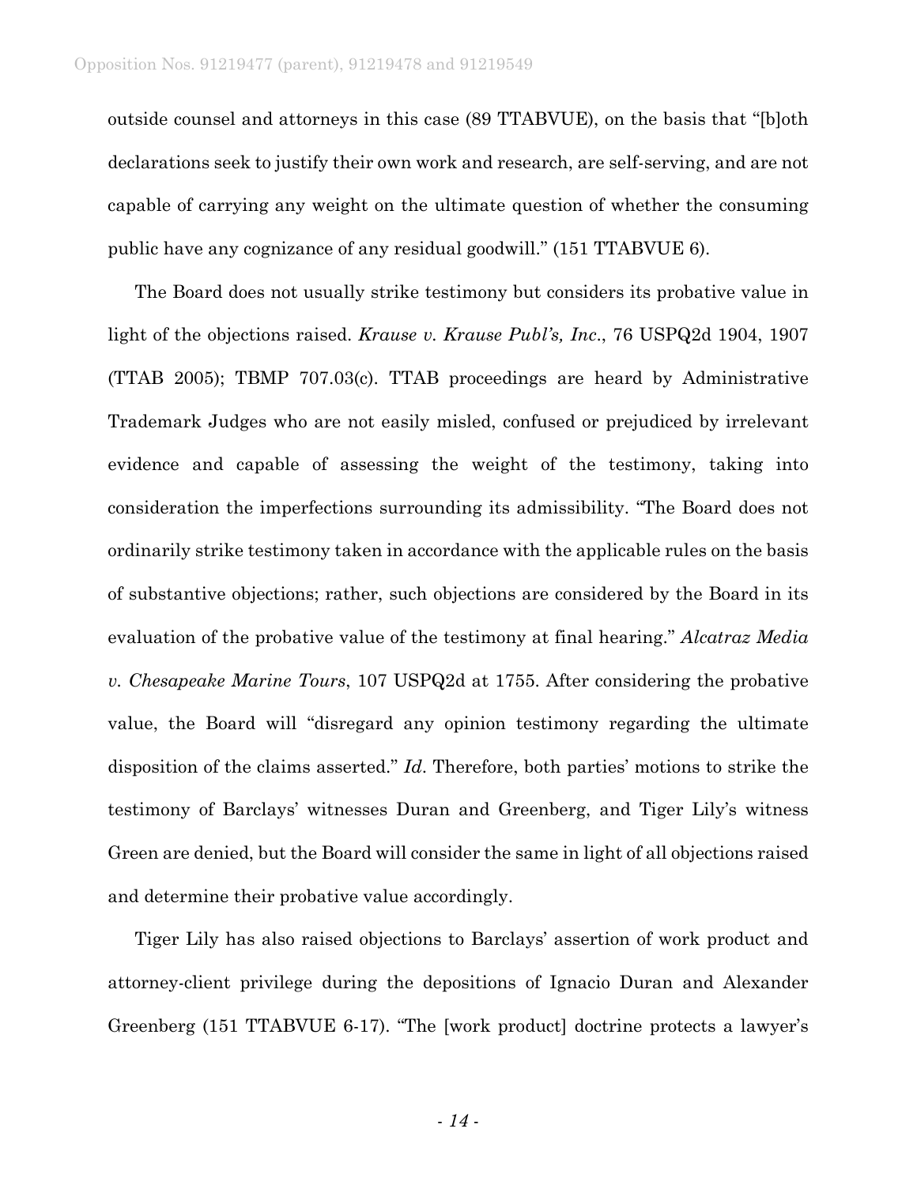outside counsel and attorneys in this case (89 TTABVUE), on the basis that "[b]oth declarations seek to justify their own work and research, are self-serving, and are not capable of carrying any weight on the ultimate question of whether the consuming public have any cognizance of any residual goodwill." (151 TTABVUE 6).

The Board does not usually strike testimony but considers its probative value in light of the objections raised. *Krause v. Krause Publ's, Inc*., 76 USPQ2d 1904, 1907 (TTAB 2005); TBMP 707.03(c). TTAB proceedings are heard by Administrative Trademark Judges who are not easily misled, confused or prejudiced by irrelevant evidence and capable of assessing the weight of the testimony, taking into consideration the imperfections surrounding its admissibility. "The Board does not ordinarily strike testimony taken in accordance with the applicable rules on the basis of substantive objections; rather, such objections are considered by the Board in its evaluation of the probative value of the testimony at final hearing." *Alcatraz Media v. Chesapeake Marine Tours*, 107 USPQ2d at 1755. After considering the probative value, the Board will "disregard any opinion testimony regarding the ultimate disposition of the claims asserted." *Id*. Therefore, both parties' motions to strike the testimony of Barclays' witnesses Duran and Greenberg, and Tiger Lily's witness Green are denied, but the Board will consider the same in light of all objections raised and determine their probative value accordingly.

Tiger Lily has also raised objections to Barclays' assertion of work product and attorney-client privilege during the depositions of Ignacio Duran and Alexander Greenberg (151 TTABVUE 6-17). "The [work product] doctrine protects a lawyer's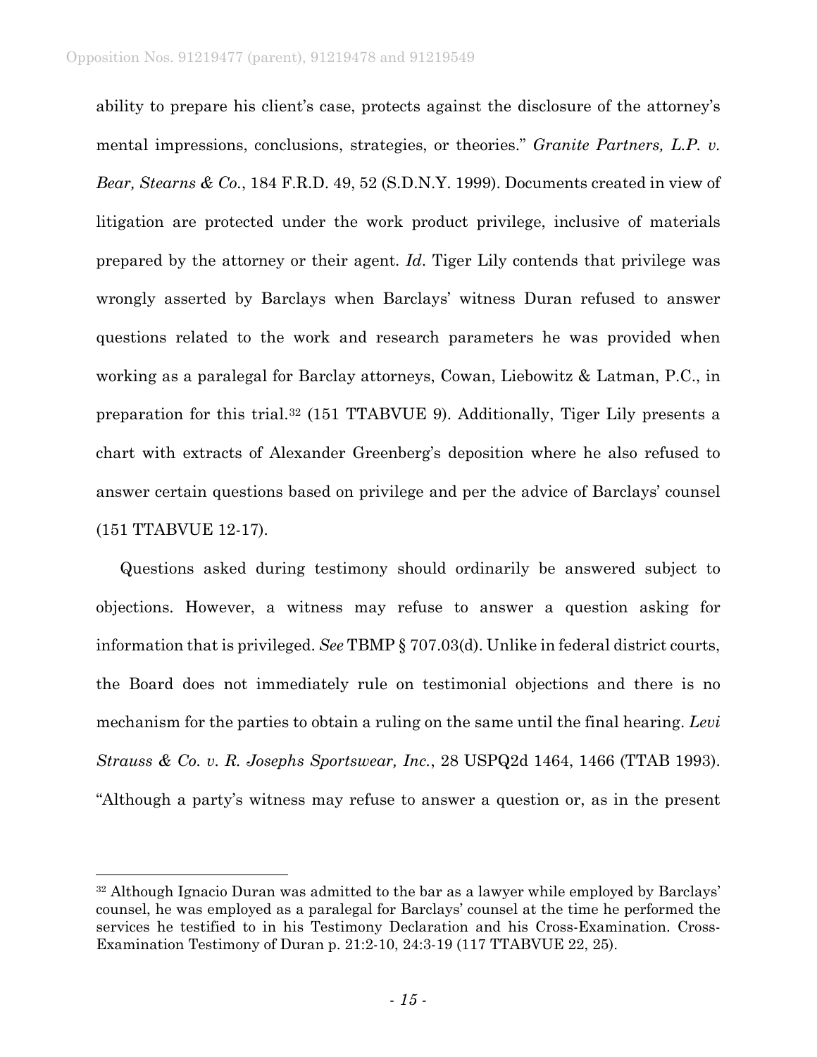ability to prepare his client's case, protects against the disclosure of the attorney's mental impressions, conclusions, strategies, or theories." *Granite Partners, L.P. v. Bear, Stearns & Co.*, 184 F.R.D. 49, 52 (S.D.N.Y. 1999). Documents created in view of litigation are protected under the work product privilege, inclusive of materials prepared by the attorney or their agent. *Id*. Tiger Lily contends that privilege was wrongly asserted by Barclays when Barclays' witness Duran refused to answer questions related to the work and research parameters he was provided when working as a paralegal for Barclay attorneys, Cowan, Liebowitz & Latman, P.C., in preparation for this trial.[32] (151 TTABVUE 9). Additionally, Tiger Lily presents a chart with extracts of Alexander Greenberg's deposition where he also refused to answer certain questions based on privilege and per the advice of Barclays' counsel (151 TTABVUE 12-17).

Questions asked during testimony should ordinarily be answered subject to objections. However, a witness may refuse to answer a question asking for information that is privileged. *See* TBMP § 707.03(d). Unlike in federal district courts, the Board does not immediately rule on testimonial objections and there is no mechanism for the parties to obtain a ruling on the same until the final hearing. *Levi Strauss & Co. v. R. Josephs Sportswear, Inc.*, 28 USPQ2d 1464, 1466 (TTAB 1993). "Although a party's witness may refuse to answer a question or, as in the present

---

[32] Although Ignacio Duran was admitted to the bar as a lawyer while employed by Barclays' counsel, he was employed as a paralegal for Barclays' counsel at the time he performed the services he testified to in his Testimony Declaration and his Cross-Examination. Cross-Examination Testimony of Duran p. 21:2-10, 24:3-19 (117 TTABVUE 22, 25).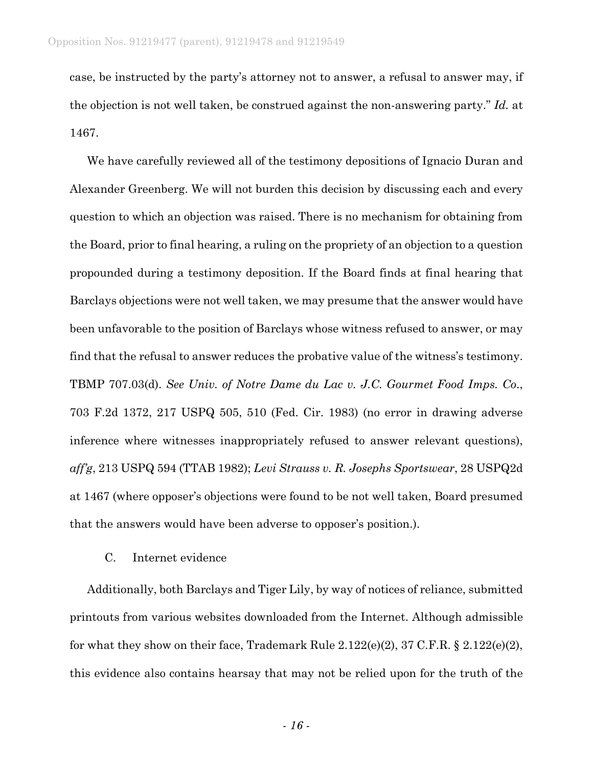case, be instructed by the party's attorney not to answer, a refusal to answer may, if the objection is not well taken, be construed against the non-answering party." *Id.* at 1467.

We have carefully reviewed all of the testimony depositions of Ignacio Duran and Alexander Greenberg. We will not burden this decision by discussing each and every question to which an objection was raised. There is no mechanism for obtaining from the Board, prior to final hearing, a ruling on the propriety of an objection to a question propounded during a testimony deposition. If the Board finds at final hearing that Barclays objections were not well taken, we may presume that the answer would have been unfavorable to the position of Barclays whose witness refused to answer, or may find that the refusal to answer reduces the probative value of the witness's testimony. TBMP 707.03(d). *See Univ. of Notre Dame du Lac v. J.C. Gourmet Food Imps. Co.*, 703 F.2d 1372, 217 USPQ 505, 510 (Fed. Cir. 1983) (no error in drawing adverse inference where witnesses inappropriately refused to answer relevant questions), *aff'g*, 213 USPQ 594 (TTAB 1982); *Levi Strauss v. R. Josephs Sportswear*, 28 USPQ2d at 1467 (where opposer's objections were found to be not well taken, Board presumed that the answers would have been adverse to opposer's position.).

C. Internet evidence

Additionally, both Barclays and Tiger Lily, by way of notices of reliance, submitted printouts from various websites downloaded from the Internet. Although admissible for what they show on their face, Trademark Rule 2.122(e)(2), 37 C.F.R. § 2.122(e)(2), this evidence also contains hearsay that may not be relied upon for the truth of the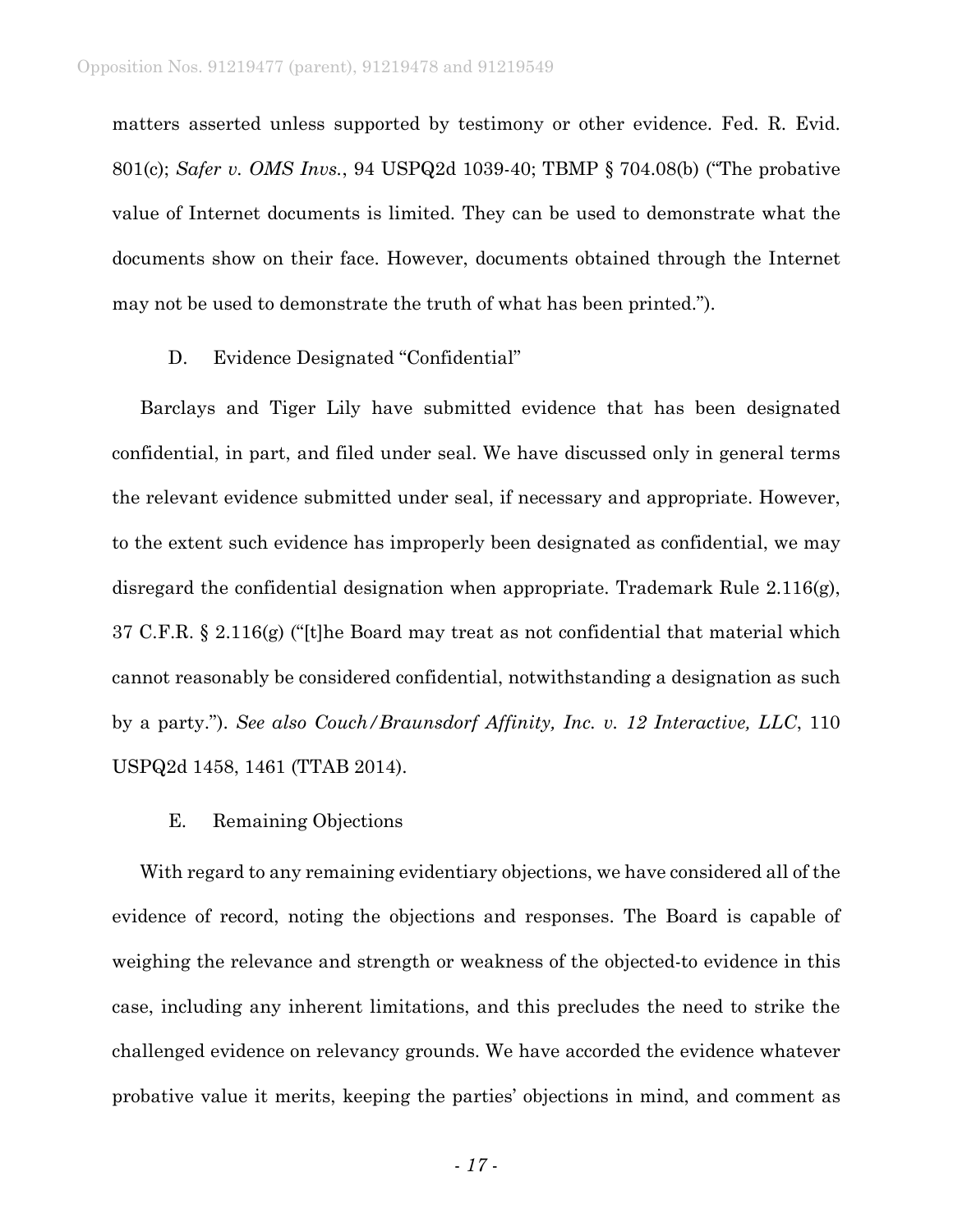matters asserted unless supported by testimony or other evidence. Fed. R. Evid. 801(c); *Safer v. OMS Invs.*, 94 USPQ2d 1039-40; TBMP § 704.08(b) ("The probative value of Internet documents is limited. They can be used to demonstrate what the documents show on their face. However, documents obtained through the Internet may not be used to demonstrate the truth of what has been printed.").

### D. Evidence Designated "Confidential"

Barclays and Tiger Lily have submitted evidence that has been designated confidential, in part, and filed under seal. We have discussed only in general terms the relevant evidence submitted under seal, if necessary and appropriate. However, to the extent such evidence has improperly been designated as confidential, we may disregard the confidential designation when appropriate. Trademark Rule 2.116(g), 37 C.F.R. § 2.116(g) ("[t]he Board may treat as not confidential that material which cannot reasonably be considered confidential, notwithstanding a designation as such by a party."). *See also Couch/Braunsdorf Affinity, Inc. v. 12 Interactive, LLC*, 110 USPQ2d 1458, 1461 (TTAB 2014).

### E. Remaining Objections

With regard to any remaining evidentiary objections, we have considered all of the evidence of record, noting the objections and responses. The Board is capable of weighing the relevance and strength or weakness of the objected-to evidence in this case, including any inherent limitations, and this precludes the need to strike the challenged evidence on relevancy grounds. We have accorded the evidence whatever probative value it merits, keeping the parties' objections in mind, and comment as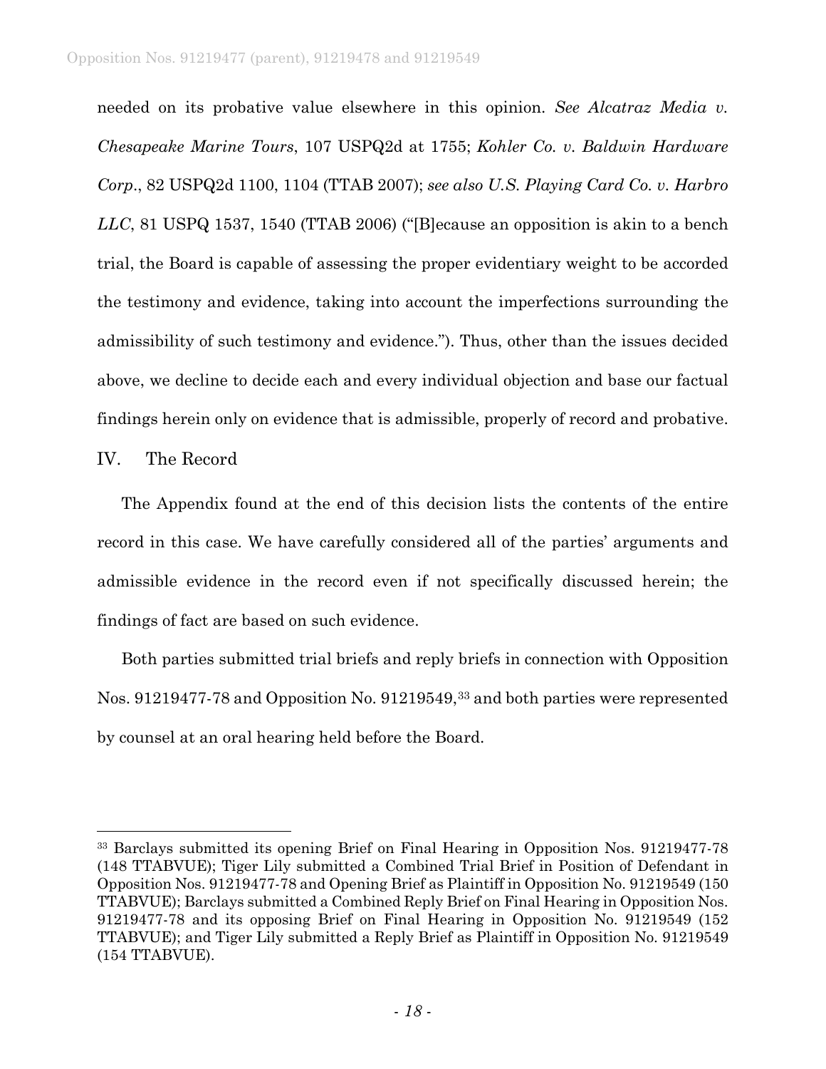needed on its probative value elsewhere in this opinion. *See Alcatraz Media v. Chesapeake Marine Tours*, 107 USPQ2d at 1755; *Kohler Co. v. Baldwin Hardware Corp*., 82 USPQ2d 1100, 1104 (TTAB 2007); *see also U.S. Playing Card Co. v. Harbro LLC*, 81 USPQ 1537, 1540 (TTAB 2006) ("[B]ecause an opposition is akin to a bench trial, the Board is capable of assessing the proper evidentiary weight to be accorded the testimony and evidence, taking into account the imperfections surrounding the admissibility of such testimony and evidence."). Thus, other than the issues decided above, we decline to decide each and every individual objection and base our factual findings herein only on evidence that is admissible, properly of record and probative.

## IV. The Record

The Appendix found at the end of this decision lists the contents of the entire record in this case. We have carefully considered all of the parties' arguments and admissible evidence in the record even if not specifically discussed herein; the findings of fact are based on such evidence.

Both parties submitted trial briefs and reply briefs in connection with Opposition Nos. 91219477-78 and Opposition No. 91219549,[33] and both parties were represented by counsel at an oral hearing held before the Board.

---

[33] Barclays submitted its opening Brief on Final Hearing in Opposition Nos. 91219477-78 (148 TTABVUE); Tiger Lily submitted a Combined Trial Brief in Position of Defendant in Opposition Nos. 91219477-78 and Opening Brief as Plaintiff in Opposition No. 91219549 (150 TTABVUE); Barclays submitted a Combined Reply Brief on Final Hearing in Opposition Nos. 91219477-78 and its opposing Brief on Final Hearing in Opposition No. 91219549 (152 TTABVUE); and Tiger Lily submitted a Reply Brief as Plaintiff in Opposition No. 91219549 (154 TTABVUE).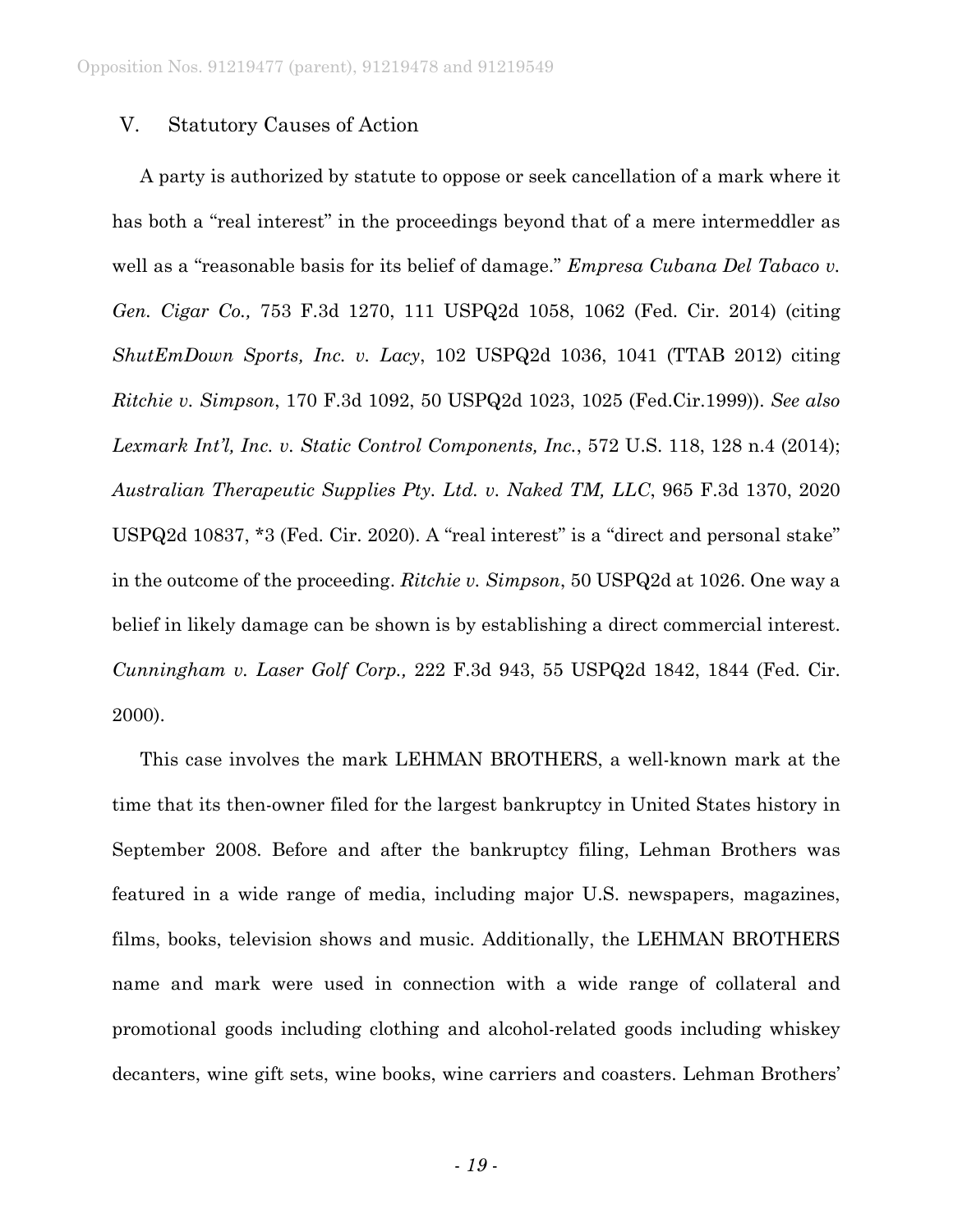## V. Statutory Causes of Action

A party is authorized by statute to oppose or seek cancellation of a mark where it has both a "real interest" in the proceedings beyond that of a mere intermeddler as well as a "reasonable basis for its belief of damage." *Empresa Cubana Del Tabaco v. Gen. Cigar Co.,* 753 F.3d 1270, 111 USPQ2d 1058, 1062 (Fed. Cir. 2014) (citing *ShutEmDown Sports, Inc. v. Lacy*, 102 USPQ2d 1036, 1041 (TTAB 2012) citing *Ritchie v. Simpson*, 170 F.3d 1092, 50 USPQ2d 1023, 1025 (Fed.Cir.1999)). *See also Lexmark Int'l, Inc. v. Static Control Components, Inc.*, 572 U.S. 118, 128 n.4 (2014); *Australian Therapeutic Supplies Pty. Ltd. v. Naked TM, LLC*, 965 F.3d 1370, 2020 USPQ2d 10837, *3 (Fed. Cir. 2020). A "real interest" is a "direct and personal stake" in the outcome of the proceeding. *Ritchie v. Simpson*, 50 USPQ2d at 1026. One way a belief in likely damage can be shown is by establishing a direct commercial interest. *Cunningham v. Laser Golf Corp.,* 222 F.3d 943, 55 USPQ2d 1842, 1844 (Fed. Cir. 2000).

This case involves the mark LEHMAN BROTHERS, a well-known mark at the time that its then-owner filed for the largest bankruptcy in United States history in September 2008. Before and after the bankruptcy filing, Lehman Brothers was featured in a wide range of media, including major U.S. newspapers, magazines, films, books, television shows and music. Additionally, the LEHMAN BROTHERS name and mark were used in connection with a wide range of collateral and promotional goods including clothing and alcohol-related goods including whiskey decanters, wine gift sets, wine books, wine carriers and coasters. Lehman Brothers'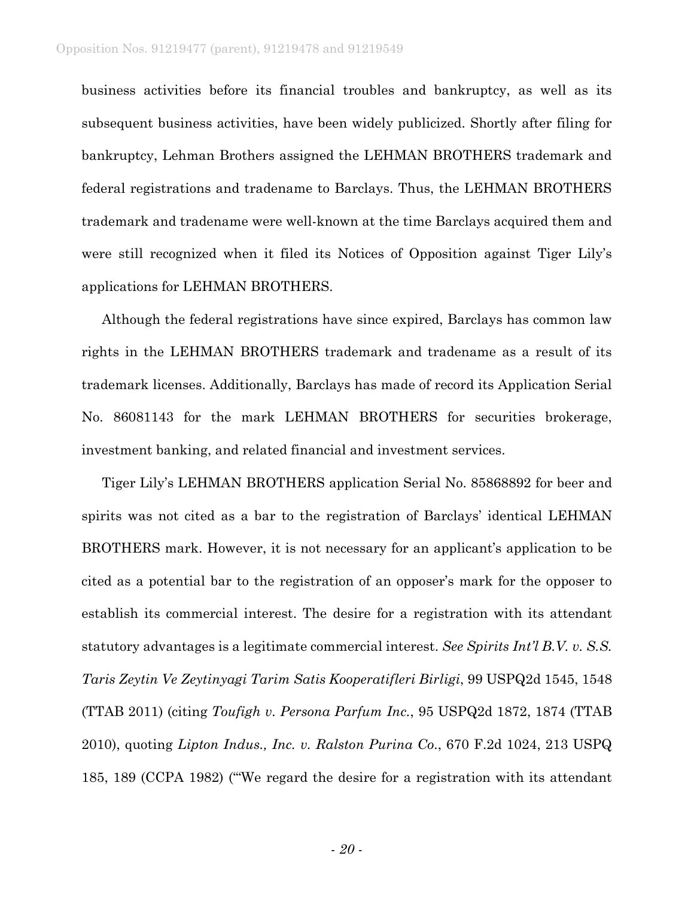business activities before its financial troubles and bankruptcy, as well as its subsequent business activities, have been widely publicized. Shortly after filing for bankruptcy, Lehman Brothers assigned the LEHMAN BROTHERS trademark and federal registrations and tradename to Barclays. Thus, the LEHMAN BROTHERS trademark and tradename were well-known at the time Barclays acquired them and were still recognized when it filed its Notices of Opposition against Tiger Lily's applications for LEHMAN BROTHERS.

Although the federal registrations have since expired, Barclays has common law rights in the LEHMAN BROTHERS trademark and tradename as a result of its trademark licenses. Additionally, Barclays has made of record its Application Serial No. 86081143 for the mark LEHMAN BROTHERS for securities brokerage, investment banking, and related financial and investment services.

Tiger Lily's LEHMAN BROTHERS application Serial No. 85868892 for beer and spirits was not cited as a bar to the registration of Barclays' identical LEHMAN BROTHERS mark. However, it is not necessary for an applicant's application to be cited as a potential bar to the registration of an opposer's mark for the opposer to establish its commercial interest. The desire for a registration with its attendant statutory advantages is a legitimate commercial interest. *See Spirits Int'l B.V. v. S.S. Taris Zeytin Ve Zeytinyagi Tarim Satis Kooperatifleri Birligi*, 99 USPQ2d 1545, 1548 (TTAB 2011) (citing *Toufigh v. Persona Parfum Inc.*, 95 USPQ2d 1872, 1874 (TTAB 2010), quoting *Lipton Indus., Inc. v. Ralston Purina Co.*, 670 F.2d 1024, 213 USPQ 185, 189 (CCPA 1982) ("'We regard the desire for a registration with its attendant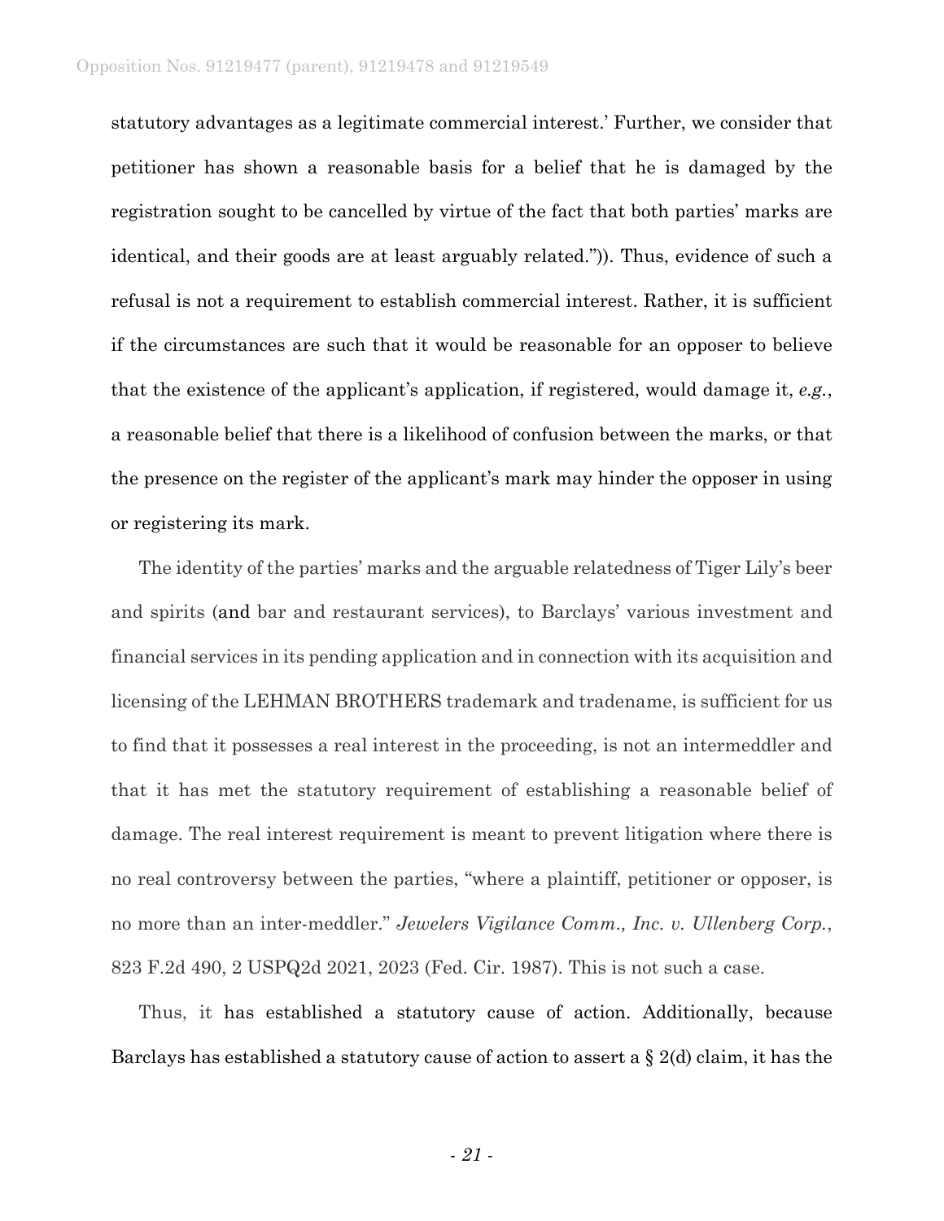statutory advantages as a legitimate commercial interest.' Further, we consider that petitioner has shown a reasonable basis for a belief that he is damaged by the registration sought to be cancelled by virtue of the fact that both parties' marks are identical, and their goods are at least arguably related.")). Thus, evidence of such a refusal is not a requirement to establish commercial interest. Rather, it is sufficient if the circumstances are such that it would be reasonable for an opposer to believe that the existence of the applicant's application, if registered, would damage it, *e.g.*, a reasonable belief that there is a likelihood of confusion between the marks, or that the presence on the register of the applicant's mark may hinder the opposer in using or registering its mark.

The identity of the parties' marks and the arguable relatedness of Tiger Lily's beer and spirits (and bar and restaurant services), to Barclays' various investment and financial services in its pending application and in connection with its acquisition and licensing of the LEHMAN BROTHERS trademark and tradename, is sufficient for us to find that it possesses a real interest in the proceeding, is not an intermeddler and that it has met the statutory requirement of establishing a reasonable belief of damage. The real interest requirement is meant to prevent litigation where there is no real controversy between the parties, "where a plaintiff, petitioner or opposer, is no more than an inter-meddler." *Jewelers Vigilance Comm., Inc. v. Ullenberg Corp.*, 823 F.2d 490, 2 USPQ2d 2021, 2023 (Fed. Cir. 1987). This is not such a case.

Thus, it has established a statutory cause of action. Additionally, because Barclays has established a statutory cause of action to assert a § 2(d) claim, it has the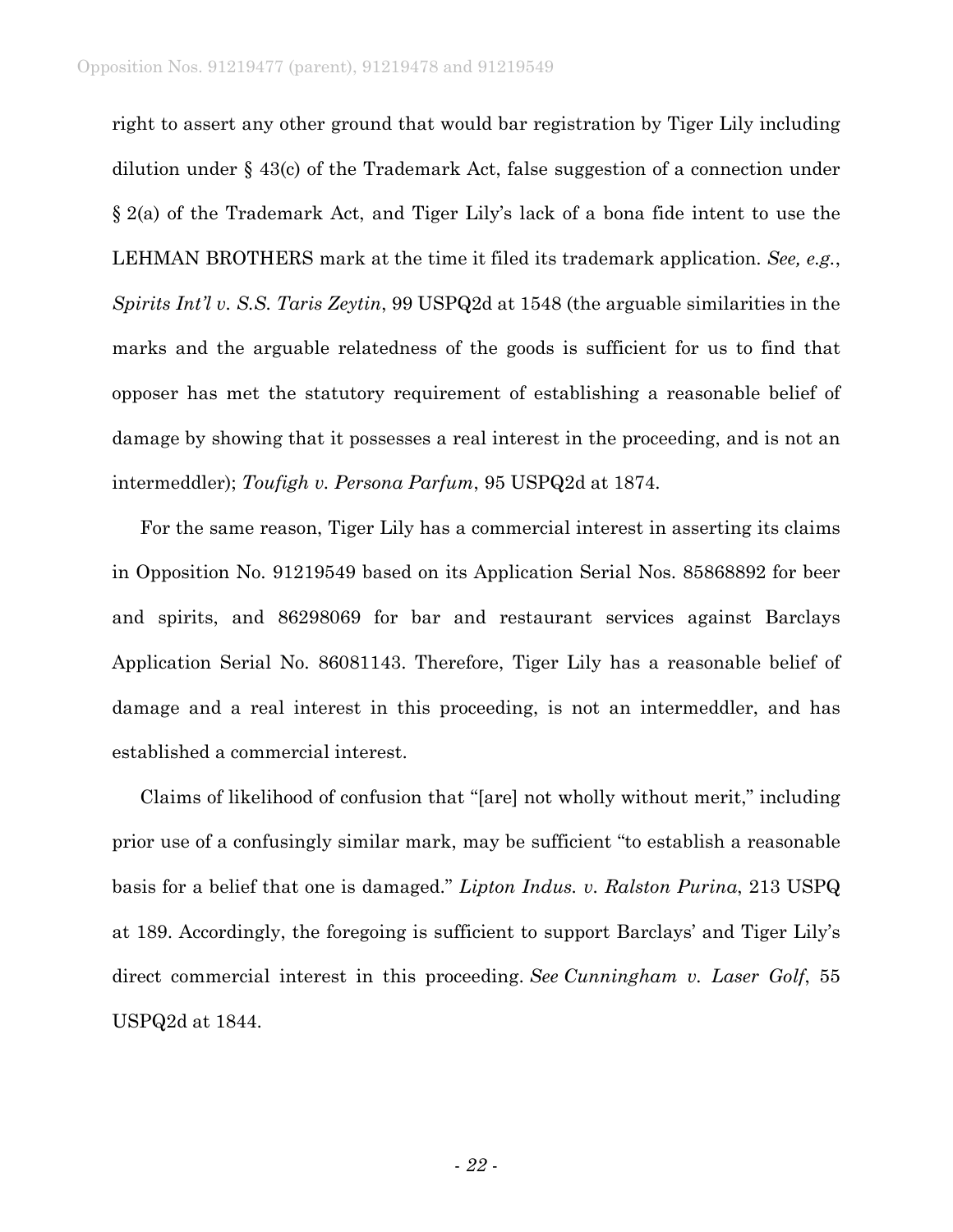right to assert any other ground that would bar registration by Tiger Lily including dilution under § 43(c) of the Trademark Act, false suggestion of a connection under § 2(a) of the Trademark Act, and Tiger Lily's lack of a bona fide intent to use the LEHMAN BROTHERS mark at the time it filed its trademark application. *See, e.g.*, *Spirits Int'l v. S.S. Taris Zeytin*, 99 USPQ2d at 1548 (the arguable similarities in the marks and the arguable relatedness of the goods is sufficient for us to find that opposer has met the statutory requirement of establishing a reasonable belief of damage by showing that it possesses a real interest in the proceeding, and is not an intermeddler); *Toufigh v. Persona Parfum*, 95 USPQ2d at 1874.

For the same reason, Tiger Lily has a commercial interest in asserting its claims in Opposition No. 91219549 based on its Application Serial Nos. 85868892 for beer and spirits, and 86298069 for bar and restaurant services against Barclays Application Serial No. 86081143. Therefore, Tiger Lily has a reasonable belief of damage and a real interest in this proceeding, is not an intermeddler, and has established a commercial interest.

Claims of likelihood of confusion that "[are] not wholly without merit," including prior use of a confusingly similar mark, may be sufficient "to establish a reasonable basis for a belief that one is damaged." *Lipton Indus. v. Ralston Purina*, 213 USPQ at 189. Accordingly, the foregoing is sufficient to support Barclays' and Tiger Lily's direct commercial interest in this proceeding. *See Cunningham v. Laser Golf*, 55 USPQ2d at 1844.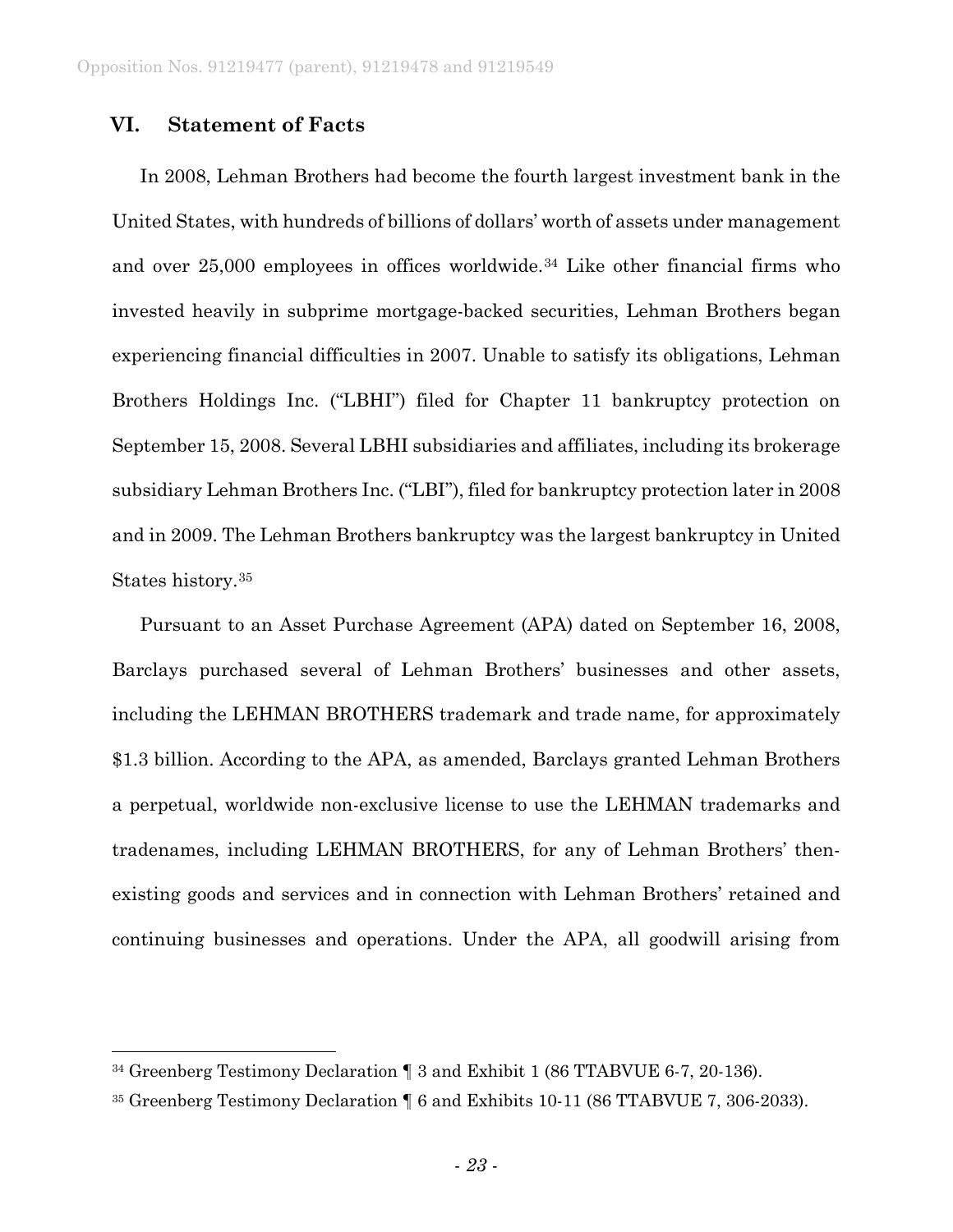## VI. Statement of Facts

In 2008, Lehman Brothers had become the fourth largest investment bank in the United States, with hundreds of billions of dollars' worth of assets under management and over 25,000 employees in offices worldwide.[34] Like other financial firms who invested heavily in subprime mortgage-backed securities, Lehman Brothers began experiencing financial difficulties in 2007. Unable to satisfy its obligations, Lehman Brothers Holdings Inc. ("LBHI") filed for Chapter 11 bankruptcy protection on September 15, 2008. Several LBHI subsidiaries and affiliates, including its brokerage subsidiary Lehman Brothers Inc. ("LBI"), filed for bankruptcy protection later in 2008 and in 2009. The Lehman Brothers bankruptcy was the largest bankruptcy in United States history.[35]

Pursuant to an Asset Purchase Agreement (APA) dated on September 16, 2008, Barclays purchased several of Lehman Brothers' businesses and other assets, including the LEHMAN BROTHERS trademark and trade name, for approximately $1.3 billion. According to the APA, as amended, Barclays granted Lehman Brothers a perpetual, worldwide non-exclusive license to use the LEHMAN trademarks and tradenames, including LEHMAN BROTHERS, for any of Lehman Brothers' then-existing goods and services and in connection with Lehman Brothers' retained and continuing businesses and operations. Under the APA, all goodwill arising from

---

[34] Greenberg Testimony Declaration ¶ 3 and Exhibit 1 (86 TTABVUE 6-7, 20-136).

[35] Greenberg Testimony Declaration ¶ 6 and Exhibits 10-11 (86 TTABVUE 7, 306-2033).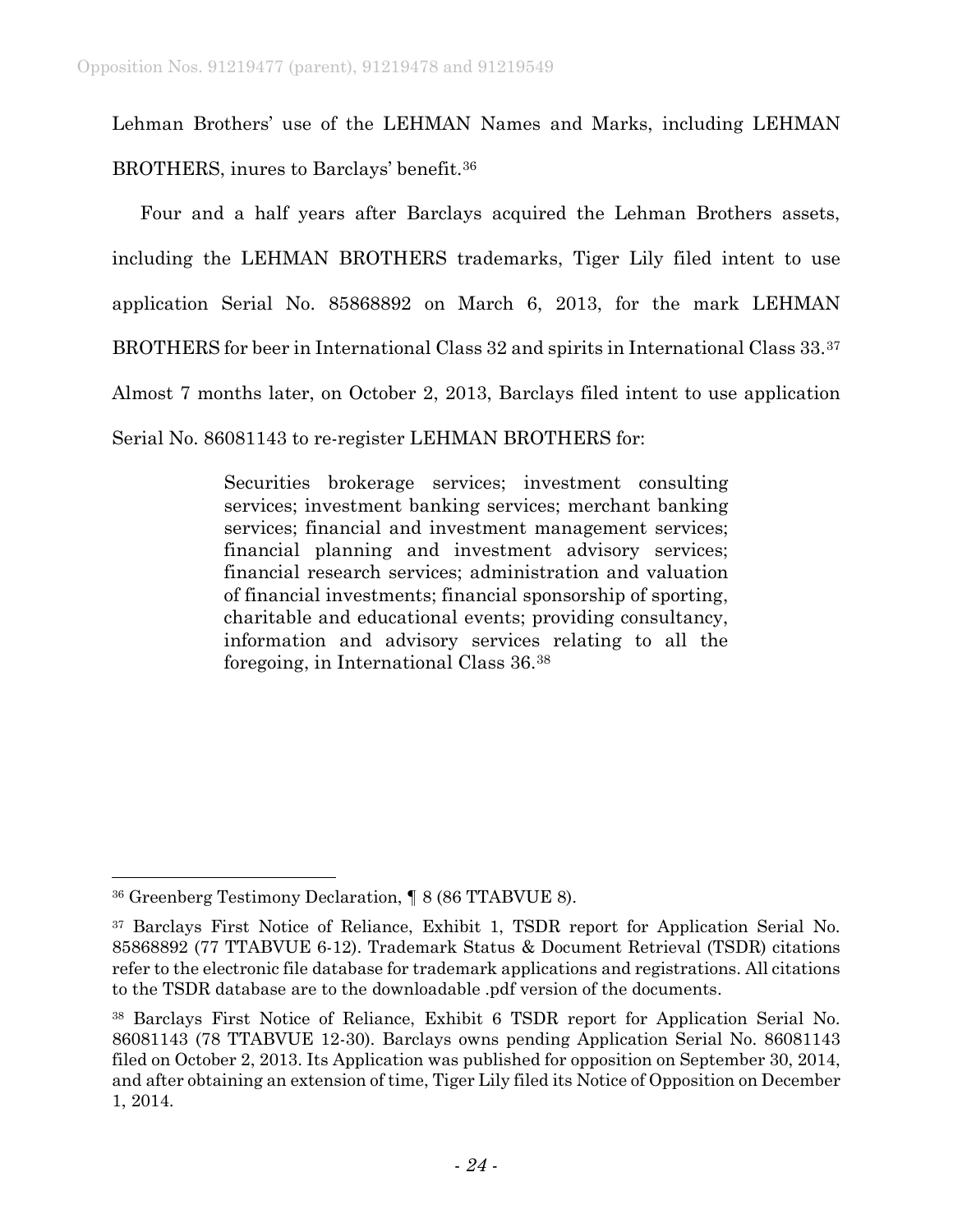Lehman Brothers' use of the LEHMAN Names and Marks, including LEHMAN BROTHERS, inures to Barclays' benefit.[36]

Four and a half years after Barclays acquired the Lehman Brothers assets, including the LEHMAN BROTHERS trademarks, Tiger Lily filed intent to use application Serial No. 85868892 on March 6, 2013, for the mark LEHMAN BROTHERS for beer in International Class 32 and spirits in International Class 33.[37] Almost 7 months later, on October 2, 2013, Barclays filed intent to use application Serial No. 86081143 to re-register LEHMAN BROTHERS for:

> Securities brokerage services; investment consulting services; investment banking services; merchant banking services; financial and investment management services; financial planning and investment advisory services; financial research services; administration and valuation of financial investments; financial sponsorship of sporting, charitable and educational events; providing consultancy, information and advisory services relating to all the foregoing, in International Class 36.[38]

---

[36] Greenberg Testimony Declaration, ¶ 8 (86 TTABVUE 8).

[37] Barclays First Notice of Reliance, Exhibit 1, TSDR report for Application Serial No. 85868892 (77 TTABVUE 6-12). Trademark Status & Document Retrieval (TSDR) citations refer to the electronic file database for trademark applications and registrations. All citations to the TSDR database are to the downloadable .pdf version of the documents.

[38] Barclays First Notice of Reliance, Exhibit 6 TSDR report for Application Serial No. 86081143 (78 TTABVUE 12-30). Barclays owns pending Application Serial No. 86081143 filed on October 2, 2013. Its Application was published for opposition on September 30, 2014, and after obtaining an extension of time, Tiger Lily filed its Notice of Opposition on December 1, 2014.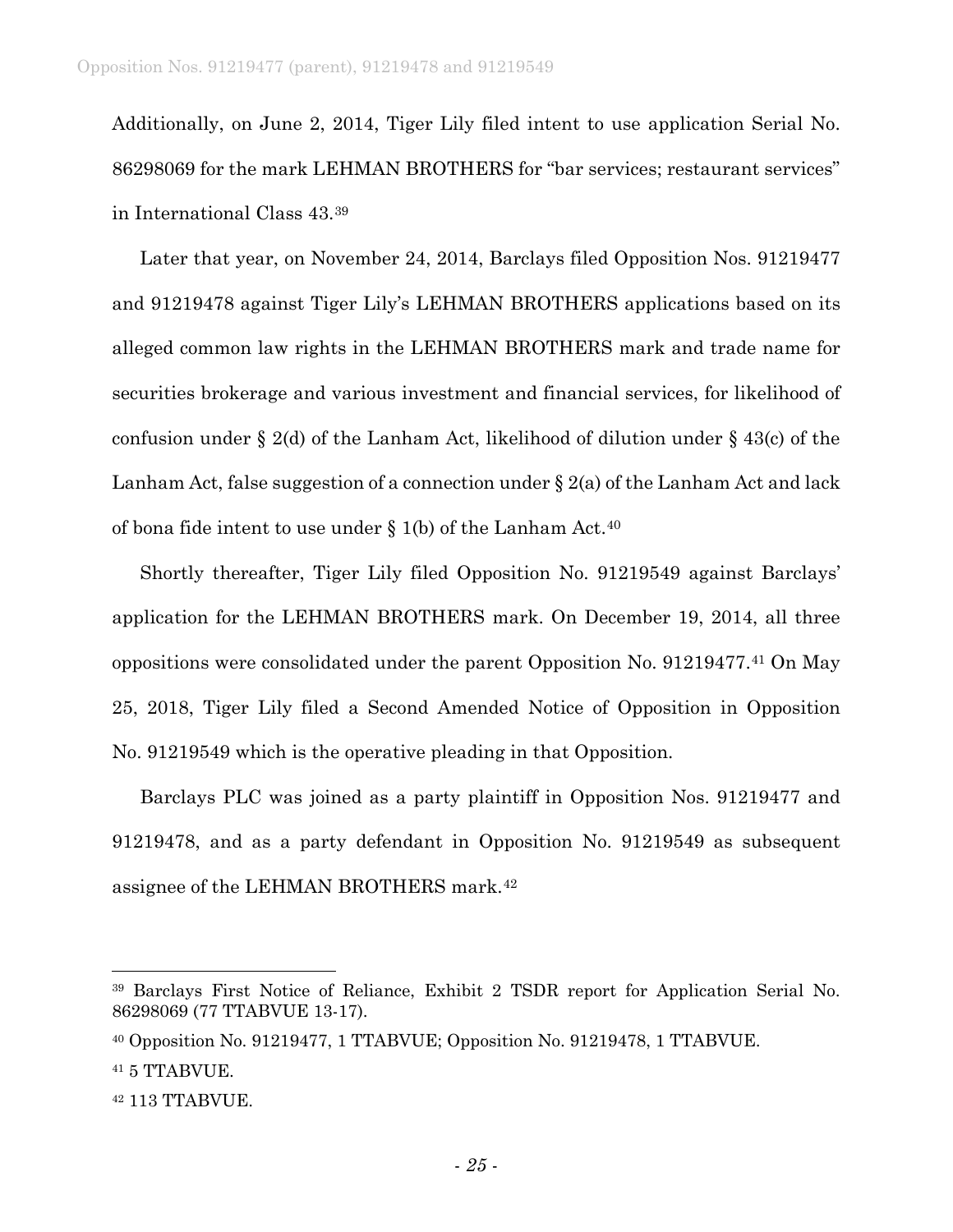Additionally, on June 2, 2014, Tiger Lily filed intent to use application Serial No. 86298069 for the mark LEHMAN BROTHERS for "bar services; restaurant services" in International Class 43.[39]

Later that year, on November 24, 2014, Barclays filed Opposition Nos. 91219477 and 91219478 against Tiger Lily's LEHMAN BROTHERS applications based on its alleged common law rights in the LEHMAN BROTHERS mark and trade name for securities brokerage and various investment and financial services, for likelihood of confusion under § 2(d) of the Lanham Act, likelihood of dilution under § 43(c) of the Lanham Act, false suggestion of a connection under § 2(a) of the Lanham Act and lack of bona fide intent to use under § 1(b) of the Lanham Act.[40]

Shortly thereafter, Tiger Lily filed Opposition No. 91219549 against Barclays' application for the LEHMAN BROTHERS mark. On December 19, 2014, all three oppositions were consolidated under the parent Opposition No. 91219477.[41] On May 25, 2018, Tiger Lily filed a Second Amended Notice of Opposition in Opposition No. 91219549 which is the operative pleading in that Opposition.

Barclays PLC was joined as a party plaintiff in Opposition Nos. 91219477 and 91219478, and as a party defendant in Opposition No. 91219549 as subsequent assignee of the LEHMAN BROTHERS mark.[42]

---

[39] Barclays First Notice of Reliance, Exhibit 2 TSDR report for Application Serial No. 86298069 (77 TTABVUE 13-17).

[40] Opposition No. 91219477, 1 TTABVUE; Opposition No. 91219478, 1 TTABVUE.

[41] 5 TTABVUE.

[42] 113 TTABVUE.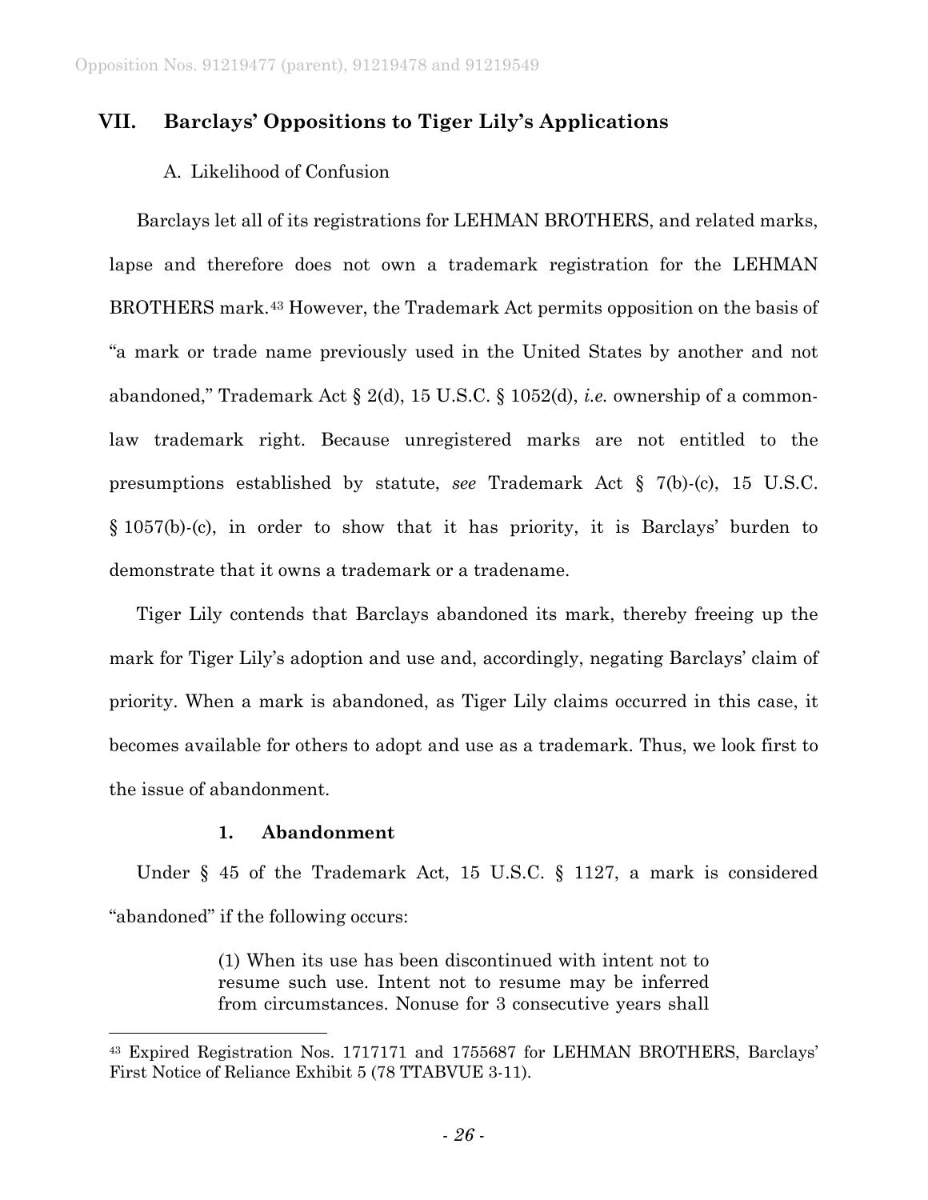## VII. Barclays' Oppositions to Tiger Lily's Applications

### A. Likelihood of Confusion

Barclays let all of its registrations for LEHMAN BROTHERS, and related marks, lapse and therefore does not own a trademark registration for the LEHMAN BROTHERS mark.[43] However, the Trademark Act permits opposition on the basis of "a mark or trade name previously used in the United States by another and not abandoned," Trademark Act § 2(d), 15 U.S.C. § 1052(d), *i.e.* ownership of a common-law trademark right. Because unregistered marks are not entitled to the presumptions established by statute, *see* Trademark Act § 7(b)-(c), 15 U.S.C. § 1057(b)-(c), in order to show that it has priority, it is Barclays' burden to demonstrate that it owns a trademark or a tradename.

Tiger Lily contends that Barclays abandoned its mark, thereby freeing up the mark for Tiger Lily's adoption and use and, accordingly, negating Barclays' claim of priority. When a mark is abandoned, as Tiger Lily claims occurred in this case, it becomes available for others to adopt and use as a trademark. Thus, we look first to the issue of abandonment.

#### 1. Abandonment

Under § 45 of the Trademark Act, 15 U.S.C. § 1127, a mark is considered "abandoned" if the following occurs:

> (1) When its use has been discontinued with intent not to resume such use. Intent not to resume may be inferred from circumstances. Nonuse for 3 consecutive years shall

---

[43] Expired Registration Nos. 1717171 and 1755687 for LEHMAN BROTHERS, Barclays' First Notice of Reliance Exhibit 5 (78 TTABVUE 3-11).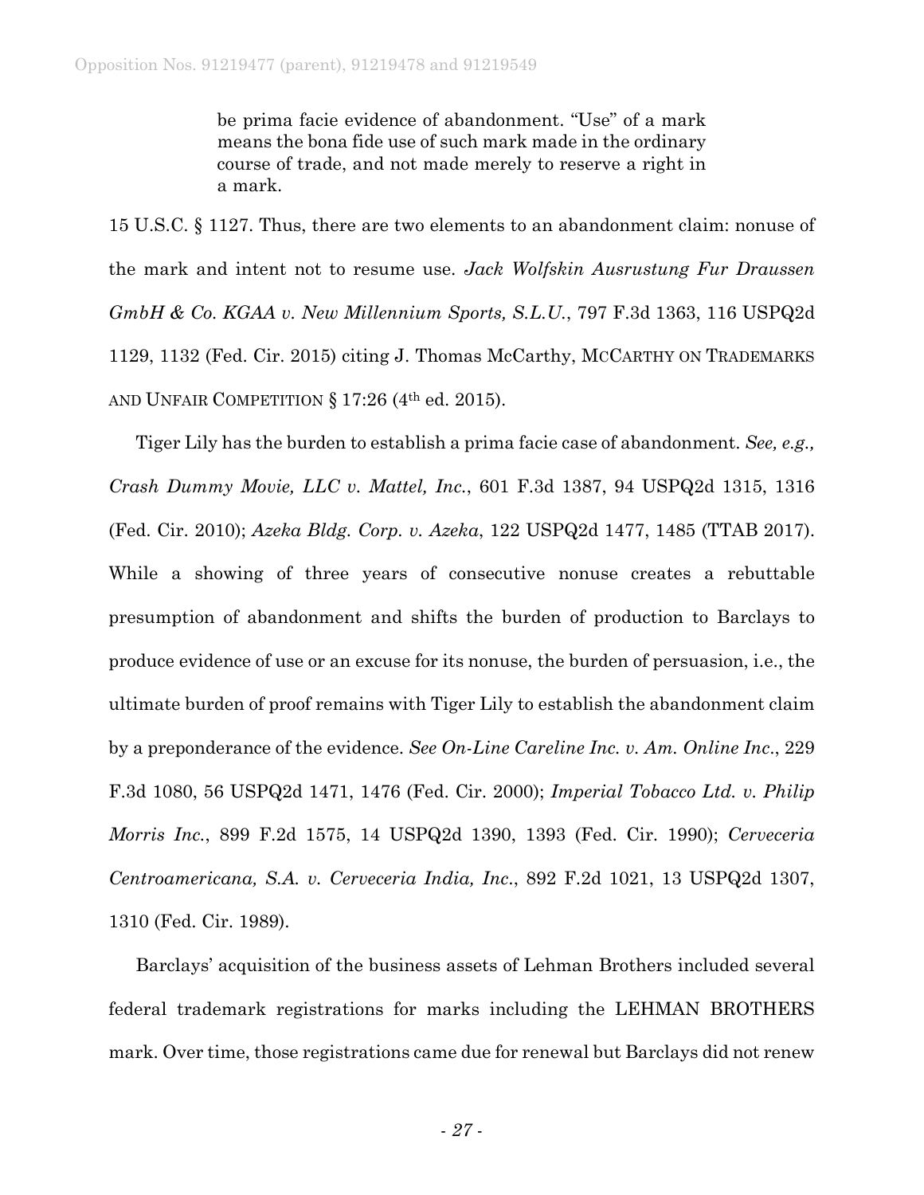> be prima facie evidence of abandonment. "Use" of a mark means the bona fide use of such mark made in the ordinary course of trade, and not made merely to reserve a right in a mark.

15 U.S.C. § 1127. Thus, there are two elements to an abandonment claim: nonuse of the mark and intent not to resume use. *Jack Wolfskin Ausrustung Fur Draussen GmbH & Co. KGAA v. New Millennium Sports, S.L.U.*, 797 F.3d 1363, 116 USPQ2d 1129, 1132 (Fed. Cir. 2015) citing J. Thomas McCarthy, MCCARTHY ON TRADEMARKS AND UNFAIR COMPETITION § 17:26 (4th ed. 2015).

Tiger Lily has the burden to establish a prima facie case of abandonment. *See, e.g., Crash Dummy Movie, LLC v. Mattel, Inc.*, 601 F.3d 1387, 94 USPQ2d 1315, 1316 (Fed. Cir. 2010); *Azeka Bldg. Corp. v. Azeka*, 122 USPQ2d 1477, 1485 (TTAB 2017). While a showing of three years of consecutive nonuse creates a rebuttable presumption of abandonment and shifts the burden of production to Barclays to produce evidence of use or an excuse for its nonuse, the burden of persuasion, i.e., the ultimate burden of proof remains with Tiger Lily to establish the abandonment claim by a preponderance of the evidence. *See On-Line Careline Inc. v. Am. Online Inc.*, 229 F.3d 1080, 56 USPQ2d 1471, 1476 (Fed. Cir. 2000); *Imperial Tobacco Ltd. v. Philip Morris Inc.*, 899 F.2d 1575, 14 USPQ2d 1390, 1393 (Fed. Cir. 1990); *Cerveceria Centroamericana, S.A. v. Cerveceria India, Inc.*, 892 F.2d 1021, 13 USPQ2d 1307, 1310 (Fed. Cir. 1989).

Barclays' acquisition of the business assets of Lehman Brothers included several federal trademark registrations for marks including the LEHMAN BROTHERS mark. Over time, those registrations came due for renewal but Barclays did not renew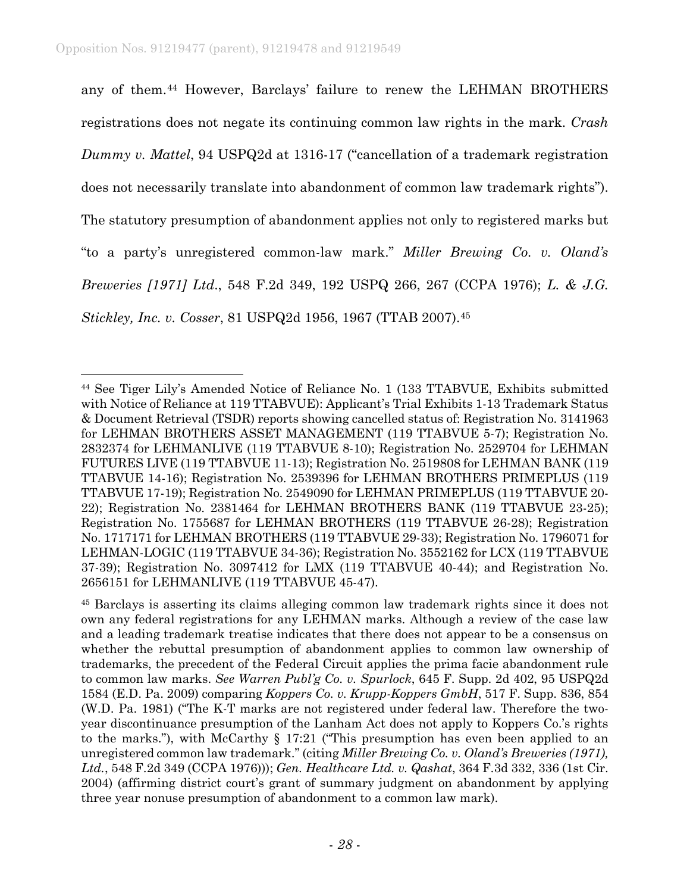any of them.[44] However, Barclays' failure to renew the LEHMAN BROTHERS registrations does not negate its continuing common law rights in the mark. *Crash Dummy v. Mattel*, 94 USPQ2d at 1316-17 ("cancellation of a trademark registration does not necessarily translate into abandonment of common law trademark rights"). The statutory presumption of abandonment applies not only to registered marks but "to a party's unregistered common-law mark." *Miller Brewing Co. v. Oland's Breweries [1971] Ltd.*, 548 F.2d 349, 192 USPQ 266, 267 (CCPA 1976); *L. & J.G. Stickley, Inc. v. Cosser*, 81 USPQ2d 1956, 1967 (TTAB 2007).[45]

---

[44] See Tiger Lily's Amended Notice of Reliance No. 1 (133 TTABVUE, Exhibits submitted with Notice of Reliance at 119 TTABVUE): Applicant's Trial Exhibits 1-13 Trademark Status & Document Retrieval (TSDR) reports showing cancelled status of: Registration No. 3141963 for LEHMAN BROTHERS ASSET MANAGEMENT (119 TTABVUE 5-7); Registration No. 2832374 for LEHMANLIVE (119 TTABVUE 8-10); Registration No. 2529704 for LEHMAN FUTURES LIVE (119 TTABVUE 11-13); Registration No. 2519808 for LEHMAN BANK (119 TTABVUE 14-16); Registration No. 2539396 for LEHMAN BROTHERS PRIMEPLUS (119 TTABVUE 17-19); Registration No. 2549090 for LEHMAN PRIMEPLUS (119 TTABVUE 20-22); Registration No. 2381464 for LEHMAN BROTHERS BANK (119 TTABVUE 23-25); Registration No. 1755687 for LEHMAN BROTHERS (119 TTABVUE 26-28); Registration No. 1717171 for LEHMAN BROTHERS (119 TTABVUE 29-33); Registration No. 1796071 for LEHMAN-LOGIC (119 TTABVUE 34-36); Registration No. 3552162 for LCX (119 TTABVUE 37-39); Registration No. 3097412 for LMX (119 TTABVUE 40-44); and Registration No. 2656151 for LEHMANLIVE (119 TTABVUE 45-47).

[45] Barclays is asserting its claims alleging common law trademark rights since it does not own any federal registrations for any LEHMAN marks. Although a review of the case law and a leading trademark treatise indicates that there does not appear to be a consensus on whether the rebuttal presumption of abandonment applies to common law ownership of trademarks, the precedent of the Federal Circuit applies the prima facie abandonment rule to common law marks. *See Warren Publ'g Co. v. Spurlock*, 645 F. Supp. 2d 402, 95 USPQ2d 1584 (E.D. Pa. 2009) comparing *Koppers Co. v. Krupp-Koppers GmbH*, 517 F. Supp. 836, 854 (W.D. Pa. 1981) ("The K-T marks are not registered under federal law. Therefore the two-year discontinuance presumption of the Lanham Act does not apply to Koppers Co.'s rights to the marks."), with McCarthy § 17:21 ("This presumption has even been applied to an unregistered common law trademark." (citing *Miller Brewing Co. v. Oland's Breweries (1971), Ltd.*, 548 F.2d 349 (CCPA 1976))); *Gen. Healthcare Ltd. v. Qashat*, 364 F.3d 332, 336 (1st Cir. 2004) (affirming district court's grant of summary judgment on abandonment by applying three year nonuse presumption of abandonment to a common law mark).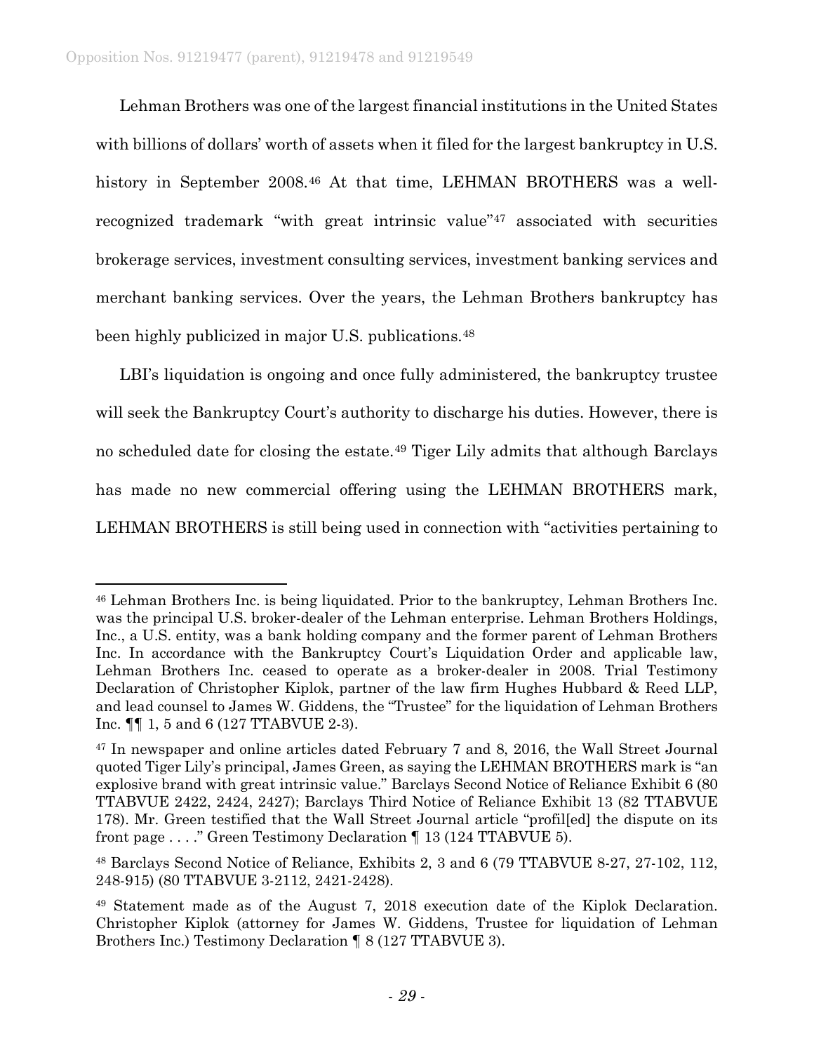Lehman Brothers was one of the largest financial institutions in the United States with billions of dollars' worth of assets when it filed for the largest bankruptcy in U.S. history in September 2008.[46] At that time, LEHMAN BROTHERS was a well-recognized trademark "with great intrinsic value"[47] associated with securities brokerage services, investment consulting services, investment banking services and merchant banking services. Over the years, the Lehman Brothers bankruptcy has been highly publicized in major U.S. publications.[48]

LBI's liquidation is ongoing and once fully administered, the bankruptcy trustee will seek the Bankruptcy Court's authority to discharge his duties. However, there is no scheduled date for closing the estate.[49] Tiger Lily admits that although Barclays has made no new commercial offering using the LEHMAN BROTHERS mark, LEHMAN BROTHERS is still being used in connection with "activities pertaining to

---

[46] Lehman Brothers Inc. is being liquidated. Prior to the bankruptcy, Lehman Brothers Inc. was the principal U.S. broker-dealer of the Lehman enterprise. Lehman Brothers Holdings, Inc., a U.S. entity, was a bank holding company and the former parent of Lehman Brothers Inc. In accordance with the Bankruptcy Court's Liquidation Order and applicable law, Lehman Brothers Inc. ceased to operate as a broker-dealer in 2008. Trial Testimony Declaration of Christopher Kiplok, partner of the law firm Hughes Hubbard & Reed LLP, and lead counsel to James W. Giddens, the "Trustee" for the liquidation of Lehman Brothers Inc. ¶¶ 1, 5 and 6 (127 TTABVUE 2-3).

[47] In newspaper and online articles dated February 7 and 8, 2016, the Wall Street Journal quoted Tiger Lily's principal, James Green, as saying the LEHMAN BROTHERS mark is "an explosive brand with great intrinsic value." Barclays Second Notice of Reliance Exhibit 6 (80 TTABVUE 2422, 2424, 2427); Barclays Third Notice of Reliance Exhibit 13 (82 TTABVUE 178). Mr. Green testified that the Wall Street Journal article "profil[ed] the dispute on its front page . . . ." Green Testimony Declaration ¶ 13 (124 TTABVUE 5).

[48] Barclays Second Notice of Reliance, Exhibits 2, 3 and 6 (79 TTABVUE 8-27, 27-102, 112, 248-915) (80 TTABVUE 3-2112, 2421-2428).

[49] Statement made as of the August 7, 2018 execution date of the Kiplok Declaration. Christopher Kiplok (attorney for James W. Giddens, Trustee for liquidation of Lehman Brothers Inc.) Testimony Declaration ¶ 8 (127 TTABVUE 3).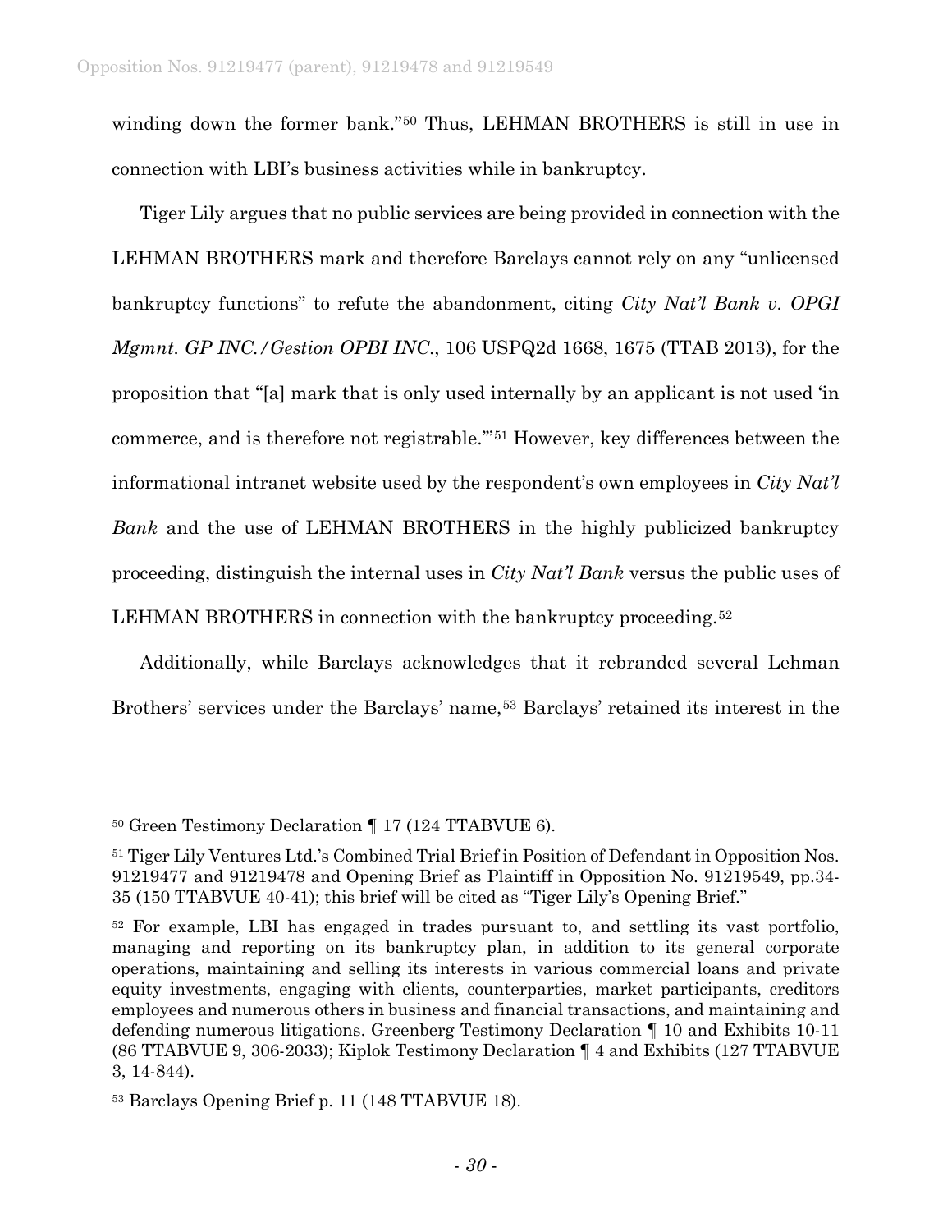winding down the former bank."[50] Thus, LEHMAN BROTHERS is still in use in connection with LBI's business activities while in bankruptcy.

Tiger Lily argues that no public services are being provided in connection with the LEHMAN BROTHERS mark and therefore Barclays cannot rely on any "unlicensed bankruptcy functions" to refute the abandonment, citing *City Nat'l Bank v. OPGI Mgmnt. GP INC./Gestion OPBI INC.*, 106 USPQ2d 1668, 1675 (TTAB 2013), for the proposition that "[a] mark that is only used internally by an applicant is not used 'in commerce, and is therefore not registrable.'"[51] However, key differences between the informational intranet website used by the respondent's own employees in *City Nat'l Bank* and the use of LEHMAN BROTHERS in the highly publicized bankruptcy proceeding, distinguish the internal uses in *City Nat'l Bank* versus the public uses of LEHMAN BROTHERS in connection with the bankruptcy proceeding.[52]

Additionally, while Barclays acknowledges that it rebranded several Lehman Brothers' services under the Barclays' name,[53] Barclays' retained its interest in the

---

[50] Green Testimony Declaration ¶ 17 (124 TTABVUE 6).

[51] Tiger Lily Ventures Ltd.'s Combined Trial Brief in Position of Defendant in Opposition Nos. 91219477 and 91219478 and Opening Brief as Plaintiff in Opposition No. 91219549, pp.34-35 (150 TTABVUE 40-41); this brief will be cited as "Tiger Lily's Opening Brief."

[52] For example, LBI has engaged in trades pursuant to, and settling its vast portfolio, managing and reporting on its bankruptcy plan, in addition to its general corporate operations, maintaining and selling its interests in various commercial loans and private equity investments, engaging with clients, counterparties, market participants, creditors employees and numerous others in business and financial transactions, and maintaining and defending numerous litigations. Greenberg Testimony Declaration ¶ 10 and Exhibits 10-11 (86 TTABVUE 9, 306-2033); Kiplok Testimony Declaration ¶ 4 and Exhibits (127 TTABVUE 3, 14-844).

[53] Barclays Opening Brief p. 11 (148 TTABVUE 18).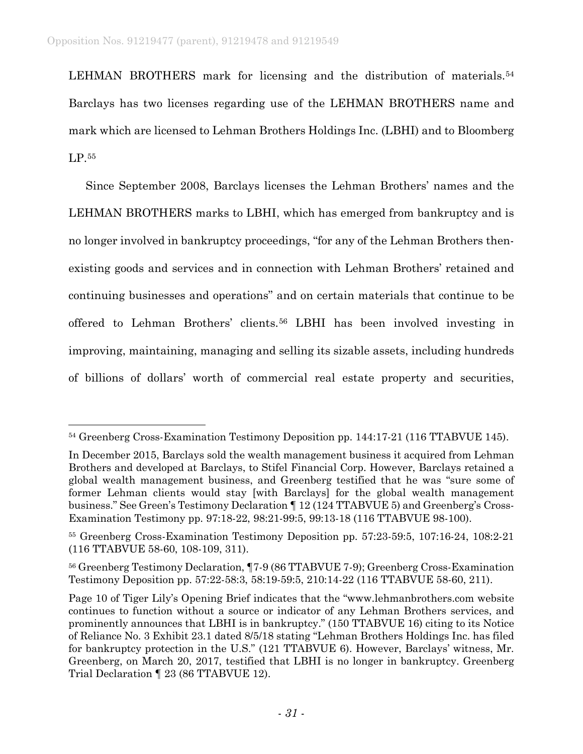LEHMAN BROTHERS mark for licensing and the distribution of materials.[54] Barclays has two licenses regarding use of the LEHMAN BROTHERS name and mark which are licensed to Lehman Brothers Holdings Inc. (LBHI) and to Bloomberg LP.[55]

Since September 2008, Barclays licenses the Lehman Brothers' names and the LEHMAN BROTHERS marks to LBHI, which has emerged from bankruptcy and is no longer involved in bankruptcy proceedings, "for any of the Lehman Brothers then-existing goods and services and in connection with Lehman Brothers' retained and continuing businesses and operations" and on certain materials that continue to be offered to Lehman Brothers' clients.[56] LBHI has been involved investing in improving, maintaining, managing and selling its sizable assets, including hundreds of billions of dollars' worth of commercial real estate property and securities,

---

[54] Greenberg Cross-Examination Testimony Deposition pp. 144:17-21 (116 TTABVUE 145).

In December 2015, Barclays sold the wealth management business it acquired from Lehman Brothers and developed at Barclays, to Stifel Financial Corp. However, Barclays retained a global wealth management business, and Greenberg testified that he was "sure some of former Lehman clients would stay [with Barclays] for the global wealth management business." See Green's Testimony Declaration ¶ 12 (124 TTABVUE 5) and Greenberg's Cross-Examination Testimony pp. 97:18-22, 98:21-99:5, 99:13-18 (116 TTABVUE 98-100).

[55] Greenberg Cross-Examination Testimony Deposition pp. 57:23-59:5, 107:16-24, 108:2-21 (116 TTABVUE 58-60, 108-109, 311).

[56] Greenberg Testimony Declaration, ¶7-9 (86 TTABVUE 7-9); Greenberg Cross-Examination Testimony Deposition pp. 57:22-58:3, 58:19-59:5, 210:14-22 (116 TTABVUE 58-60, 211).

Page 10 of Tiger Lily's Opening Brief indicates that the "www.lehmanbrothers.com website continues to function without a source or indicator of any Lehman Brothers services, and prominently announces that LBHI is in bankruptcy." (150 TTABVUE 16) citing to its Notice of Reliance No. 3 Exhibit 23.1 dated 8/5/18 stating "Lehman Brothers Holdings Inc. has filed for bankruptcy protection in the U.S." (121 TTABVUE 6). However, Barclays' witness, Mr. Greenberg, on March 20, 2017, testified that LBHI is no longer in bankruptcy. Greenberg Trial Declaration ¶ 23 (86 TTABVUE 12).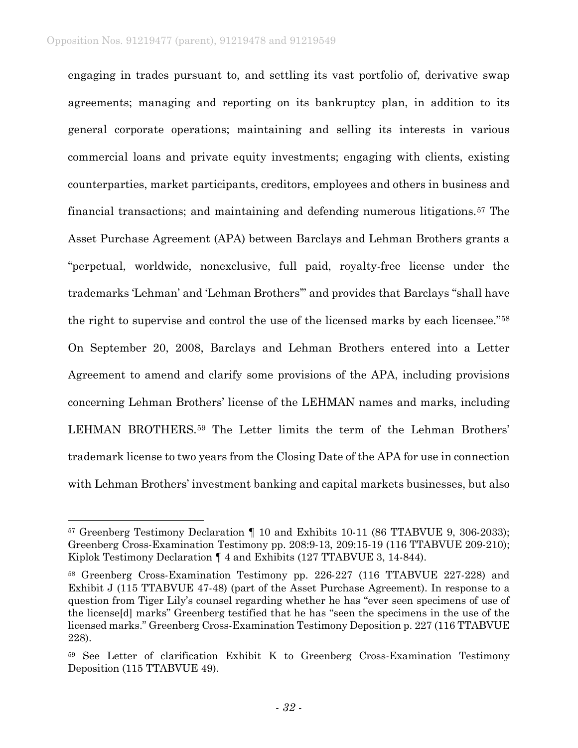engaging in trades pursuant to, and settling its vast portfolio of, derivative swap agreements; managing and reporting on its bankruptcy plan, in addition to its general corporate operations; maintaining and selling its interests in various commercial loans and private equity investments; engaging with clients, existing counterparties, market participants, creditors, employees and others in business and financial transactions; and maintaining and defending numerous litigations.[57] The Asset Purchase Agreement (APA) between Barclays and Lehman Brothers grants a "perpetual, worldwide, nonexclusive, full paid, royalty-free license under the trademarks 'Lehman' and 'Lehman Brothers'" and provides that Barclays "shall have the right to supervise and control the use of the licensed marks by each licensee."[58] On September 20, 2008, Barclays and Lehman Brothers entered into a Letter Agreement to amend and clarify some provisions of the APA, including provisions concerning Lehman Brothers' license of the LEHMAN names and marks, including LEHMAN BROTHERS.[59] The Letter limits the term of the Lehman Brothers' trademark license to two years from the Closing Date of the APA for use in connection with Lehman Brothers' investment banking and capital markets businesses, but also

---

[57] Greenberg Testimony Declaration ¶ 10 and Exhibits 10-11 (86 TTABVUE 9, 306-2033); Greenberg Cross-Examination Testimony pp. 208:9-13, 209:15-19 (116 TTABVUE 209-210); Kiplok Testimony Declaration ¶ 4 and Exhibits (127 TTABVUE 3, 14-844).

[58] Greenberg Cross-Examination Testimony pp. 226-227 (116 TTABVUE 227-228) and Exhibit J (115 TTABVUE 47-48) (part of the Asset Purchase Agreement). In response to a question from Tiger Lily's counsel regarding whether he has "ever seen specimens of use of the license[d] marks" Greenberg testified that he has "seen the specimens in the use of the licensed marks." Greenberg Cross-Examination Testimony Deposition p. 227 (116 TTABVUE 228).

[59] See Letter of clarification Exhibit K to Greenberg Cross-Examination Testimony Deposition (115 TTABVUE 49).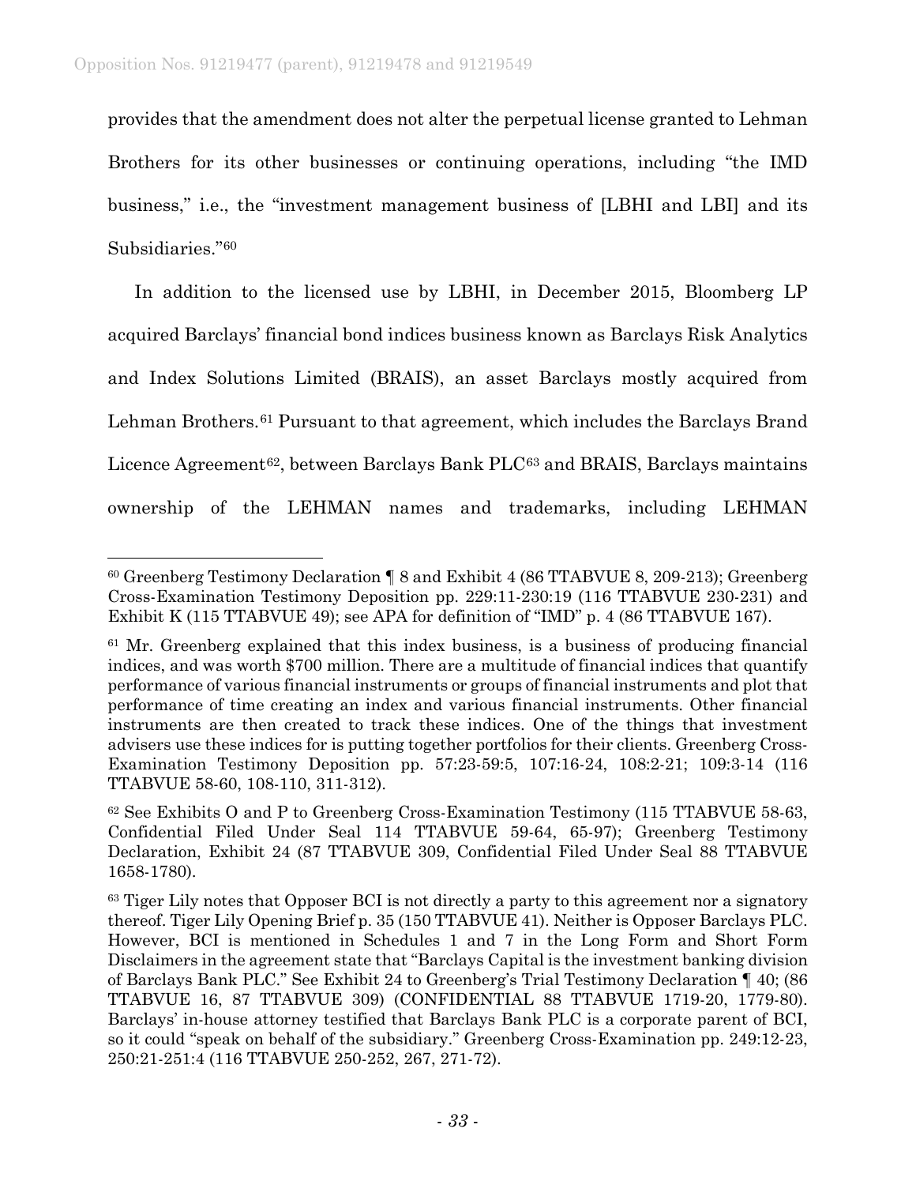provides that the amendment does not alter the perpetual license granted to Lehman Brothers for its other businesses or continuing operations, including "the IMD business," i.e., the "investment management business of [LBHI and LBI] and its Subsidiaries."[60]

In addition to the licensed use by LBHI, in December 2015, Bloomberg LP acquired Barclays' financial bond indices business known as Barclays Risk Analytics and Index Solutions Limited (BRAIS), an asset Barclays mostly acquired from Lehman Brothers.[61] Pursuant to that agreement, which includes the Barclays Brand Licence Agreement[62], between Barclays Bank PLC[63] and BRAIS, Barclays maintains ownership of the LEHMAN names and trademarks, including LEHMAN

---

[60] Greenberg Testimony Declaration ¶ 8 and Exhibit 4 (86 TTABVUE 8, 209-213); Greenberg Cross-Examination Testimony Deposition pp. 229:11-230:19 (116 TTABVUE 230-231) and Exhibit K (115 TTABVUE 49); see APA for definition of "IMD" p. 4 (86 TTABVUE 167).

[61] Mr. Greenberg explained that this index business, is a business of producing financial indices, and was worth $700 million. There are a multitude of financial indices that quantify performance of various financial instruments or groups of financial instruments and plot that performance of time creating an index and various financial instruments. Other financial instruments are then created to track these indices. One of the things that investment advisers use these indices for is putting together portfolios for their clients. Greenberg Cross-Examination Testimony Deposition pp. 57:23-59:5, 107:16-24, 108:2-21; 109:3-14 (116 TTABVUE 58-60, 108-110, 311-312).

[62] See Exhibits O and P to Greenberg Cross-Examination Testimony (115 TTABVUE 58-63, Confidential Filed Under Seal 114 TTABVUE 59-64, 65-97); Greenberg Testimony Declaration, Exhibit 24 (87 TTABVUE 309, Confidential Filed Under Seal 88 TTABVUE 1658-1780).

[63] Tiger Lily notes that Opposer BCI is not directly a party to this agreement nor a signatory thereof. Tiger Lily Opening Brief p. 35 (150 TTABVUE 41). Neither is Opposer Barclays PLC. However, BCI is mentioned in Schedules 1 and 7 in the Long Form and Short Form Disclaimers in the agreement state that "Barclays Capital is the investment banking division of Barclays Bank PLC." See Exhibit 24 to Greenberg's Trial Testimony Declaration ¶ 40; (86 TTABVUE 16, 87 TTABVUE 309) (CONFIDENTIAL 88 TTABVUE 1719-20, 1779-80). Barclays' in-house attorney testified that Barclays Bank PLC is a corporate parent of BCI, so it could "speak on behalf of the subsidiary." Greenberg Cross-Examination pp. 249:12-23, 250:21-251:4 (116 TTABVUE 250-252, 267, 271-72).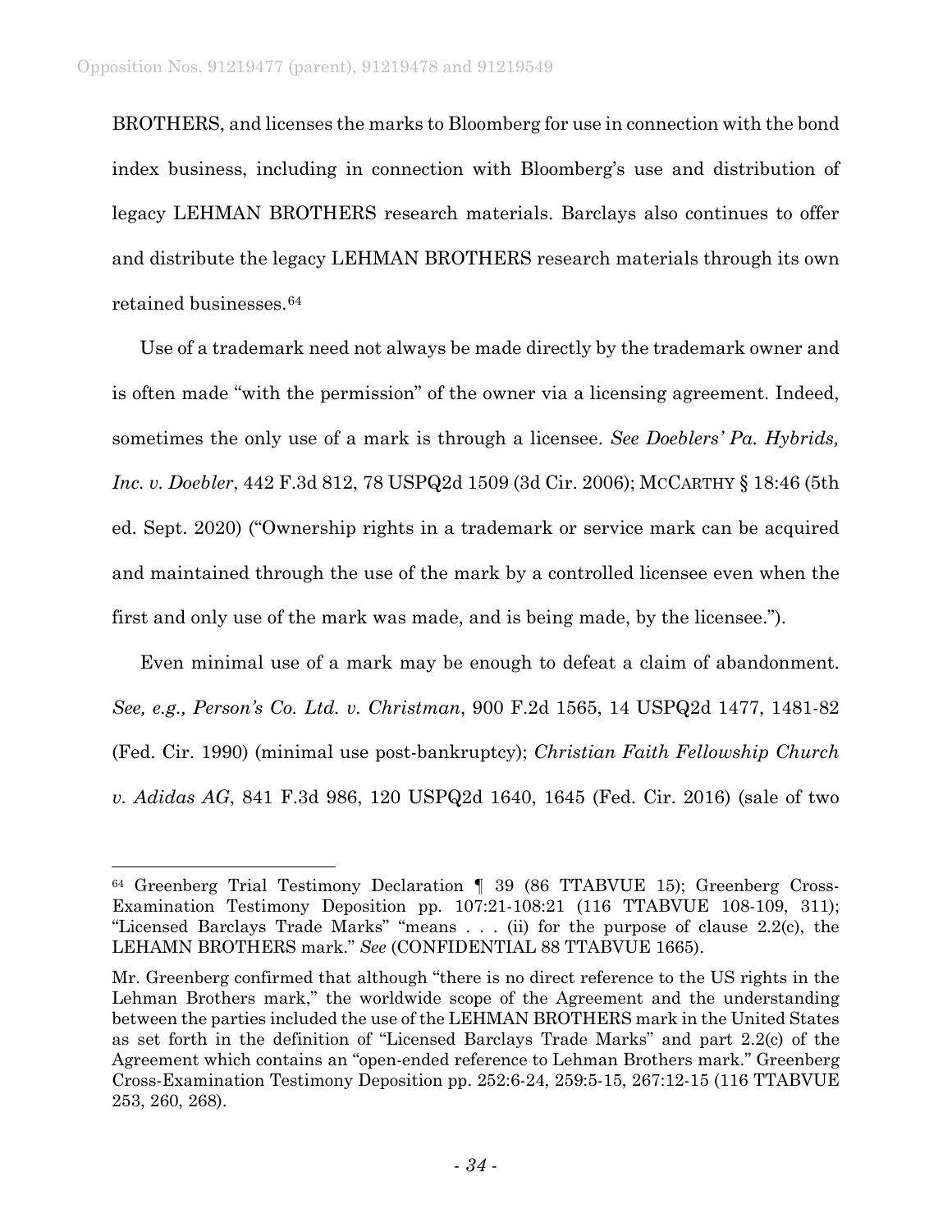BROTHERS, and licenses the marks to Bloomberg for use in connection with the bond index business, including in connection with Bloomberg's use and distribution of legacy LEHMAN BROTHERS research materials. Barclays also continues to offer and distribute the legacy LEHMAN BROTHERS research materials through its own retained businesses.[64]

Use of a trademark need not always be made directly by the trademark owner and is often made "with the permission" of the owner via a licensing agreement. Indeed, sometimes the only use of a mark is through a licensee. *See Doeblers' Pa. Hybrids, Inc. v. Doebler*, 442 F.3d 812, 78 USPQ2d 1509 (3d Cir. 2006); MCCARTHY § 18:46 (5th ed. Sept. 2020) ("Ownership rights in a trademark or service mark can be acquired and maintained through the use of the mark by a controlled licensee even when the first and only use of the mark was made, and is being made, by the licensee.").

Even minimal use of a mark may be enough to defeat a claim of abandonment. *See, e.g., Person's Co. Ltd. v. Christman*, 900 F.2d 1565, 14 USPQ2d 1477, 1481-82 (Fed. Cir. 1990) (minimal use post-bankruptcy); *Christian Faith Fellowship Church v. Adidas AG*, 841 F.3d 986, 120 USPQ2d 1640, 1645 (Fed. Cir. 2016) (sale of two

---

[64] Greenberg Trial Testimony Declaration ¶ 39 (86 TTABVUE 15); Greenberg Cross-Examination Testimony Deposition pp. 107:21-108:21 (116 TTABVUE 108-109, 311); "Licensed Barclays Trade Marks" "means . . . (ii) for the purpose of clause 2.2(c), the LEHAMN BROTHERS mark." *See* (CONFIDENTIAL 88 TTABVUE 1665).

Mr. Greenberg confirmed that although "there is no direct reference to the US rights in the Lehman Brothers mark," the worldwide scope of the Agreement and the understanding between the parties included the use of the LEHMAN BROTHERS mark in the United States as set forth in the definition of "Licensed Barclays Trade Marks" and part 2.2(c) of the Agreement which contains an "open-ended reference to Lehman Brothers mark." Greenberg Cross-Examination Testimony Deposition pp. 252:6-24, 259:5-15, 267:12-15 (116 TTABVUE 253, 260, 268).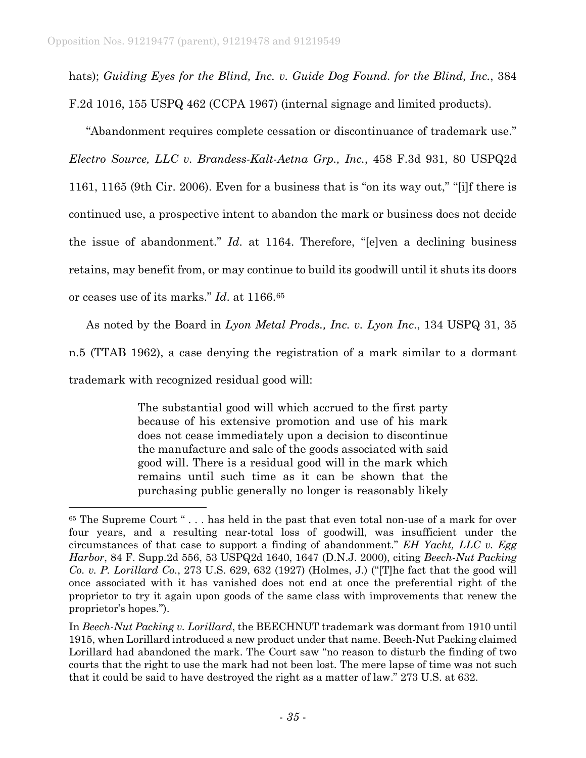hats); *Guiding Eyes for the Blind, Inc. v. Guide Dog Found. for the Blind, Inc.*, 384 F.2d 1016, 155 USPQ 462 (CCPA 1967) (internal signage and limited products).

"Abandonment requires complete cessation or discontinuance of trademark use." *Electro Source, LLC v. Brandess-Kalt-Aetna Grp., Inc.*, 458 F.3d 931, 80 USPQ2d 1161, 1165 (9th Cir. 2006). Even for a business that is "on its way out," "[i]f there is continued use, a prospective intent to abandon the mark or business does not decide the issue of abandonment." *Id.* at 1164. Therefore, "[e]ven a declining business retains, may benefit from, or may continue to build its goodwill until it shuts its doors or ceases use of its marks." *Id.* at 1166.[65]

As noted by the Board in *Lyon Metal Prods., Inc. v. Lyon Inc.*, 134 USPQ 31, 35 n.5 (TTAB 1962), a case denying the registration of a mark similar to a dormant trademark with recognized residual good will:

> The substantial good will which accrued to the first party because of his extensive promotion and use of his mark does not cease immediately upon a decision to discontinue the manufacture and sale of the goods associated with said good will. There is a residual good will in the mark which remains until such time as it can be shown that the purchasing public generally no longer is reasonably likely

---

[65] The Supreme Court " . . . has held in the past that even total non-use of a mark for over four years, and a resulting near-total loss of goodwill, was insufficient under the circumstances of that case to support a finding of abandonment." *EH Yacht, LLC v. Egg Harbor*, 84 F. Supp.2d 556, 53 USPQ2d 1640, 1647 (D.N.J. 2000), citing *Beech-Nut Packing Co. v. P. Lorillard Co.*, 273 U.S. 629, 632 (1927) (Holmes, J.) ("[T]he fact that the good will once associated with it has vanished does not end at once the preferential right of the proprietor to try it again upon goods of the same class with improvements that renew the proprietor's hopes.").

In *Beech-Nut Packing v. Lorillard*, the BEECHNUT trademark was dormant from 1910 until 1915, when Lorillard introduced a new product under that name. Beech-Nut Packing claimed Lorillard had abandoned the mark. The Court saw "no reason to disturb the finding of two courts that the right to use the mark had not been lost. The mere lapse of time was not such that it could be said to have destroyed the right as a matter of law." 273 U.S. at 632.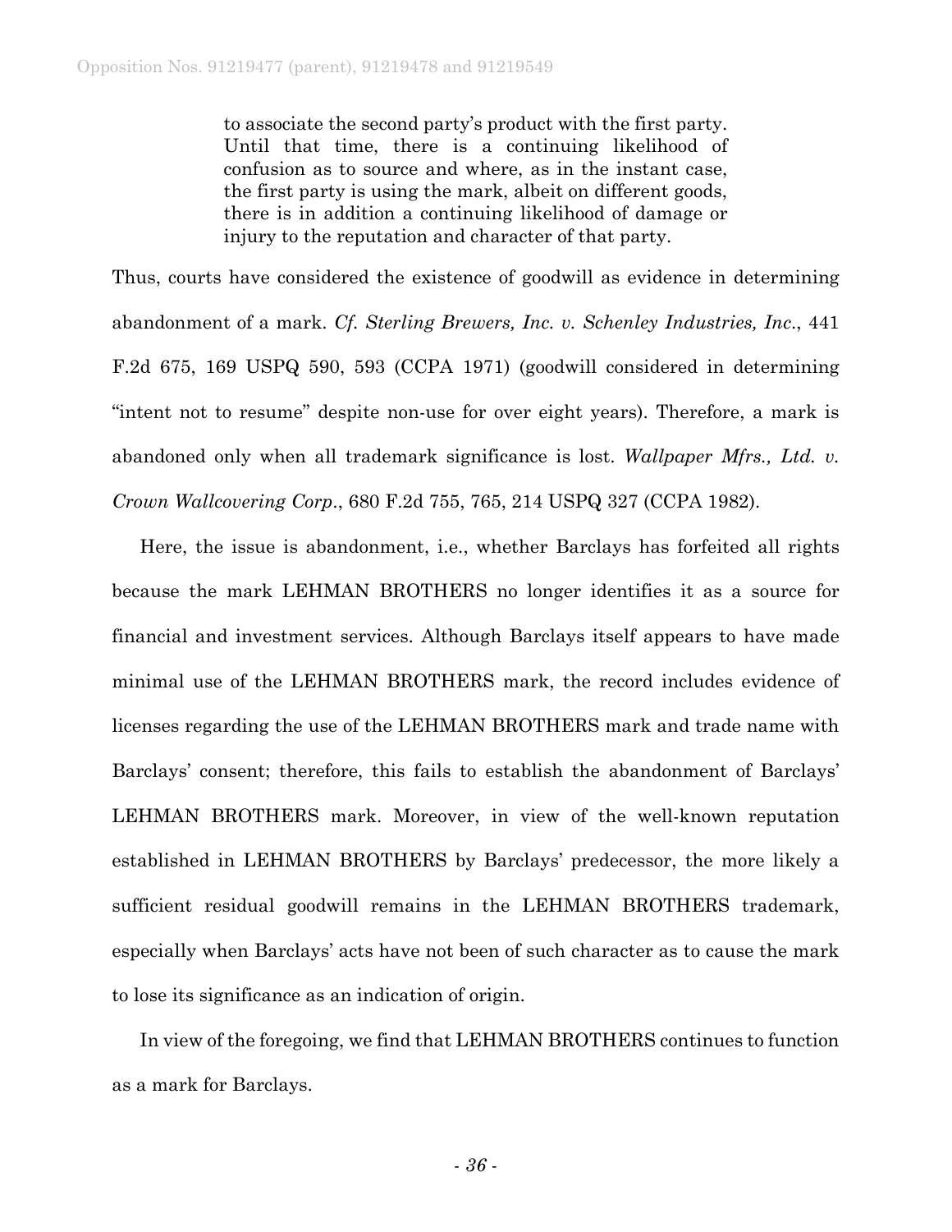> to associate the second party's product with the first party. Until that time, there is a continuing likelihood of confusion as to source and where, as in the instant case, the first party is using the mark, albeit on different goods, there is in addition a continuing likelihood of damage or injury to the reputation and character of that party.

Thus, courts have considered the existence of goodwill as evidence in determining abandonment of a mark. *Cf. Sterling Brewers, Inc. v. Schenley Industries, Inc*., 441 F.2d 675, 169 USPQ 590, 593 (CCPA 1971) (goodwill considered in determining "intent not to resume" despite non-use for over eight years). Therefore, a mark is abandoned only when all trademark significance is lost. *Wallpaper Mfrs., Ltd. v. Crown Wallcovering Corp*., 680 F.2d 755, 765, 214 USPQ 327 (CCPA 1982).

Here, the issue is abandonment, i.e., whether Barclays has forfeited all rights because the mark LEHMAN BROTHERS no longer identifies it as a source for financial and investment services. Although Barclays itself appears to have made minimal use of the LEHMAN BROTHERS mark, the record includes evidence of licenses regarding the use of the LEHMAN BROTHERS mark and trade name with Barclays' consent; therefore, this fails to establish the abandonment of Barclays' LEHMAN BROTHERS mark. Moreover, in view of the well-known reputation established in LEHMAN BROTHERS by Barclays' predecessor, the more likely a sufficient residual goodwill remains in the LEHMAN BROTHERS trademark, especially when Barclays' acts have not been of such character as to cause the mark to lose its significance as an indication of origin.

In view of the foregoing, we find that LEHMAN BROTHERS continues to function as a mark for Barclays.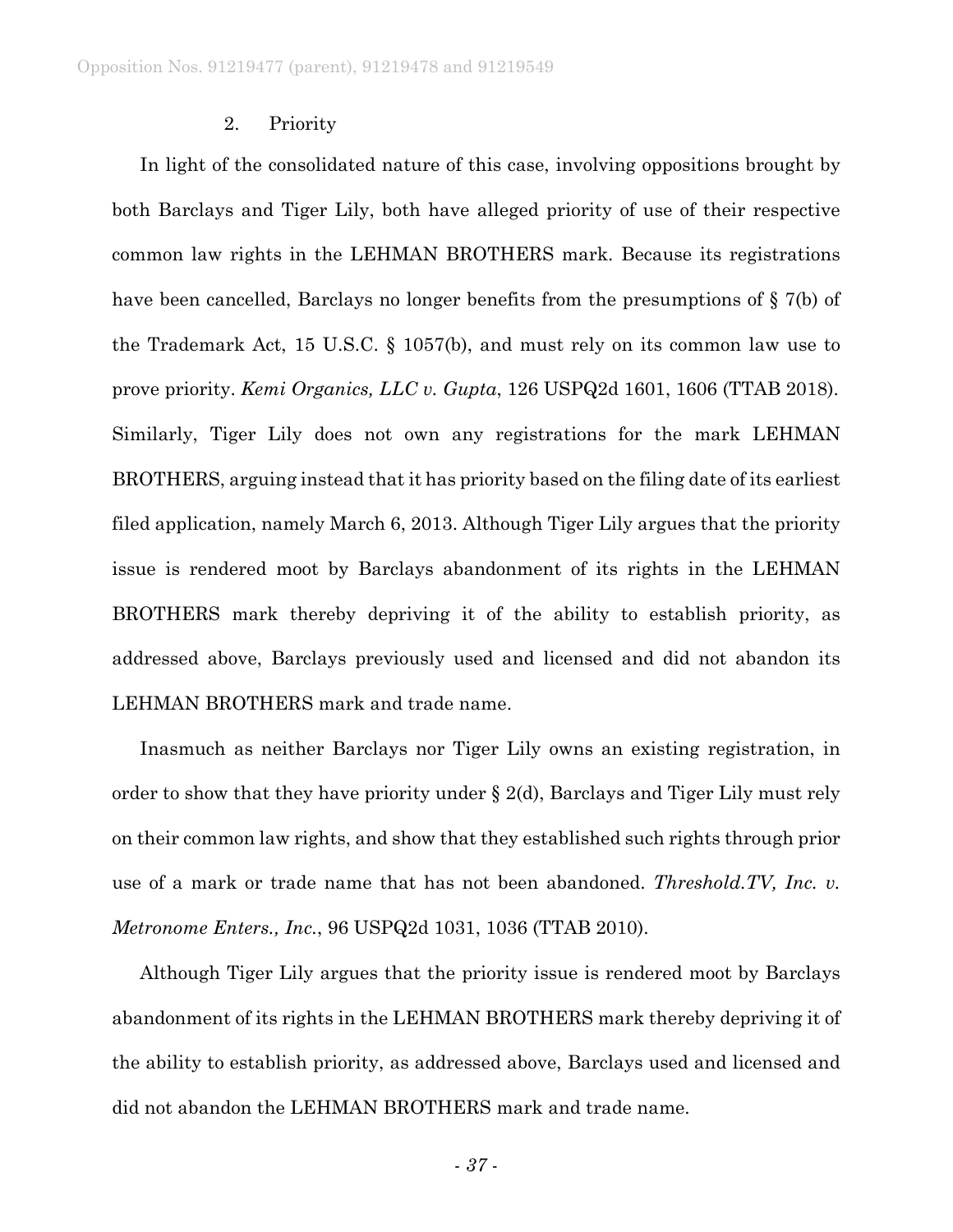2. Priority

In light of the consolidated nature of this case, involving oppositions brought by both Barclays and Tiger Lily, both have alleged priority of use of their respective common law rights in the LEHMAN BROTHERS mark. Because its registrations have been cancelled, Barclays no longer benefits from the presumptions of § 7(b) of the Trademark Act, 15 U.S.C. § 1057(b), and must rely on its common law use to prove priority. *Kemi Organics, LLC v. Gupta*, 126 USPQ2d 1601, 1606 (TTAB 2018). Similarly, Tiger Lily does not own any registrations for the mark LEHMAN BROTHERS, arguing instead that it has priority based on the filing date of its earliest filed application, namely March 6, 2013. Although Tiger Lily argues that the priority issue is rendered moot by Barclays abandonment of its rights in the LEHMAN BROTHERS mark thereby depriving it of the ability to establish priority, as addressed above, Barclays previously used and licensed and did not abandon its LEHMAN BROTHERS mark and trade name.

Inasmuch as neither Barclays nor Tiger Lily owns an existing registration, in order to show that they have priority under § 2(d), Barclays and Tiger Lily must rely on their common law rights, and show that they established such rights through prior use of a mark or trade name that has not been abandoned. *Threshold.TV, Inc. v. Metronome Enters., Inc.*, 96 USPQ2d 1031, 1036 (TTAB 2010).

Although Tiger Lily argues that the priority issue is rendered moot by Barclays abandonment of its rights in the LEHMAN BROTHERS mark thereby depriving it of the ability to establish priority, as addressed above, Barclays used and licensed and did not abandon the LEHMAN BROTHERS mark and trade name.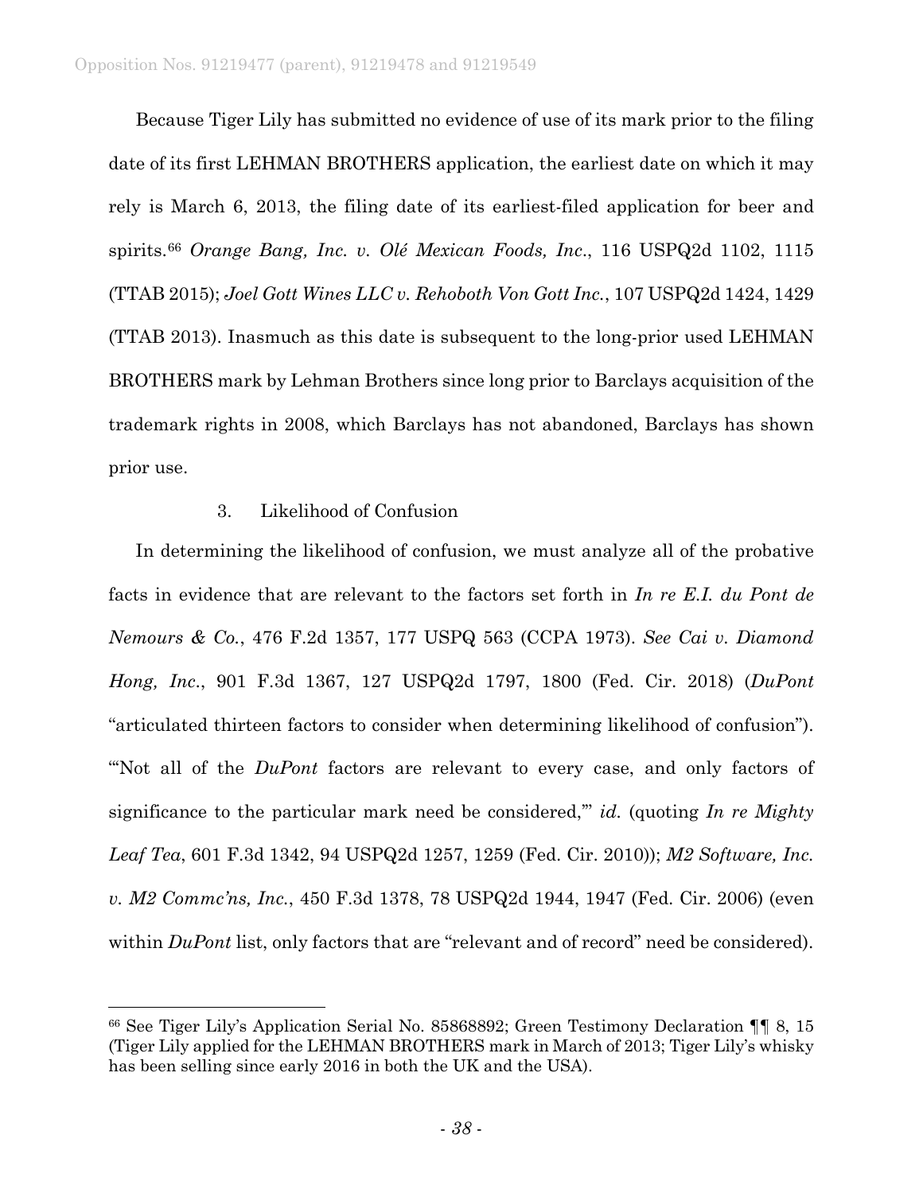Because Tiger Lily has submitted no evidence of use of its mark prior to the filing date of its first LEHMAN BROTHERS application, the earliest date on which it may rely is March 6, 2013, the filing date of its earliest-filed application for beer and spirits.[66] *Orange Bang, Inc. v. Olé Mexican Foods, Inc*., 116 USPQ2d 1102, 1115 (TTAB 2015); *Joel Gott Wines LLC v. Rehoboth Von Gott Inc.*, 107 USPQ2d 1424, 1429 (TTAB 2013). Inasmuch as this date is subsequent to the long-prior used LEHMAN BROTHERS mark by Lehman Brothers since long prior to Barclays acquisition of the trademark rights in 2008, which Barclays has not abandoned, Barclays has shown prior use.

### 3. Likelihood of Confusion

In determining the likelihood of confusion, we must analyze all of the probative facts in evidence that are relevant to the factors set forth in *In re E.I. du Pont de Nemours & Co.*, 476 F.2d 1357, 177 USPQ 563 (CCPA 1973). *See Cai v. Diamond Hong, Inc*., 901 F.3d 1367, 127 USPQ2d 1797, 1800 (Fed. Cir. 2018) (*DuPont* "articulated thirteen factors to consider when determining likelihood of confusion"). "'Not all of the *DuPont* factors are relevant to every case, and only factors of significance to the particular mark need be considered,'" *id.* (quoting *In re Mighty Leaf Tea*, 601 F.3d 1342, 94 USPQ2d 1257, 1259 (Fed. Cir. 2010)); *M2 Software, Inc. v. M2 Commc'ns, Inc.*, 450 F.3d 1378, 78 USPQ2d 1944, 1947 (Fed. Cir. 2006) (even within *DuPont* list, only factors that are "relevant and of record" need be considered).

---

[66] See Tiger Lily's Application Serial No. 85868892; Green Testimony Declaration ¶¶ 8, 15 (Tiger Lily applied for the LEHMAN BROTHERS mark in March of 2013; Tiger Lily's whisky has been selling since early 2016 in both the UK and the USA).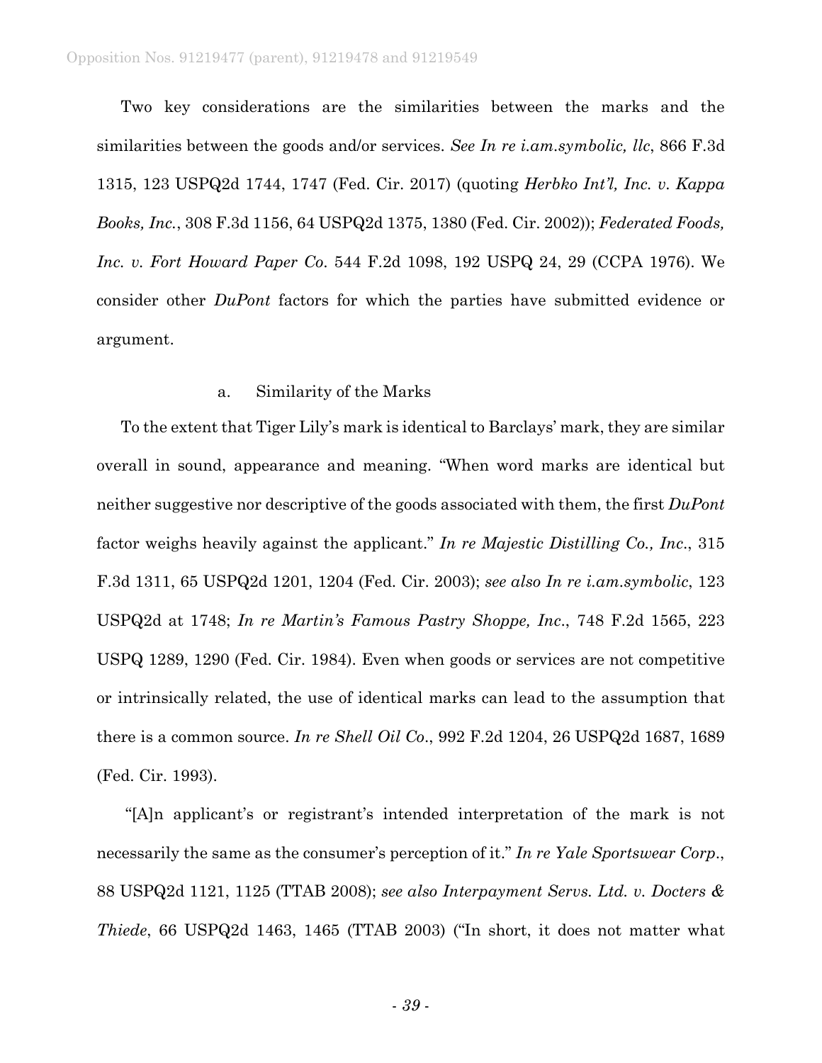Two key considerations are the similarities between the marks and the similarities between the goods and/or services. *See In re i.am.symbolic, llc*, 866 F.3d 1315, 123 USPQ2d 1744, 1747 (Fed. Cir. 2017) (quoting *Herbko Int'l, Inc. v. Kappa Books, Inc.*, 308 F.3d 1156, 64 USPQ2d 1375, 1380 (Fed. Cir. 2002)); *Federated Foods, Inc. v. Fort Howard Paper Co.* 544 F.2d 1098, 192 USPQ 24, 29 (CCPA 1976). We consider other *DuPont* factors for which the parties have submitted evidence or argument.

a. Similarity of the Marks

To the extent that Tiger Lily's mark is identical to Barclays' mark, they are similar overall in sound, appearance and meaning. "When word marks are identical but neither suggestive nor descriptive of the goods associated with them, the first *DuPont* factor weighs heavily against the applicant." *In re Majestic Distilling Co., Inc*., 315 F.3d 1311, 65 USPQ2d 1201, 1204 (Fed. Cir. 2003); *see also In re i.am.symbolic*, 123 USPQ2d at 1748; *In re Martin's Famous Pastry Shoppe, Inc*., 748 F.2d 1565, 223 USPQ 1289, 1290 (Fed. Cir. 1984). Even when goods or services are not competitive or intrinsically related, the use of identical marks can lead to the assumption that there is a common source. *In re Shell Oil Co*., 992 F.2d 1204, 26 USPQ2d 1687, 1689 (Fed. Cir. 1993).

"[A]n applicant's or registrant's intended interpretation of the mark is not necessarily the same as the consumer's perception of it." *In re Yale Sportswear Corp*., 88 USPQ2d 1121, 1125 (TTAB 2008); *see also Interpayment Servs. Ltd. v. Docters & Thiede*, 66 USPQ2d 1463, 1465 (TTAB 2003) ("In short, it does not matter what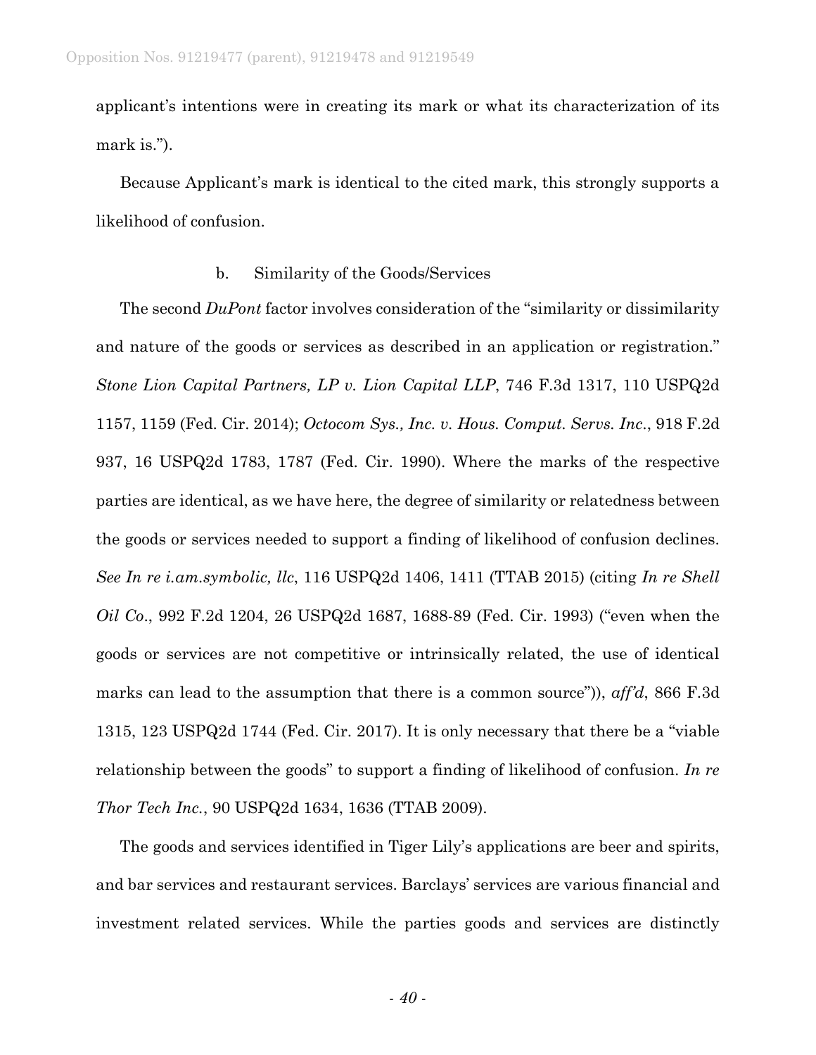applicant's intentions were in creating its mark or what its characterization of its mark is.").

Because Applicant's mark is identical to the cited mark, this strongly supports a likelihood of confusion.

b. Similarity of the Goods/Services

The second *DuPont* factor involves consideration of the "similarity or dissimilarity and nature of the goods or services as described in an application or registration." *Stone Lion Capital Partners, LP v. Lion Capital LLP*, 746 F.3d 1317, 110 USPQ2d 1157, 1159 (Fed. Cir. 2014); *Octocom Sys., Inc. v. Hous. Comput. Servs. Inc.*, 918 F.2d 937, 16 USPQ2d 1783, 1787 (Fed. Cir. 1990). Where the marks of the respective parties are identical, as we have here, the degree of similarity or relatedness between the goods or services needed to support a finding of likelihood of confusion declines. *See In re i.am.symbolic, llc*, 116 USPQ2d 1406, 1411 (TTAB 2015) (citing *In re Shell Oil Co.*, 992 F.2d 1204, 26 USPQ2d 1687, 1688-89 (Fed. Cir. 1993) ("even when the goods or services are not competitive or intrinsically related, the use of identical marks can lead to the assumption that there is a common source")), *aff'd*, 866 F.3d 1315, 123 USPQ2d 1744 (Fed. Cir. 2017). It is only necessary that there be a "viable relationship between the goods" to support a finding of likelihood of confusion. *In re Thor Tech Inc.*, 90 USPQ2d 1634, 1636 (TTAB 2009).

The goods and services identified in Tiger Lily's applications are beer and spirits, and bar services and restaurant services. Barclays' services are various financial and investment related services. While the parties goods and services are distinctly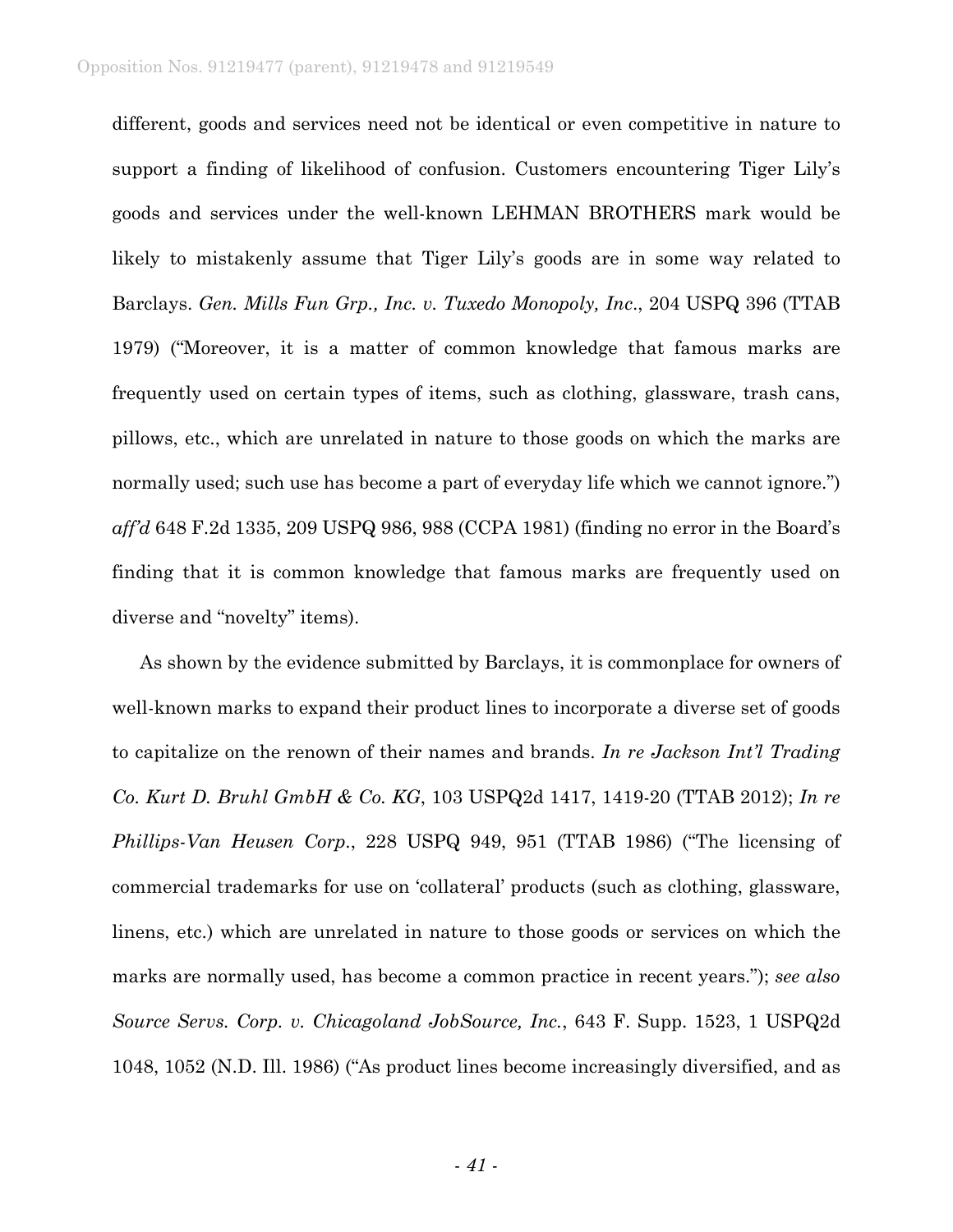different, goods and services need not be identical or even competitive in nature to support a finding of likelihood of confusion. Customers encountering Tiger Lily's goods and services under the well-known LEHMAN BROTHERS mark would be likely to mistakenly assume that Tiger Lily's goods are in some way related to Barclays. *Gen. Mills Fun Grp., Inc. v. Tuxedo Monopoly, Inc.*, 204 USPQ 396 (TTAB 1979) ("Moreover, it is a matter of common knowledge that famous marks are frequently used on certain types of items, such as clothing, glassware, trash cans, pillows, etc., which are unrelated in nature to those goods on which the marks are normally used; such use has become a part of everyday life which we cannot ignore.") *aff'd* 648 F.2d 1335, 209 USPQ 986, 988 (CCPA 1981) (finding no error in the Board's finding that it is common knowledge that famous marks are frequently used on diverse and "novelty" items).

As shown by the evidence submitted by Barclays, it is commonplace for owners of well-known marks to expand their product lines to incorporate a diverse set of goods to capitalize on the renown of their names and brands. *In re Jackson Int'l Trading Co. Kurt D. Bruhl GmbH & Co. KG*, 103 USPQ2d 1417, 1419-20 (TTAB 2012); *In re Phillips-Van Heusen Corp.*, 228 USPQ 949, 951 (TTAB 1986) ("The licensing of commercial trademarks for use on 'collateral' products (such as clothing, glassware, linens, etc.) which are unrelated in nature to those goods or services on which the marks are normally used, has become a common practice in recent years."); *see also Source Servs. Corp. v. Chicagoland JobSource, Inc.*, 643 F. Supp. 1523, 1 USPQ2d 1048, 1052 (N.D. Ill. 1986) ("As product lines become increasingly diversified, and as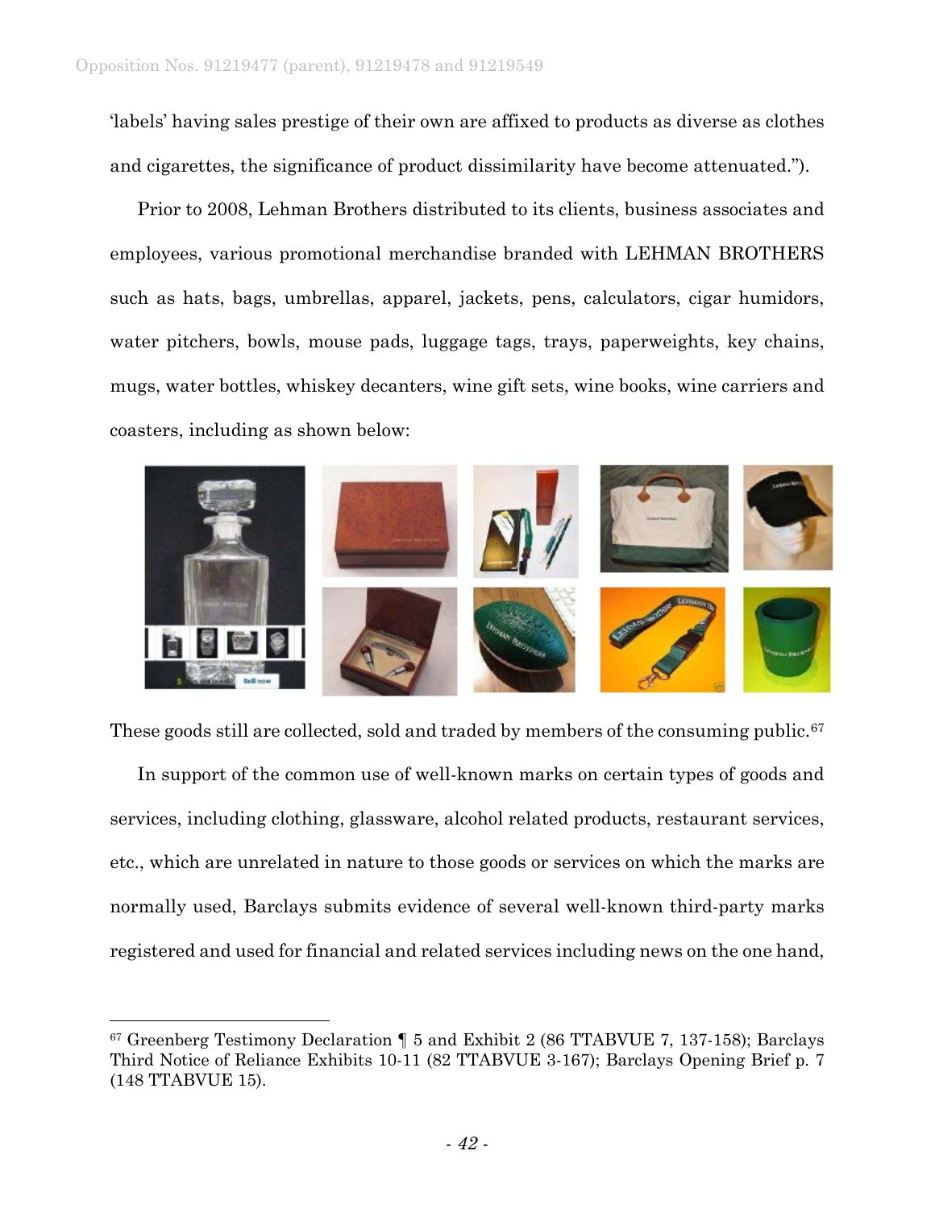'labels' having sales prestige of their own are affixed to products as diverse as clothes and cigarettes, the significance of product dissimilarity have become attenuated.").

Prior to 2008, Lehman Brothers distributed to its clients, business associates and employees, various promotional merchandise branded with LEHMAN BROTHERS such as hats, bags, umbrellas, apparel, jackets, pens, calculators, cigar humidors, water pitchers, bowls, mouse pads, luggage tags, trays, paperweights, key chains, mugs, water bottles, whiskey decanters, wine gift sets, wine books, wine carriers and coasters, including as shown below:

These goods still are collected, sold and traded by members of the consuming public.[67]

In support of the common use of well-known marks on certain types of goods and services, including clothing, glassware, alcohol related products, restaurant services, etc., which are unrelated in nature to those goods or services on which the marks are normally used, Barclays submits evidence of several well-known third-party marks registered and used for financial and related services including news on the one hand,

---

[67] Greenberg Testimony Declaration ¶ 5 and Exhibit 2 (86 TTABVUE 7, 137-158); Barclays Third Notice of Reliance Exhibits 10-11 (82 TTABVUE 3-167); Barclays Opening Brief p. 7 (148 TTABVUE 15).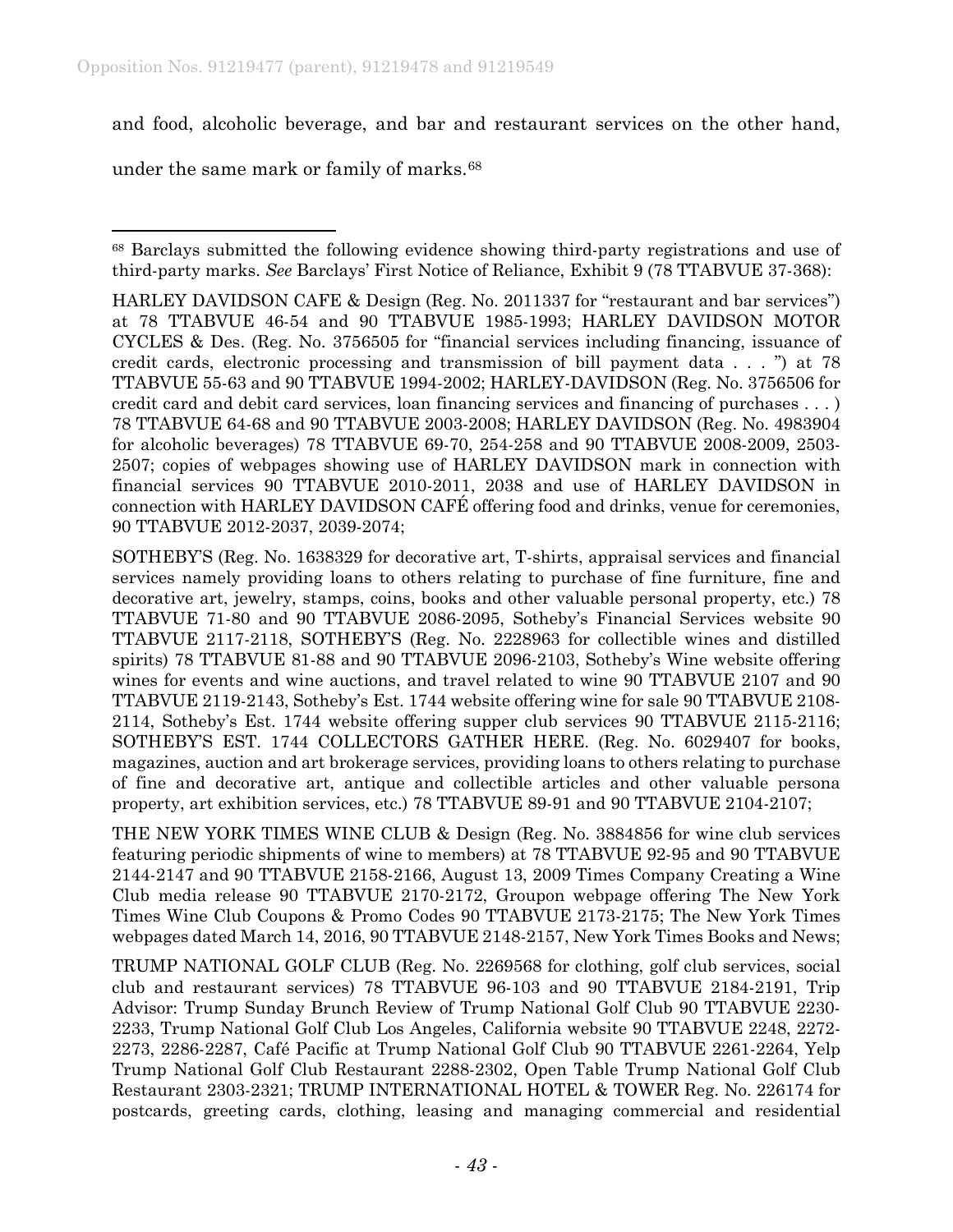and food, alcoholic beverage, and bar and restaurant services on the other hand, under the same mark or family of marks.[68]

---

[68] Barclays submitted the following evidence showing third-party registrations and use of third-party marks. *See* Barclays' First Notice of Reliance, Exhibit 9 (78 TTABVUE 37-368):

HARLEY DAVIDSON CAFE & Design (Reg. No. 2011337 for "restaurant and bar services") at 78 TTABVUE 46-54 and 90 TTABVUE 1985-1993; HARLEY DAVIDSON MOTOR CYCLES & Des. (Reg. No. 3756505 for "financial services including financing, issuance of credit cards, electronic processing and transmission of bill payment data . . . ") at 78 TTABVUE 55-63 and 90 TTABVUE 1994-2002; HARLEY-DAVIDSON (Reg. No. 3756506 for credit card and debit card services, loan financing services and financing of purchases . . . ) 78 TTABVUE 64-68 and 90 TTABVUE 2003-2008; HARLEY DAVIDSON (Reg. No. 4983904 for alcoholic beverages) 78 TTABVUE 69-70, 254-258 and 90 TTABVUE 2008-2009, 2503-2507; copies of webpages showing use of HARLEY DAVIDSON mark in connection with financial services 90 TTABVUE 2010-2011, 2038 and use of HARLEY DAVIDSON in connection with HARLEY DAVIDSON CAFÉ offering food and drinks, venue for ceremonies, 90 TTABVUE 2012-2037, 2039-2074;

SOTHEBY'S (Reg. No. 1638329 for decorative art, T-shirts, appraisal services and financial services namely providing loans to others relating to purchase of fine furniture, fine and decorative art, jewelry, stamps, coins, books and other valuable personal property, etc.) 78 TTABVUE 71-80 and 90 TTABVUE 2086-2095, Sotheby's Financial Services website 90 TTABVUE 2117-2118, SOTHEBY'S (Reg. No. 2228963 for collectible wines and distilled spirits) 78 TTABVUE 81-88 and 90 TTABVUE 2096-2103, Sotheby's Wine website offering wines for events and wine auctions, and travel related to wine 90 TTABVUE 2107 and 90 TTABVUE 2119-2143, Sotheby's Est. 1744 website offering wine for sale 90 TTABVUE 2108-2114, Sotheby's Est. 1744 website offering supper club services 90 TTABVUE 2115-2116; SOTHEBY'S EST. 1744 COLLECTORS GATHER HERE. (Reg. No. 6029407 for books, magazines, auction and art brokerage services, providing loans to others relating to purchase of fine and decorative art, antique and collectible articles and other valuable persona property, art exhibition services, etc.) 78 TTABVUE 89-91 and 90 TTABVUE 2104-2107;

THE NEW YORK TIMES WINE CLUB & Design (Reg. No. 3884856 for wine club services featuring periodic shipments of wine to members) at 78 TTABVUE 92-95 and 90 TTABVUE 2144-2147 and 90 TTABVUE 2158-2166, August 13, 2009 Times Company Creating a Wine Club media release 90 TTABVUE 2170-2172, Groupon webpage offering The New York Times Wine Club Coupons & Promo Codes 90 TTABVUE 2173-2175; The New York Times webpages dated March 14, 2016, 90 TTABVUE 2148-2157, New York Times Books and News;

TRUMP NATIONAL GOLF CLUB (Reg. No. 2269568 for clothing, golf club services, social club and restaurant services) 78 TTABVUE 96-103 and 90 TTABVUE 2184-2191, Trip Advisor: Trump Sunday Brunch Review of Trump National Golf Club 90 TTABVUE 2230-2233, Trump National Golf Club Los Angeles, California website 90 TTABVUE 2248, 2272-2273, 2286-2287, Café Pacific at Trump National Golf Club 90 TTABVUE 2261-2264, Yelp Trump National Golf Club Restaurant 2288-2302, Open Table Trump National Golf Club Restaurant 2303-2321; TRUMP INTERNATIONAL HOTEL & TOWER Reg. No. 226174 for postcards, greeting cards, clothing, leasing and managing commercial and residential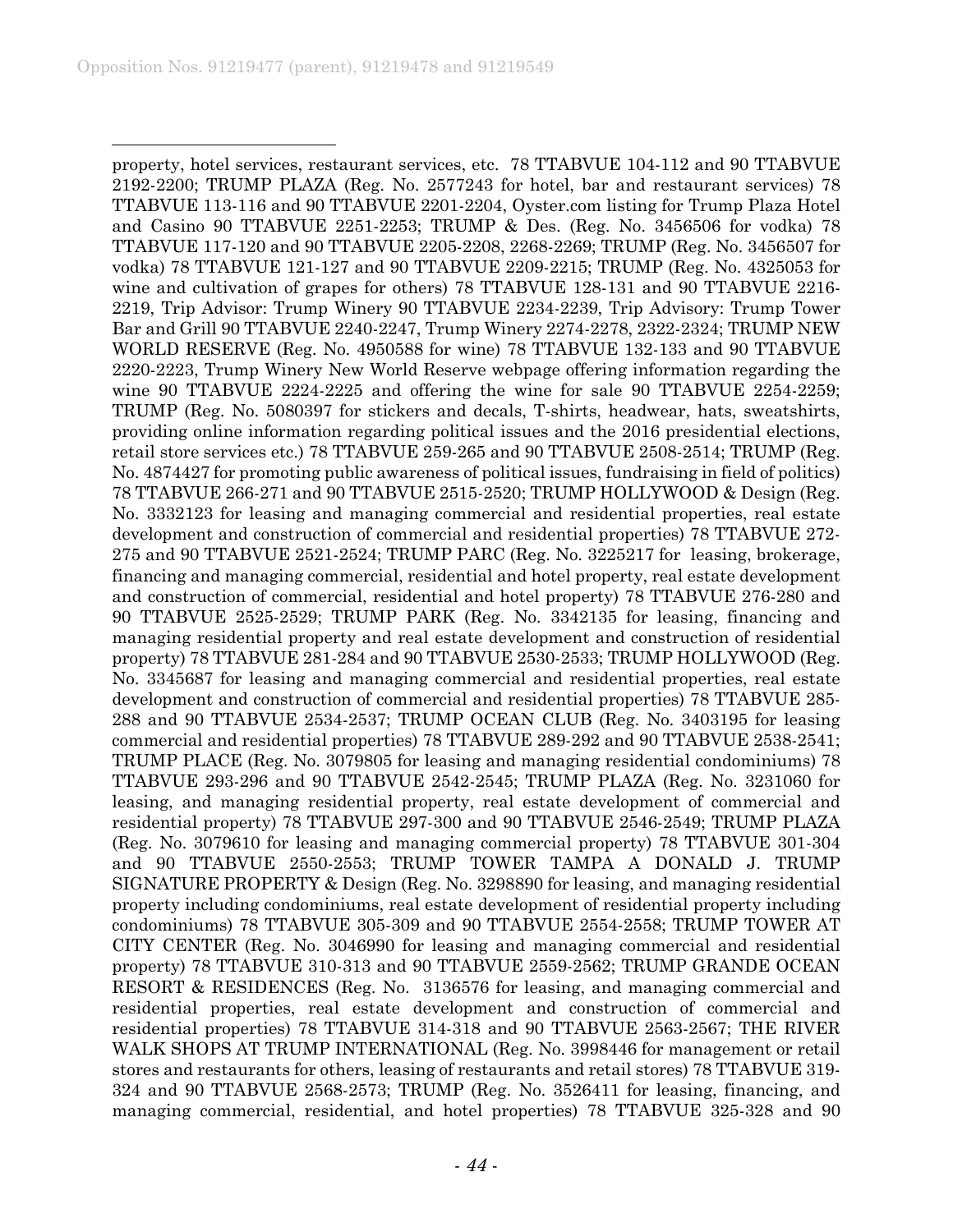property, hotel services, restaurant services, etc. 78 TTABVUE 104-112 and 90 TTABVUE 2192-2200; TRUMP PLAZA (Reg. No. 2577243 for hotel, bar and restaurant services) 78 TTABVUE 113-116 and 90 TTABVUE 2201-2204, Oyster.com listing for Trump Plaza Hotel and Casino 90 TTABVUE 2251-2253; TRUMP & Des. (Reg. No. 3456506 for vodka) 78 TTABVUE 117-120 and 90 TTABVUE 2205-2208, 2268-2269; TRUMP (Reg. No. 3456507 for vodka) 78 TTABVUE 121-127 and 90 TTABVUE 2209-2215; TRUMP (Reg. No. 4325053 for wine and cultivation of grapes for others) 78 TTABVUE 128-131 and 90 TTABVUE 2216-2219, Trip Advisor: Trump Winery 90 TTABVUE 2234-2239, Trip Advisory: Trump Tower Bar and Grill 90 TTABVUE 2240-2247, Trump Winery 2274-2278, 2322-2324; TRUMP NEW WORLD RESERVE (Reg. No. 4950588 for wine) 78 TTABVUE 132-133 and 90 TTABVUE 2220-2223, Trump Winery New World Reserve webpage offering information regarding the wine 90 TTABVUE 2224-2225 and offering the wine for sale 90 TTABVUE 2254-2259; TRUMP (Reg. No. 5080397 for stickers and decals, T-shirts, headwear, hats, sweatshirts, providing online information regarding political issues and the 2016 presidential elections, retail store services etc.) 78 TTABVUE 259-265 and 90 TTABVUE 2508-2514; TRUMP (Reg. No. 4874427 for promoting public awareness of political issues, fundraising in field of politics) 78 TTABVUE 266-271 and 90 TTABVUE 2515-2520; TRUMP HOLLYWOOD & Design (Reg. No. 3332123 for leasing and managing commercial and residential properties, real estate development and construction of commercial and residential properties) 78 TTABVUE 272-275 and 90 TTABVUE 2521-2524; TRUMP PARC (Reg. No. 3225217 for leasing, brokerage, financing and managing commercial, residential and hotel property, real estate development and construction of commercial, residential and hotel property) 78 TTABVUE 276-280 and 90 TTABVUE 2525-2529; TRUMP PARK (Reg. No. 3342135 for leasing, financing and managing residential property and real estate development and construction of residential property) 78 TTABVUE 281-284 and 90 TTABVUE 2530-2533; TRUMP HOLLYWOOD (Reg. No. 3345687 for leasing and managing commercial and residential properties, real estate development and construction of commercial and residential properties) 78 TTABVUE 285-288 and 90 TTABVUE 2534-2537; TRUMP OCEAN CLUB (Reg. No. 3403195 for leasing commercial and residential properties) 78 TTABVUE 289-292 and 90 TTABVUE 2538-2541; TRUMP PLACE (Reg. No. 3079805 for leasing and managing residential condominiums) 78 TTABVUE 293-296 and 90 TTABVUE 2542-2545; TRUMP PLAZA (Reg. No. 3231060 for leasing, and managing residential property, real estate development of commercial and residential property) 78 TTABVUE 297-300 and 90 TTABVUE 2546-2549; TRUMP PLAZA (Reg. No. 3079610 for leasing and managing commercial property) 78 TTABVUE 301-304 and 90 TTABVUE 2550-2553; TRUMP TOWER TAMPA A DONALD J. TRUMP SIGNATURE PROPERTY & Design (Reg. No. 3298890 for leasing, and managing residential property including condominiums, real estate development of residential property including condominiums) 78 TTABVUE 305-309 and 90 TTABVUE 2554-2558; TRUMP TOWER AT CITY CENTER (Reg. No. 3046990 for leasing and managing commercial and residential property) 78 TTABVUE 310-313 and 90 TTABVUE 2559-2562; TRUMP GRANDE OCEAN RESORT & RESIDENCES (Reg. No. 3136576 for leasing, and managing commercial and residential properties, real estate development and construction of commercial and residential properties) 78 TTABVUE 314-318 and 90 TTABVUE 2563-2567; THE RIVER WALK SHOPS AT TRUMP INTERNATIONAL (Reg. No. 3998446 for management or retail stores and restaurants for others, leasing of restaurants and retail stores) 78 TTABVUE 319-324 and 90 TTABVUE 2568-2573; TRUMP (Reg. No. 3526411 for leasing, financing, and managing commercial, residential, and hotel properties) 78 TTABVUE 325-328 and 90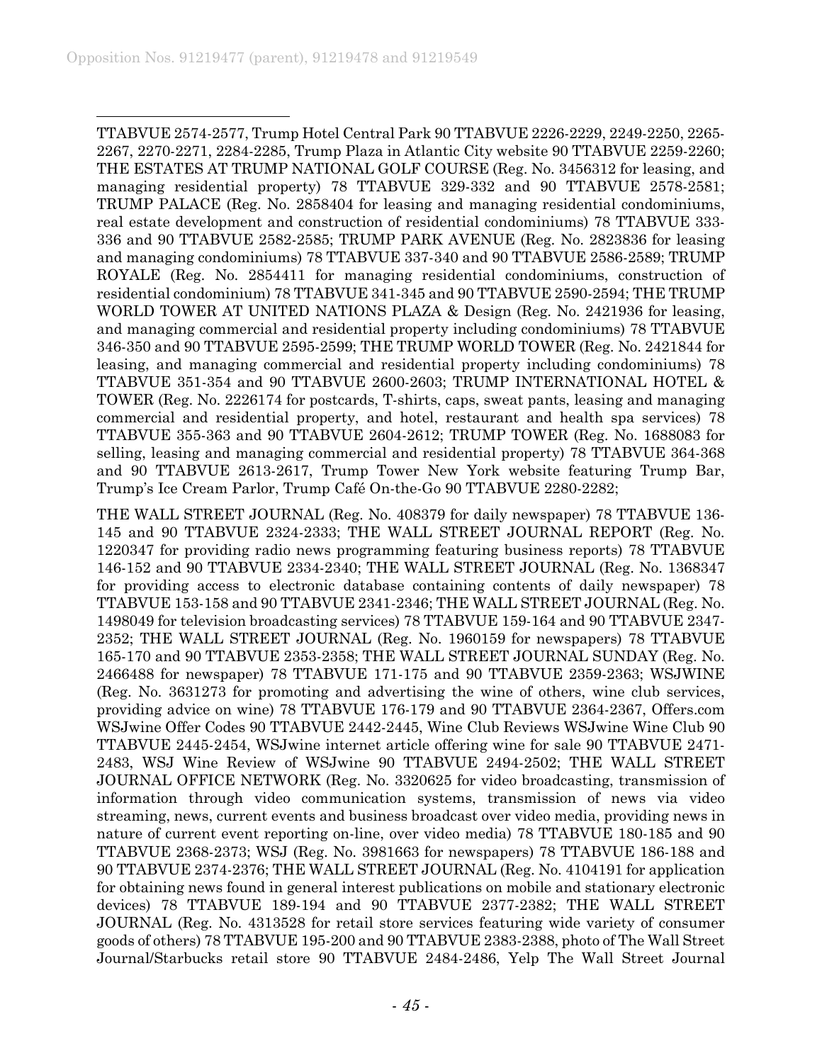TTABVUE 2574-2577, Trump Hotel Central Park 90 TTABVUE 2226-2229, 2249-2250, 2265-2267, 2270-2271, 2284-2285, Trump Plaza in Atlantic City website 90 TTABVUE 2259-2260; THE ESTATES AT TRUMP NATIONAL GOLF COURSE (Reg. No. 3456312 for leasing, and managing residential property) 78 TTABVUE 329-332 and 90 TTABVUE 2578-2581; TRUMP PALACE (Reg. No. 2858404 for leasing and managing residential condominiums, real estate development and construction of residential condominiums) 78 TTABVUE 333-336 and 90 TTABVUE 2582-2585; TRUMP PARK AVENUE (Reg. No. 2823836 for leasing and managing condominiums) 78 TTABVUE 337-340 and 90 TTABVUE 2586-2589; TRUMP ROYALE (Reg. No. 2854411 for managing residential condominiums, construction of residential condominium) 78 TTABVUE 341-345 and 90 TTABVUE 2590-2594; THE TRUMP WORLD TOWER AT UNITED NATIONS PLAZA & Design (Reg. No. 2421936 for leasing, and managing commercial and residential property including condominiums) 78 TTABVUE 346-350 and 90 TTABVUE 2595-2599; THE TRUMP WORLD TOWER (Reg. No. 2421844 for leasing, and managing commercial and residential property including condominiums) 78 TTABVUE 351-354 and 90 TTABVUE 2600-2603; TRUMP INTERNATIONAL HOTEL & TOWER (Reg. No. 2226174 for postcards, T-shirts, caps, sweat pants, leasing and managing commercial and residential property, and hotel, restaurant and health spa services) 78 TTABVUE 355-363 and 90 TTABVUE 2604-2612; TRUMP TOWER (Reg. No. 1688083 for selling, leasing and managing commercial and residential property) 78 TTABVUE 364-368 and 90 TTABVUE 2613-2617, Trump Tower New York website featuring Trump Bar, Trump's Ice Cream Parlor, Trump Café On-the-Go 90 TTABVUE 2280-2282;

THE WALL STREET JOURNAL (Reg. No. 408379 for daily newspaper) 78 TTABVUE 136-145 and 90 TTABVUE 2324-2333; THE WALL STREET JOURNAL REPORT (Reg. No. 1220347 for providing radio news programming featuring business reports) 78 TTABVUE 146-152 and 90 TTABVUE 2334-2340; THE WALL STREET JOURNAL (Reg. No. 1368347 for providing access to electronic database containing contents of daily newspaper) 78 TTABVUE 153-158 and 90 TTABVUE 2341-2346; THE WALL STREET JOURNAL (Reg. No. 1498049 for television broadcasting services) 78 TTABVUE 159-164 and 90 TTABVUE 2347-2352; THE WALL STREET JOURNAL (Reg. No. 1960159 for newspapers) 78 TTABVUE 165-170 and 90 TTABVUE 2353-2358; THE WALL STREET JOURNAL SUNDAY (Reg. No. 2466488 for newspaper) 78 TTABVUE 171-175 and 90 TTABVUE 2359-2363; WSJWINE (Reg. No. 3631273 for promoting and advertising the wine of others, wine club services, providing advice on wine) 78 TTABVUE 176-179 and 90 TTABVUE 2364-2367, Offers.com WSJwine Offer Codes 90 TTABVUE 2442-2445, Wine Club Reviews WSJwine Wine Club 90 TTABVUE 2445-2454, WSJwine internet article offering wine for sale 90 TTABVUE 2471-2483, WSJ Wine Review of WSJwine 90 TTABVUE 2494-2502; THE WALL STREET JOURNAL OFFICE NETWORK (Reg. No. 3320625 for video broadcasting, transmission of information through video communication systems, transmission of news via video streaming, news, current events and business broadcast over video media, providing news in nature of current event reporting on-line, over video media) 78 TTABVUE 180-185 and 90 TTABVUE 2368-2373; WSJ (Reg. No. 3981663 for newspapers) 78 TTABVUE 186-188 and 90 TTABVUE 2374-2376; THE WALL STREET JOURNAL (Reg. No. 4104191 for application for obtaining news found in general interest publications on mobile and stationary electronic devices) 78 TTABVUE 189-194 and 90 TTABVUE 2377-2382; THE WALL STREET JOURNAL (Reg. No. 4313528 for retail store services featuring wide variety of consumer goods of others) 78 TTABVUE 195-200 and 90 TTABVUE 2383-2388, photo of The Wall Street Journal/Starbucks retail store 90 TTABVUE 2484-2486, Yelp The Wall Street Journal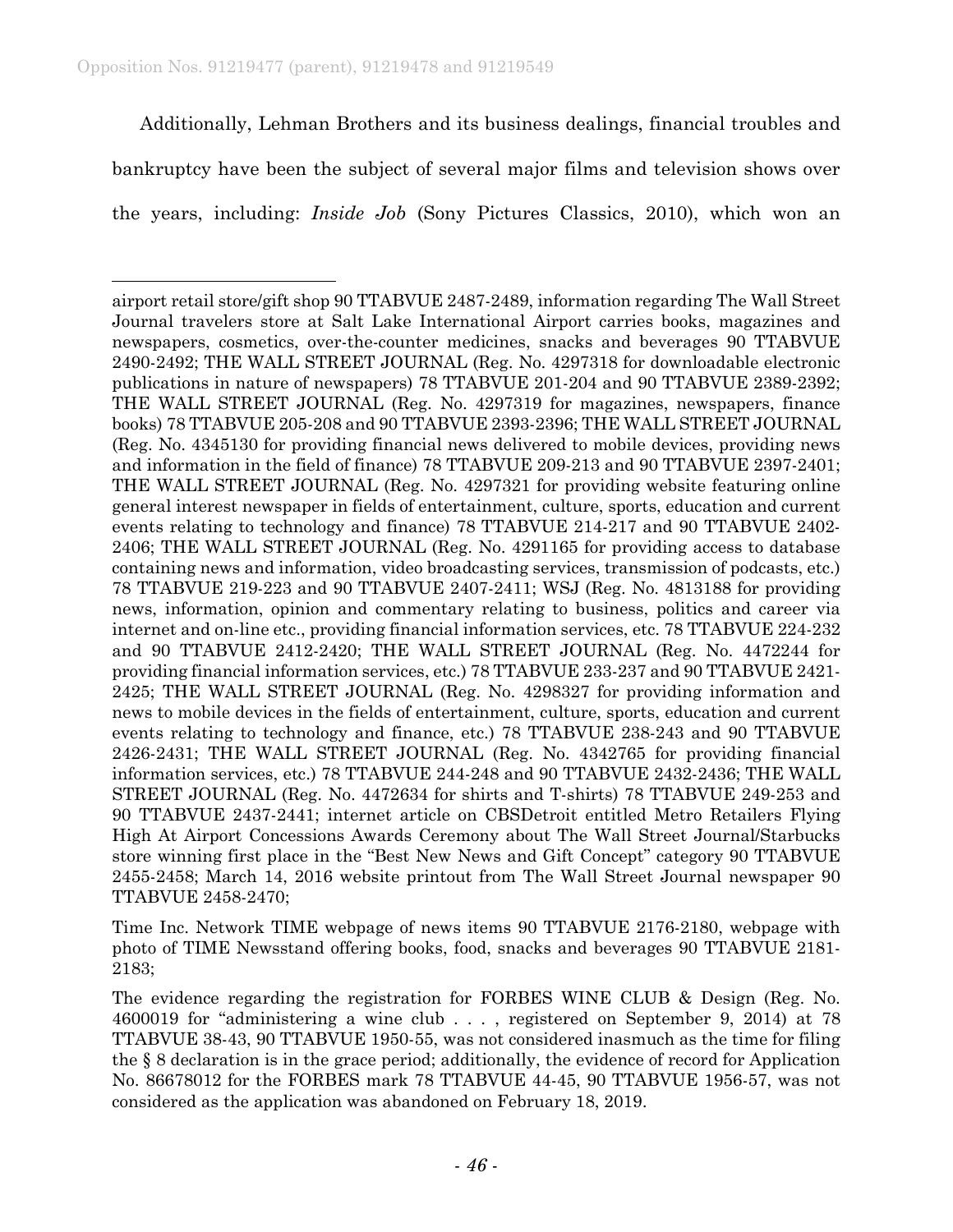Additionally, Lehman Brothers and its business dealings, financial troubles and bankruptcy have been the subject of several major films and television shows over the years, including: *Inside Job* (Sony Pictures Classics, 2010), which won an

---

airport retail store/gift shop 90 TTABVUE 2487-2489, information regarding The Wall Street Journal travelers store at Salt Lake International Airport carries books, magazines and newspapers, cosmetics, over-the-counter medicines, snacks and beverages 90 TTABVUE 2490-2492; THE WALL STREET JOURNAL (Reg. No. 4297318 for downloadable electronic publications in nature of newspapers) 78 TTABVUE 201-204 and 90 TTABVUE 2389-2392; THE WALL STREET JOURNAL (Reg. No. 4297319 for magazines, newspapers, finance books) 78 TTABVUE 205-208 and 90 TTABVUE 2393-2396; THE WALL STREET JOURNAL (Reg. No. 4345130 for providing financial news delivered to mobile devices, providing news and information in the field of finance) 78 TTABVUE 209-213 and 90 TTABVUE 2397-2401; THE WALL STREET JOURNAL (Reg. No. 4297321 for providing website featuring online general interest newspaper in fields of entertainment, culture, sports, education and current events relating to technology and finance) 78 TTABVUE 214-217 and 90 TTABVUE 2402-2406; THE WALL STREET JOURNAL (Reg. No. 4291165 for providing access to database containing news and information, video broadcasting services, transmission of podcasts, etc.) 78 TTABVUE 219-223 and 90 TTABVUE 2407-2411; WSJ (Reg. No. 4813188 for providing news, information, opinion and commentary relating to business, politics and career via internet and on-line etc., providing financial information services, etc. 78 TTABVUE 224-232 and 90 TTABVUE 2412-2420; THE WALL STREET JOURNAL (Reg. No. 4472244 for providing financial information services, etc.) 78 TTABVUE 233-237 and 90 TTABVUE 2421-2425; THE WALL STREET JOURNAL (Reg. No. 4298327 for providing information and news to mobile devices in the fields of entertainment, culture, sports, education and current events relating to technology and finance, etc.) 78 TTABVUE 238-243 and 90 TTABVUE 2426-2431; THE WALL STREET JOURNAL (Reg. No. 4342765 for providing financial information services, etc.) 78 TTABVUE 244-248 and 90 TTABVUE 2432-2436; THE WALL STREET JOURNAL (Reg. No. 4472634 for shirts and T-shirts) 78 TTABVUE 249-253 and 90 TTABVUE 2437-2441; internet article on CBSDetroit entitled Metro Retailers Flying High At Airport Concessions Awards Ceremony about The Wall Street Journal/Starbucks store winning first place in the "Best New News and Gift Concept" category 90 TTABVUE 2455-2458; March 14, 2016 website printout from The Wall Street Journal newspaper 90 TTABVUE 2458-2470;

Time Inc. Network TIME webpage of news items 90 TTABVUE 2176-2180, webpage with photo of TIME Newsstand offering books, food, snacks and beverages 90 TTABVUE 2181-2183;

The evidence regarding the registration for FORBES WINE CLUB & Design (Reg. No. 4600019 for "administering a wine club . . . , registered on September 9, 2014) at 78 TTABVUE 38-43, 90 TTABVUE 1950-55, was not considered inasmuch as the time for filing the § 8 declaration is in the grace period; additionally, the evidence of record for Application No. 86678012 for the FORBES mark 78 TTABVUE 44-45, 90 TTABVUE 1956-57, was not considered as the application was abandoned on February 18, 2019.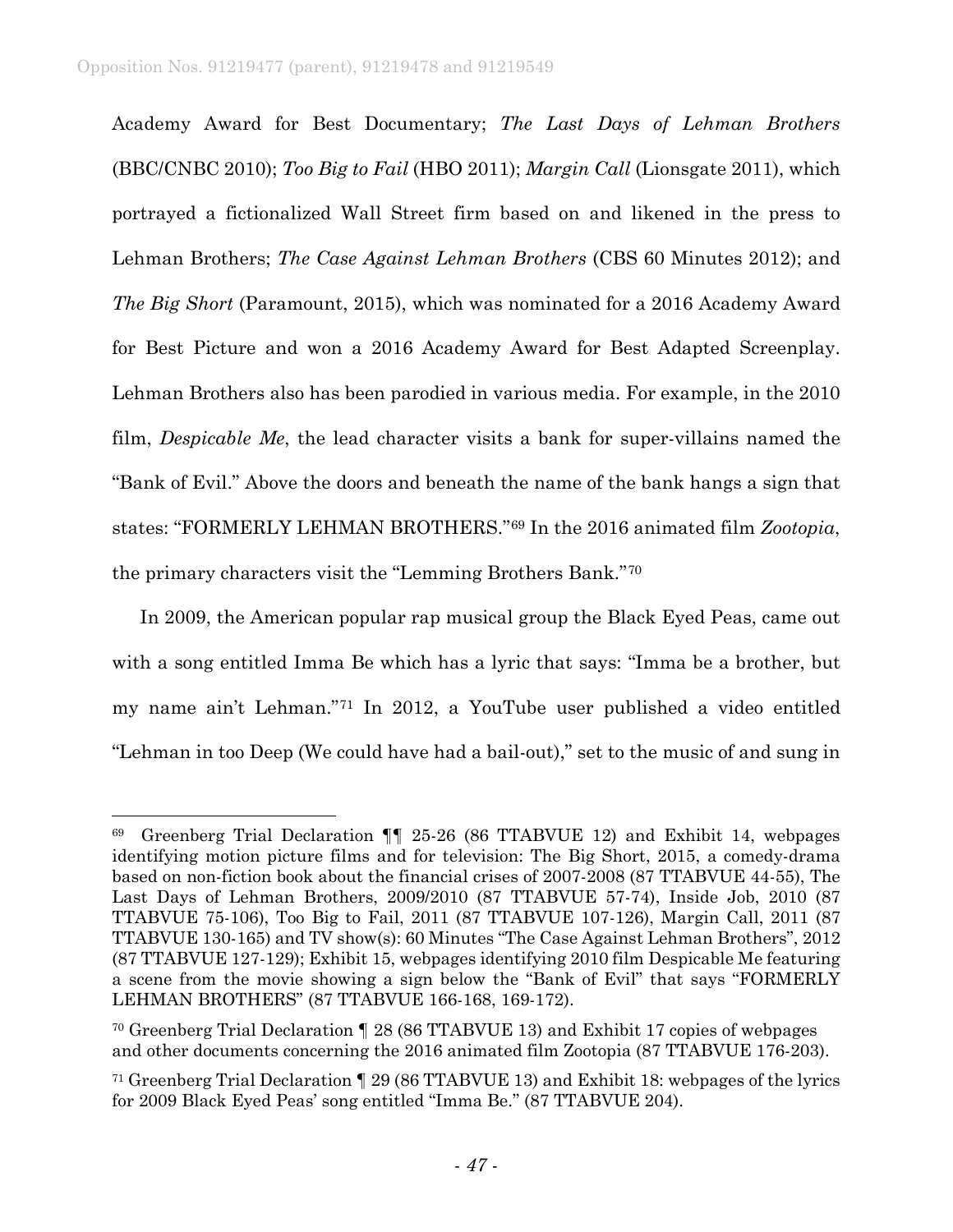Academy Award for Best Documentary; *The Last Days of Lehman Brothers* (BBC/CNBC 2010); *Too Big to Fail* (HBO 2011); *Margin Call* (Lionsgate 2011), which portrayed a fictionalized Wall Street firm based on and likened in the press to Lehman Brothers; *The Case Against Lehman Brothers* (CBS 60 Minutes 2012); and *The Big Short* (Paramount, 2015), which was nominated for a 2016 Academy Award for Best Picture and won a 2016 Academy Award for Best Adapted Screenplay. Lehman Brothers also has been parodied in various media. For example, in the 2010 film, *Despicable Me*, the lead character visits a bank for super-villains named the "Bank of Evil." Above the doors and beneath the name of the bank hangs a sign that states: "FORMERLY LEHMAN BROTHERS."[69] In the 2016 animated film *Zootopia*, the primary characters visit the "Lemming Brothers Bank."[70]

In 2009, the American popular rap musical group the Black Eyed Peas, came out with a song entitled Imma Be which has a lyric that says: "Imma be a brother, but my name ain't Lehman."[71] In 2012, a YouTube user published a video entitled "Lehman in too Deep (We could have had a bail-out)," set to the music of and sung in

---

[69] Greenberg Trial Declaration ¶¶ 25-26 (86 TTABVUE 12) and Exhibit 14, webpages identifying motion picture films and for television: The Big Short, 2015, a comedy-drama based on non-fiction book about the financial crises of 2007-2008 (87 TTABVUE 44-55), The Last Days of Lehman Brothers, 2009/2010 (87 TTABVUE 57-74), Inside Job, 2010 (87 TTABVUE 75-106), Too Big to Fail, 2011 (87 TTABVUE 107-126), Margin Call, 2011 (87 TTABVUE 130-165) and TV show(s): 60 Minutes "The Case Against Lehman Brothers", 2012 (87 TTABVUE 127-129); Exhibit 15, webpages identifying 2010 film Despicable Me featuring a scene from the movie showing a sign below the "Bank of Evil" that says "FORMERLY LEHMAN BROTHERS" (87 TTABVUE 166-168, 169-172).

[70] Greenberg Trial Declaration ¶ 28 (86 TTABVUE 13) and Exhibit 17 copies of webpages and other documents concerning the 2016 animated film Zootopia (87 TTABVUE 176-203).

[71] Greenberg Trial Declaration ¶ 29 (86 TTABVUE 13) and Exhibit 18: webpages of the lyrics for 2009 Black Eyed Peas' song entitled "Imma Be." (87 TTABVUE 204).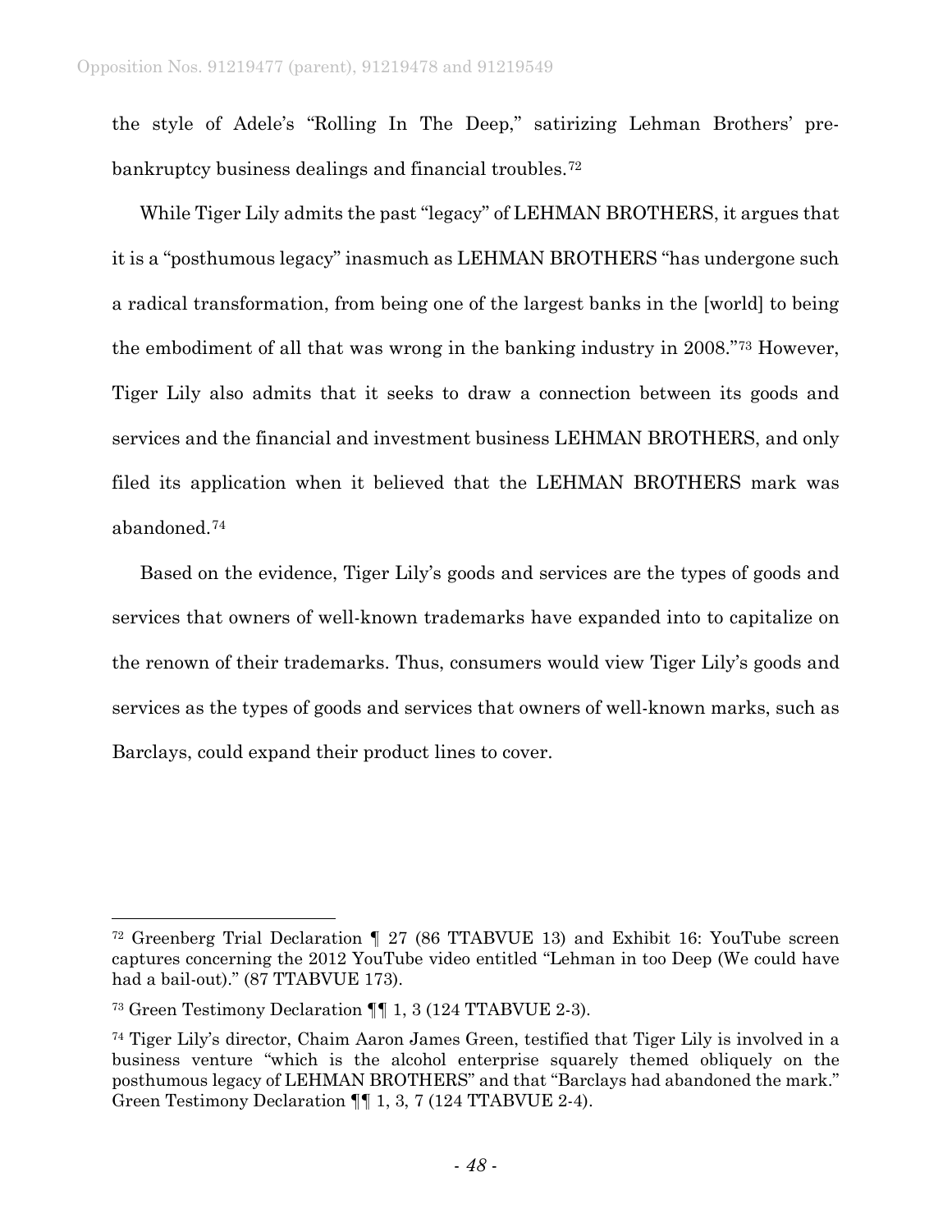the style of Adele's "Rolling In The Deep," satirizing Lehman Brothers' pre-bankruptcy business dealings and financial troubles.[72]

While Tiger Lily admits the past "legacy" of LEHMAN BROTHERS, it argues that it is a "posthumous legacy" inasmuch as LEHMAN BROTHERS "has undergone such a radical transformation, from being one of the largest banks in the [world] to being the embodiment of all that was wrong in the banking industry in 2008."[73] However, Tiger Lily also admits that it seeks to draw a connection between its goods and services and the financial and investment business LEHMAN BROTHERS, and only filed its application when it believed that the LEHMAN BROTHERS mark was abandoned.[74]

Based on the evidence, Tiger Lily's goods and services are the types of goods and services that owners of well-known trademarks have expanded into to capitalize on the renown of their trademarks. Thus, consumers would view Tiger Lily's goods and services as the types of goods and services that owners of well-known marks, such as Barclays, could expand their product lines to cover.

---

[72] Greenberg Trial Declaration ¶ 27 (86 TTABVUE 13) and Exhibit 16: YouTube screen captures concerning the 2012 YouTube video entitled "Lehman in too Deep (We could have had a bail-out)." (87 TTABVUE 173).

[73] Green Testimony Declaration ¶¶ 1, 3 (124 TTABVUE 2-3).

[74] Tiger Lily's director, Chaim Aaron James Green, testified that Tiger Lily is involved in a business venture "which is the alcohol enterprise squarely themed obliquely on the posthumous legacy of LEHMAN BROTHERS" and that "Barclays had abandoned the mark." Green Testimony Declaration ¶¶ 1, 3, 7 (124 TTABVUE 2-4).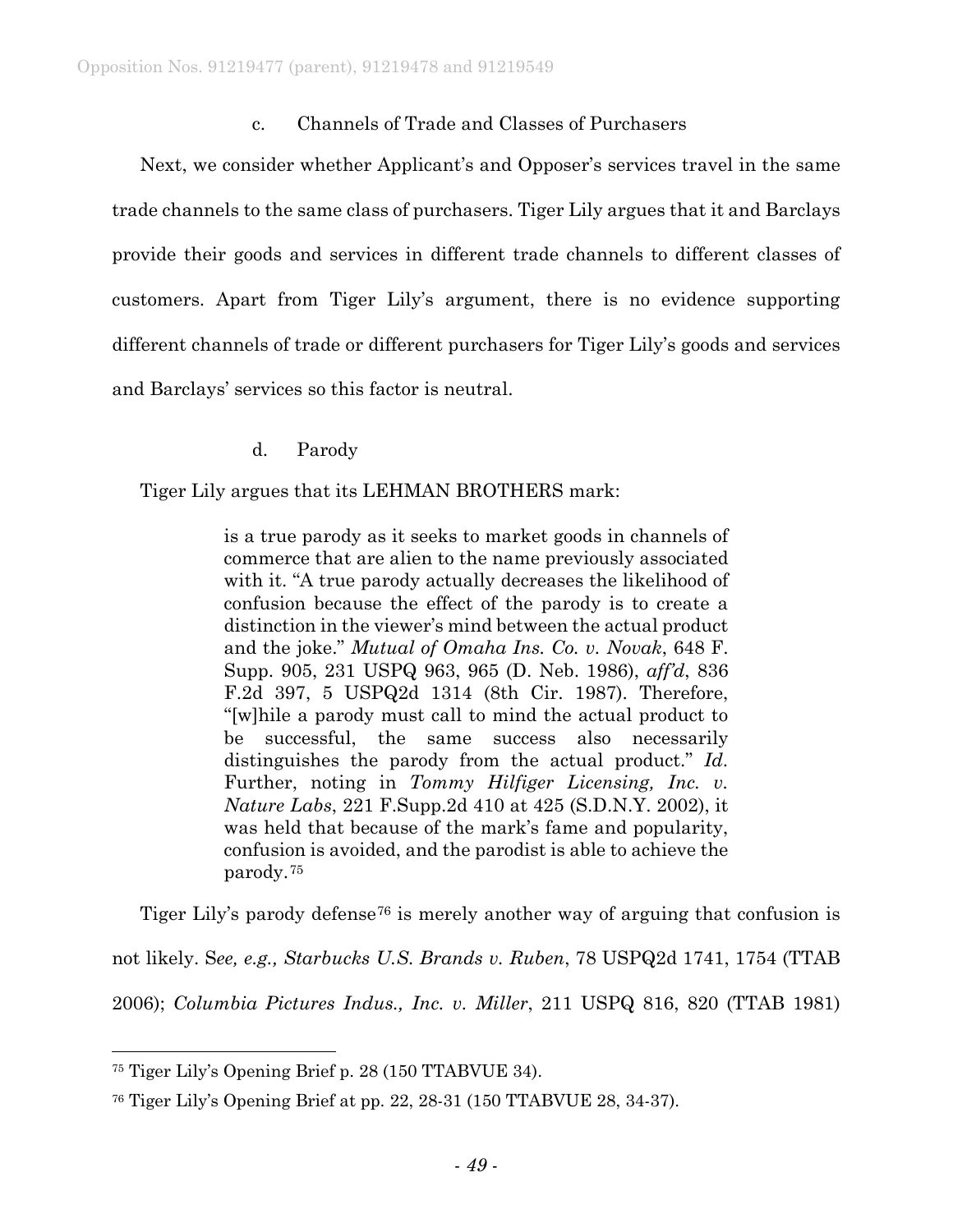c. Channels of Trade and Classes of Purchasers

Next, we consider whether Applicant's and Opposer's services travel in the same trade channels to the same class of purchasers. Tiger Lily argues that it and Barclays provide their goods and services in different trade channels to different classes of customers. Apart from Tiger Lily's argument, there is no evidence supporting different channels of trade or different purchasers for Tiger Lily's goods and services and Barclays' services so this factor is neutral.

d. Parody

Tiger Lily argues that its LEHMAN BROTHERS mark:

> is a true parody as it seeks to market goods in channels of commerce that are alien to the name previously associated with it. "A true parody actually decreases the likelihood of confusion because the effect of the parody is to create a distinction in the viewer's mind between the actual product and the joke." *Mutual of Omaha Ins. Co. v. Novak*, 648 F. Supp. 905, 231 USPQ 963, 965 (D. Neb. 1986), *aff'd*, 836 F.2d 397, 5 USPQ2d 1314 (8th Cir. 1987). Therefore, "[w]hile a parody must call to mind the actual product to be successful, the same success also necessarily distinguishes the parody from the actual product." *Id.* Further, noting in *Tommy Hilfiger Licensing, Inc. v. Nature Labs*, 221 F.Supp.2d 410 at 425 (S.D.N.Y. 2002), it was held that because of the mark's fame and popularity, confusion is avoided, and the parodist is able to achieve the parody.[75]

Tiger Lily's parody defense[76] is merely another way of arguing that confusion is not likely. S*ee, e.g., Starbucks U.S. Brands v. Ruben*, 78 USPQ2d 1741, 1754 (TTAB 2006); *Columbia Pictures Indus., Inc. v. Miller*, 211 USPQ 816, 820 (TTAB 1981)

---

[75] Tiger Lily's Opening Brief p. 28 (150 TTABVUE 34).

[76] Tiger Lily's Opening Brief at pp. 22, 28-31 (150 TTABVUE 28, 34-37).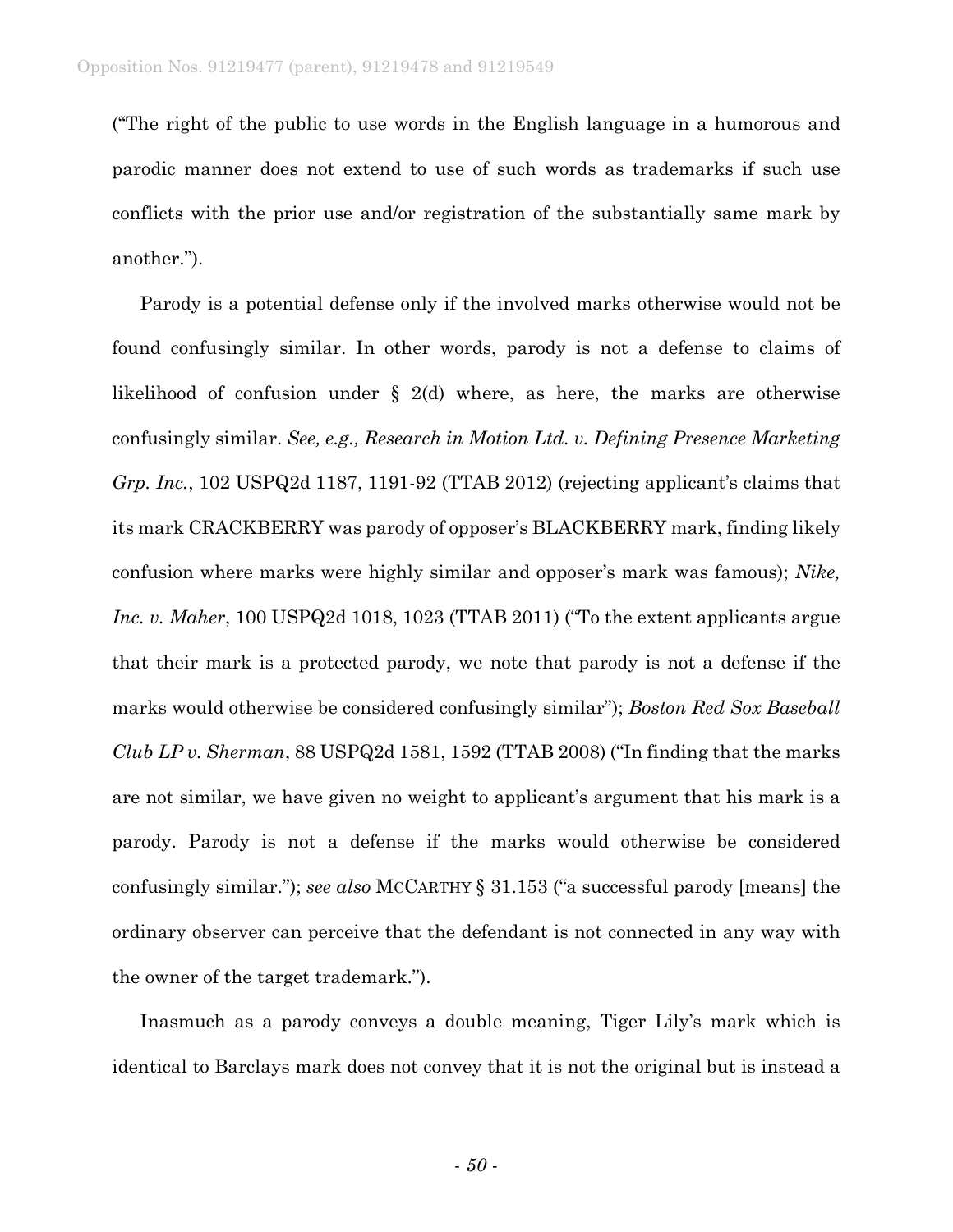("The right of the public to use words in the English language in a humorous and parodic manner does not extend to use of such words as trademarks if such use conflicts with the prior use and/or registration of the substantially same mark by another.").

Parody is a potential defense only if the involved marks otherwise would not be found confusingly similar. In other words, parody is not a defense to claims of likelihood of confusion under § 2(d) where, as here, the marks are otherwise confusingly similar. *See, e.g., Research in Motion Ltd. v. Defining Presence Marketing Grp. Inc.*, 102 USPQ2d 1187, 1191-92 (TTAB 2012) (rejecting applicant's claims that its mark CRACKBERRY was parody of opposer's BLACKBERRY mark, finding likely confusion where marks were highly similar and opposer's mark was famous); *Nike, Inc. v. Maher*, 100 USPQ2d 1018, 1023 (TTAB 2011) ("To the extent applicants argue that their mark is a protected parody, we note that parody is not a defense if the marks would otherwise be considered confusingly similar"); *Boston Red Sox Baseball Club LP v. Sherman*, 88 USPQ2d 1581, 1592 (TTAB 2008) ("In finding that the marks are not similar, we have given no weight to applicant's argument that his mark is a parody. Parody is not a defense if the marks would otherwise be considered confusingly similar."); *see also* MCCARTHY § 31.153 ("a successful parody [means] the ordinary observer can perceive that the defendant is not connected in any way with the owner of the target trademark.").

Inasmuch as a parody conveys a double meaning, Tiger Lily's mark which is identical to Barclays mark does not convey that it is not the original but is instead a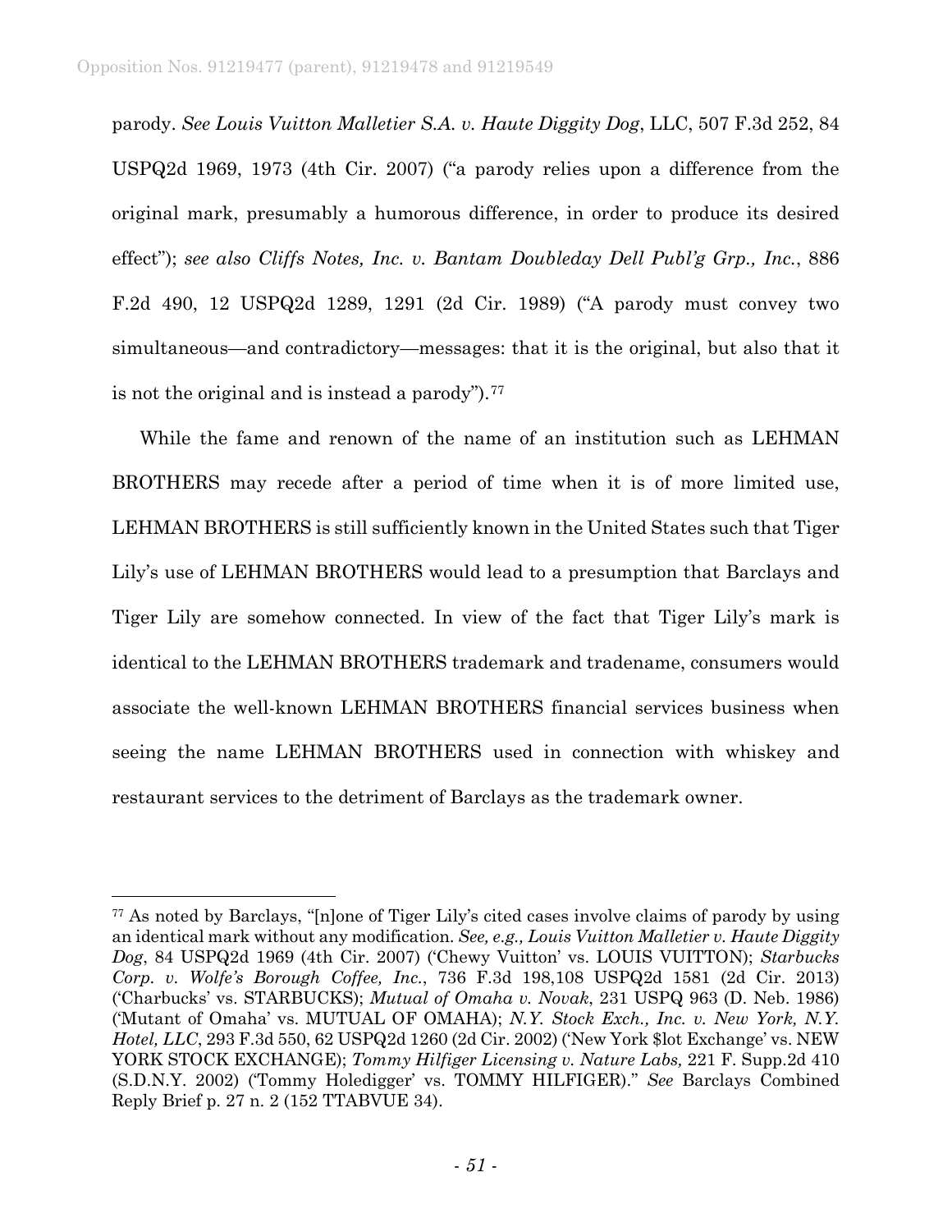parody. *See Louis Vuitton Malletier S.A. v. Haute Diggity Dog*, LLC, 507 F.3d 252, 84 USPQ2d 1969, 1973 (4th Cir. 2007) ("a parody relies upon a difference from the original mark, presumably a humorous difference, in order to produce its desired effect"); *see also Cliffs Notes, Inc. v. Bantam Doubleday Dell Publ'g Grp., Inc.*, 886 F.2d 490, 12 USPQ2d 1289, 1291 (2d Cir. 1989) ("A parody must convey two simultaneous—and contradictory—messages: that it is the original, but also that it is not the original and is instead a parody").[77]

While the fame and renown of the name of an institution such as LEHMAN BROTHERS may recede after a period of time when it is of more limited use, LEHMAN BROTHERS is still sufficiently known in the United States such that Tiger Lily's use of LEHMAN BROTHERS would lead to a presumption that Barclays and Tiger Lily are somehow connected. In view of the fact that Tiger Lily's mark is identical to the LEHMAN BROTHERS trademark and tradename, consumers would associate the well-known LEHMAN BROTHERS financial services business when seeing the name LEHMAN BROTHERS used in connection with whiskey and restaurant services to the detriment of Barclays as the trademark owner.

---

[77] As noted by Barclays, "[n]one of Tiger Lily's cited cases involve claims of parody by using an identical mark without any modification. *See, e.g., Louis Vuitton Malletier v. Haute Diggity Dog*, 84 USPQ2d 1969 (4th Cir. 2007) ('Chewy Vuitton' vs. LOUIS VUITTON); *Starbucks Corp. v. Wolfe's Borough Coffee, Inc.*, 736 F.3d 198,108 USPQ2d 1581 (2d Cir. 2013) ('Charbucks' vs. STARBUCKS); *Mutual of Omaha v. Novak*, 231 USPQ 963 (D. Neb. 1986) ('Mutant of Omaha' vs. MUTUAL OF OMAHA); *N.Y. Stock Exch., Inc. v. New York, N.Y. Hotel, LLC*, 293 F.3d 550, 62 USPQ2d 1260 (2d Cir. 2002) ('New York $lot Exchange' vs. NEW YORK STOCK EXCHANGE); *Tommy Hilfiger Licensing v. Nature Labs,* 221 F. Supp.2d 410 (S.D.N.Y. 2002) ('Tommy Holedigger' vs. TOMMY HILFIGER)." *See* Barclays Combined Reply Brief p. 27 n. 2 (152 TTABVUE 34).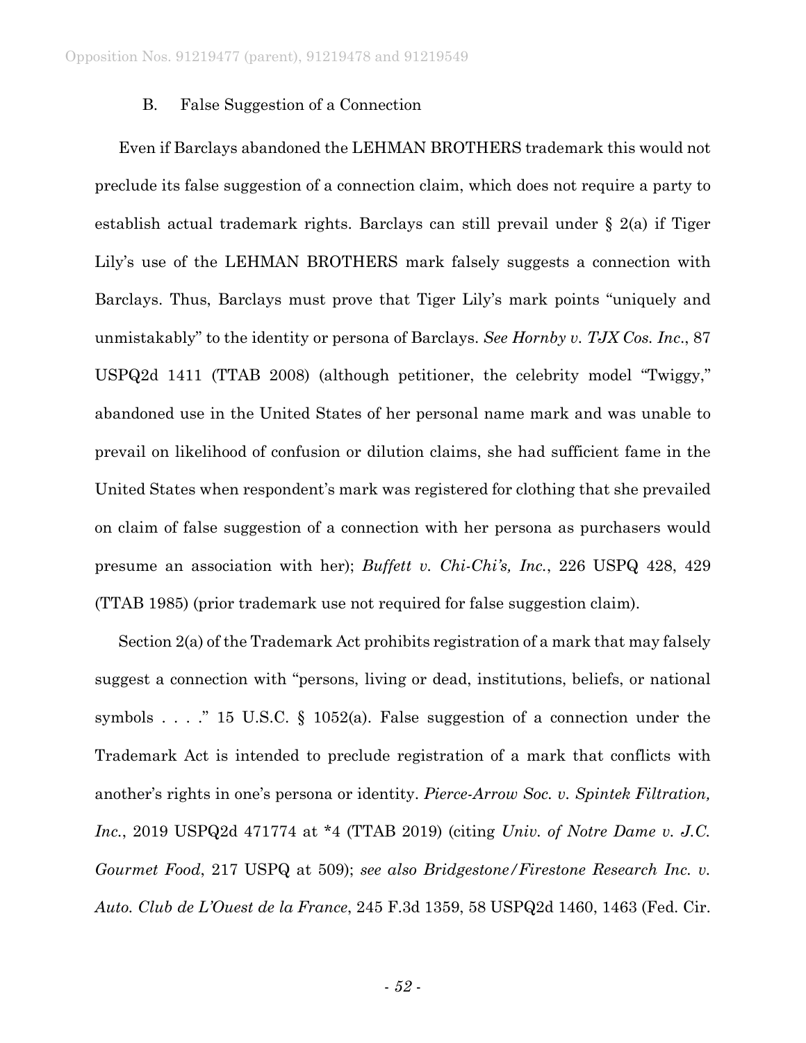### B. False Suggestion of a Connection

Even if Barclays abandoned the LEHMAN BROTHERS trademark this would not preclude its false suggestion of a connection claim, which does not require a party to establish actual trademark rights. Barclays can still prevail under § 2(a) if Tiger Lily's use of the LEHMAN BROTHERS mark falsely suggests a connection with Barclays. Thus, Barclays must prove that Tiger Lily's mark points "uniquely and unmistakably" to the identity or persona of Barclays. *See Hornby v. TJX Cos. Inc*., 87 USPQ2d 1411 (TTAB 2008) (although petitioner, the celebrity model "Twiggy," abandoned use in the United States of her personal name mark and was unable to prevail on likelihood of confusion or dilution claims, she had sufficient fame in the United States when respondent's mark was registered for clothing that she prevailed on claim of false suggestion of a connection with her persona as purchasers would presume an association with her); *Buffett v. Chi-Chi's, Inc.*, 226 USPQ 428, 429 (TTAB 1985) (prior trademark use not required for false suggestion claim).

Section 2(a) of the Trademark Act prohibits registration of a mark that may falsely suggest a connection with "persons, living or dead, institutions, beliefs, or national symbols . . . ." 15 U.S.C. § 1052(a). False suggestion of a connection under the Trademark Act is intended to preclude registration of a mark that conflicts with another's rights in one's persona or identity. *Pierce-Arrow Soc. v. Spintek Filtration, Inc.*, 2019 USPQ2d 471774 at *4 (TTAB 2019) (citing *Univ. of Notre Dame v. J.C. Gourmet Food*, 217 USPQ at 509); *see also Bridgestone/Firestone Research Inc. v. Auto. Club de L'Ouest de la France*, 245 F.3d 1359, 58 USPQ2d 1460, 1463 (Fed. Cir.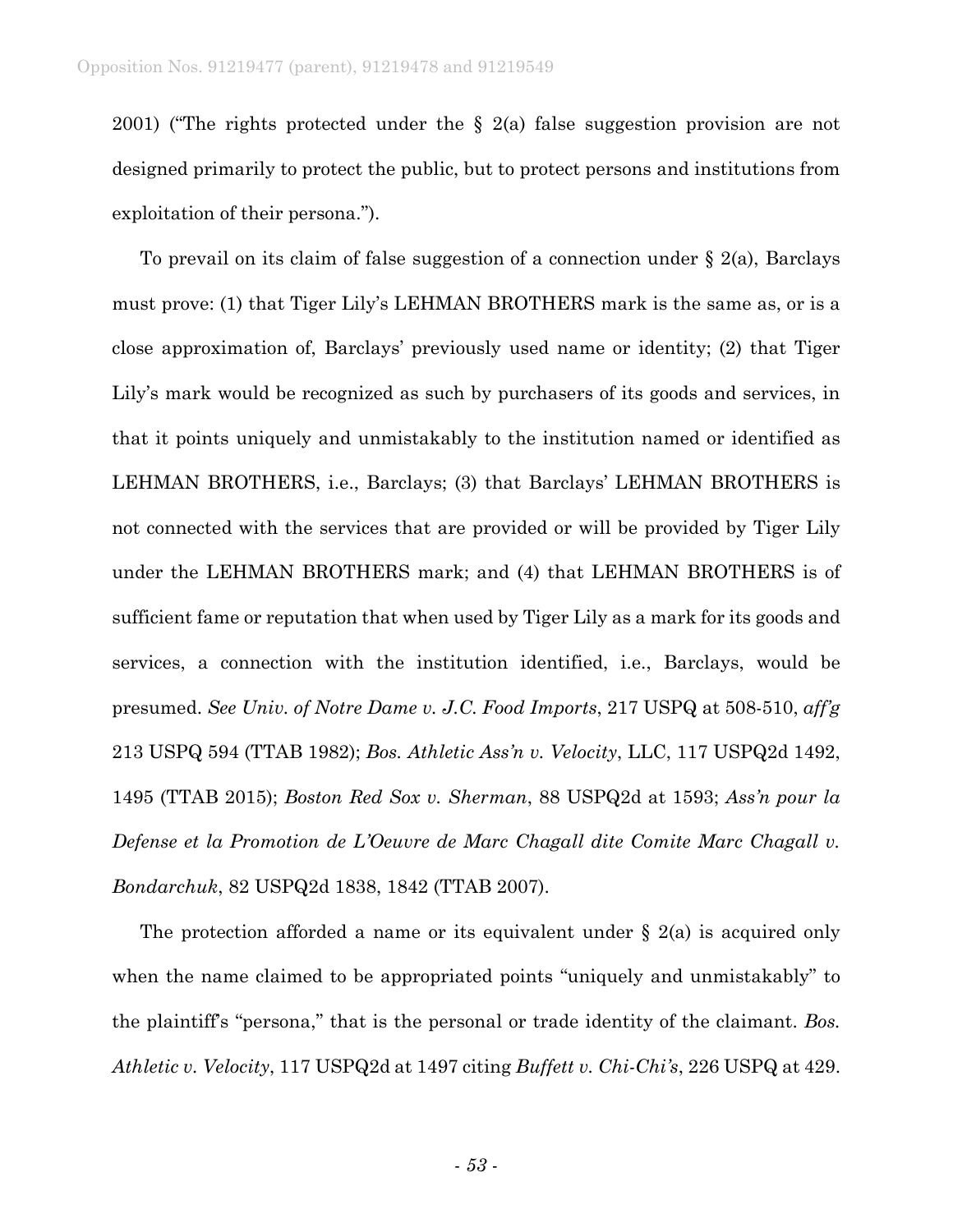2001) ("The rights protected under the § 2(a) false suggestion provision are not designed primarily to protect the public, but to protect persons and institutions from exploitation of their persona.").

To prevail on its claim of false suggestion of a connection under § 2(a), Barclays must prove: (1) that Tiger Lily's LEHMAN BROTHERS mark is the same as, or is a close approximation of, Barclays' previously used name or identity; (2) that Tiger Lily's mark would be recognized as such by purchasers of its goods and services, in that it points uniquely and unmistakably to the institution named or identified as LEHMAN BROTHERS, i.e., Barclays; (3) that Barclays' LEHMAN BROTHERS is not connected with the services that are provided or will be provided by Tiger Lily under the LEHMAN BROTHERS mark; and (4) that LEHMAN BROTHERS is of sufficient fame or reputation that when used by Tiger Lily as a mark for its goods and services, a connection with the institution identified, i.e., Barclays, would be presumed. *See Univ. of Notre Dame v. J.C. Food Imports*, 217 USPQ at 508-510, *aff'g* 213 USPQ 594 (TTAB 1982); *Bos. Athletic Ass'n v. Velocity*, LLC, 117 USPQ2d 1492, 1495 (TTAB 2015); *Boston Red Sox v. Sherman*, 88 USPQ2d at 1593; *Ass'n pour la Defense et la Promotion de L'Oeuvre de Marc Chagall dite Comite Marc Chagall v. Bondarchuk*, 82 USPQ2d 1838, 1842 (TTAB 2007).

The protection afforded a name or its equivalent under § 2(a) is acquired only when the name claimed to be appropriated points "uniquely and unmistakably" to the plaintiff's "persona," that is the personal or trade identity of the claimant. *Bos. Athletic v. Velocity*, 117 USPQ2d at 1497 citing *Buffett v. Chi-Chi's*, 226 USPQ at 429.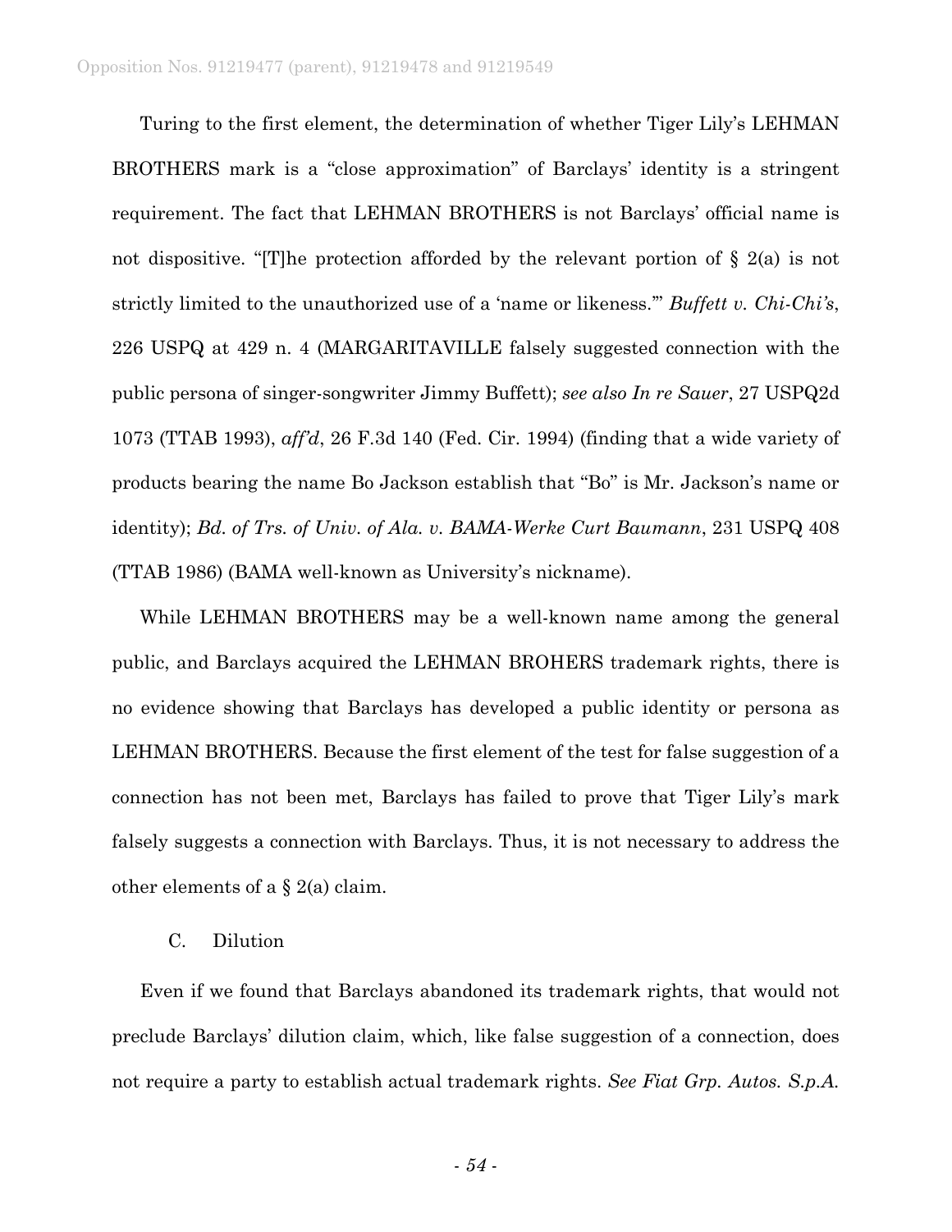Turing to the first element, the determination of whether Tiger Lily's LEHMAN BROTHERS mark is a "close approximation" of Barclays' identity is a stringent requirement. The fact that LEHMAN BROTHERS is not Barclays' official name is not dispositive. "[T]he protection afforded by the relevant portion of § 2(a) is not strictly limited to the unauthorized use of a 'name or likeness.'" *Buffett v. Chi-Chi's*, 226 USPQ at 429 n. 4 (MARGARITAVILLE falsely suggested connection with the public persona of singer-songwriter Jimmy Buffett); *see also In re Sauer*, 27 USPQ2d 1073 (TTAB 1993), *aff'd*, 26 F.3d 140 (Fed. Cir. 1994) (finding that a wide variety of products bearing the name Bo Jackson establish that "Bo" is Mr. Jackson's name or identity); *Bd. of Trs. of Univ. of Ala. v. BAMA-Werke Curt Baumann*, 231 USPQ 408 (TTAB 1986) (BAMA well-known as University's nickname).

While LEHMAN BROTHERS may be a well-known name among the general public, and Barclays acquired the LEHMAN BROHERS trademark rights, there is no evidence showing that Barclays has developed a public identity or persona as LEHMAN BROTHERS. Because the first element of the test for false suggestion of a connection has not been met, Barclays has failed to prove that Tiger Lily's mark falsely suggests a connection with Barclays. Thus, it is not necessary to address the other elements of a § 2(a) claim.

### C. Dilution

Even if we found that Barclays abandoned its trademark rights, that would not preclude Barclays' dilution claim, which, like false suggestion of a connection, does not require a party to establish actual trademark rights. *See Fiat Grp. Autos. S.p.A.*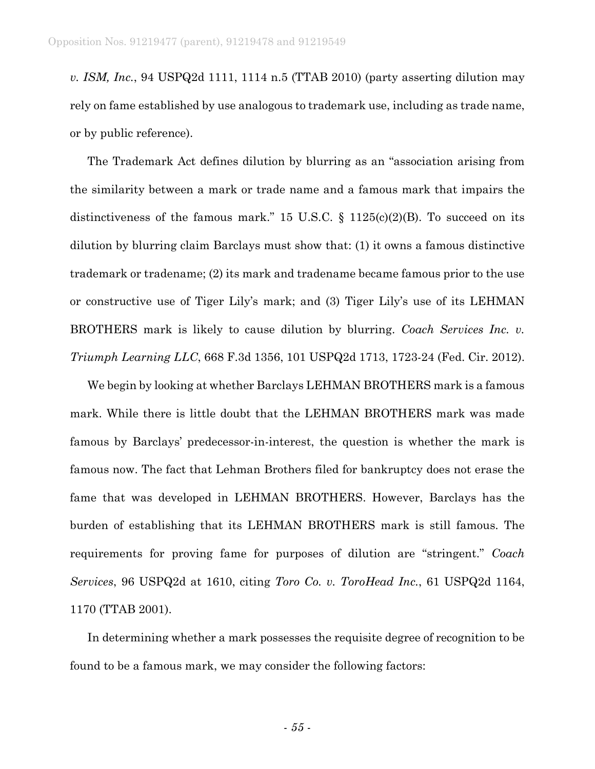*v. ISM, Inc.*, 94 USPQ2d 1111, 1114 n.5 (TTAB 2010) (party asserting dilution may rely on fame established by use analogous to trademark use, including as trade name, or by public reference).

The Trademark Act defines dilution by blurring as an "association arising from the similarity between a mark or trade name and a famous mark that impairs the distinctiveness of the famous mark." 15 U.S.C. § 1125(c)(2)(B). To succeed on its dilution by blurring claim Barclays must show that: (1) it owns a famous distinctive trademark or tradename; (2) its mark and tradename became famous prior to the use or constructive use of Tiger Lily's mark; and (3) Tiger Lily's use of its LEHMAN BROTHERS mark is likely to cause dilution by blurring. *Coach Services Inc. v. Triumph Learning LLC*, 668 F.3d 1356, 101 USPQ2d 1713, 1723-24 (Fed. Cir. 2012).

We begin by looking at whether Barclays LEHMAN BROTHERS mark is a famous mark. While there is little doubt that the LEHMAN BROTHERS mark was made famous by Barclays' predecessor-in-interest, the question is whether the mark is famous now. The fact that Lehman Brothers filed for bankruptcy does not erase the fame that was developed in LEHMAN BROTHERS. However, Barclays has the burden of establishing that its LEHMAN BROTHERS mark is still famous. The requirements for proving fame for purposes of dilution are "stringent." *Coach Services*, 96 USPQ2d at 1610, citing *Toro Co. v. ToroHead Inc.*, 61 USPQ2d 1164, 1170 (TTAB 2001).

In determining whether a mark possesses the requisite degree of recognition to be found to be a famous mark, we may consider the following factors: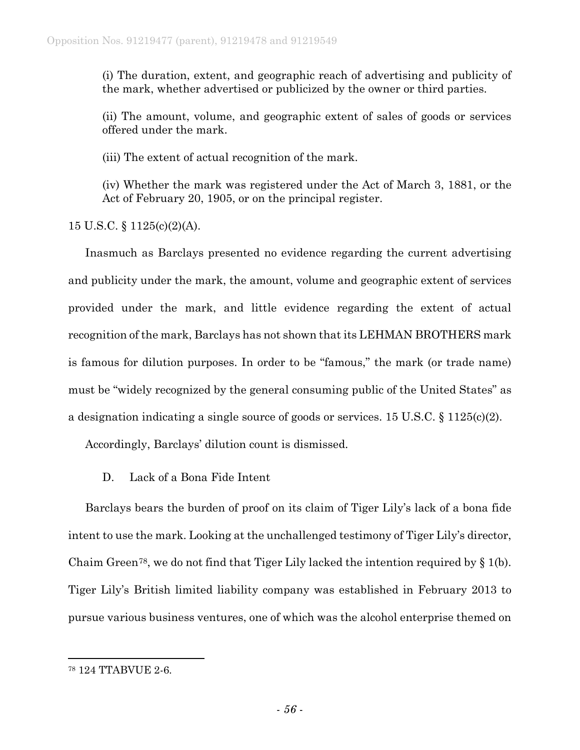(i) The duration, extent, and geographic reach of advertising and publicity of the mark, whether advertised or publicized by the owner or third parties.

(ii) The amount, volume, and geographic extent of sales of goods or services offered under the mark.

(iii) The extent of actual recognition of the mark.

(iv) Whether the mark was registered under the Act of March 3, 1881, or the Act of February 20, 1905, or on the principal register.

15 U.S.C. § 1125(c)(2)(A).

Inasmuch as Barclays presented no evidence regarding the current advertising and publicity under the mark, the amount, volume and geographic extent of services provided under the mark, and little evidence regarding the extent of actual recognition of the mark, Barclays has not shown that its LEHMAN BROTHERS mark is famous for dilution purposes. In order to be "famous," the mark (or trade name) must be "widely recognized by the general consuming public of the United States" as a designation indicating a single source of goods or services. 15 U.S.C. § 1125(c)(2).

Accordingly, Barclays' dilution count is dismissed.

### D. Lack of a Bona Fide Intent

Barclays bears the burden of proof on its claim of Tiger Lily's lack of a bona fide intent to use the mark. Looking at the unchallenged testimony of Tiger Lily's director, Chaim Green[78], we do not find that Tiger Lily lacked the intention required by § 1(b). Tiger Lily's British limited liability company was established in February 2013 to pursue various business ventures, one of which was the alcohol enterprise themed on

[78] 124 TTABVUE 2-6.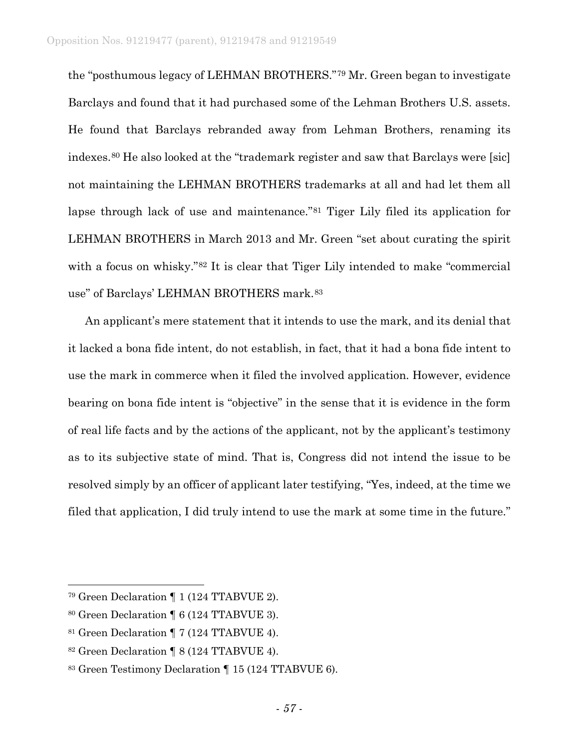the "posthumous legacy of LEHMAN BROTHERS."[79] Mr. Green began to investigate Barclays and found that it had purchased some of the Lehman Brothers U.S. assets. He found that Barclays rebranded away from Lehman Brothers, renaming its indexes.[80] He also looked at the "trademark register and saw that Barclays were [sic] not maintaining the LEHMAN BROTHERS trademarks at all and had let them all lapse through lack of use and maintenance."[81] Tiger Lily filed its application for LEHMAN BROTHERS in March 2013 and Mr. Green "set about curating the spirit with a focus on whisky."[82] It is clear that Tiger Lily intended to make "commercial use" of Barclays' LEHMAN BROTHERS mark.[83]

An applicant's mere statement that it intends to use the mark, and its denial that it lacked a bona fide intent, do not establish, in fact, that it had a bona fide intent to use the mark in commerce when it filed the involved application. However, evidence bearing on bona fide intent is "objective" in the sense that it is evidence in the form of real life facts and by the actions of the applicant, not by the applicant's testimony as to its subjective state of mind. That is, Congress did not intend the issue to be resolved simply by an officer of applicant later testifying, "Yes, indeed, at the time we filed that application, I did truly intend to use the mark at some time in the future."

---

[79] Green Declaration ¶ 1 (124 TTABVUE 2).

[80] Green Declaration ¶ 6 (124 TTABVUE 3).

[81] Green Declaration ¶ 7 (124 TTABVUE 4).

[82] Green Declaration ¶ 8 (124 TTABVUE 4).

[83] Green Testimony Declaration ¶ 15 (124 TTABVUE 6).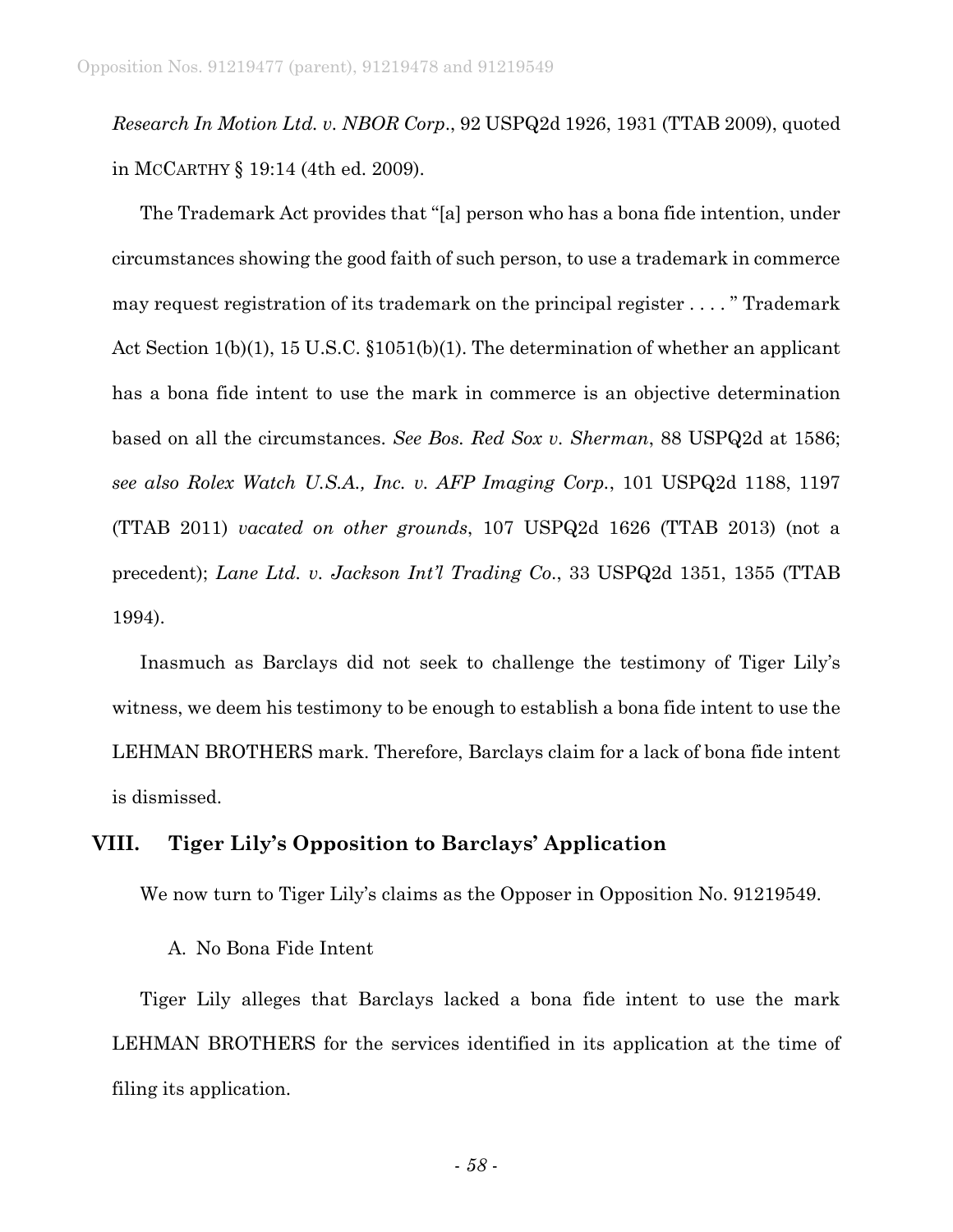*Research In Motion Ltd. v. NBOR Corp*., 92 USPQ2d 1926, 1931 (TTAB 2009), quoted in MCCARTHY § 19:14 (4th ed. 2009).

The Trademark Act provides that "[a] person who has a bona fide intention, under circumstances showing the good faith of such person, to use a trademark in commerce may request registration of its trademark on the principal register . . . . " Trademark Act Section 1(b)(1), 15 U.S.C. §1051(b)(1). The determination of whether an applicant has a bona fide intent to use the mark in commerce is an objective determination based on all the circumstances. *See Bos. Red Sox v. Sherman*, 88 USPQ2d at 1586; *see also Rolex Watch U.S.A., Inc. v. AFP Imaging Corp.*, 101 USPQ2d 1188, 1197 (TTAB 2011) *vacated on other grounds*, 107 USPQ2d 1626 (TTAB 2013) (not a precedent); *Lane Ltd. v. Jackson Int'l Trading Co*., 33 USPQ2d 1351, 1355 (TTAB 1994).

Inasmuch as Barclays did not seek to challenge the testimony of Tiger Lily's witness, we deem his testimony to be enough to establish a bona fide intent to use the LEHMAN BROTHERS mark. Therefore, Barclays claim for a lack of bona fide intent is dismissed.

## VIII. Tiger Lily's Opposition to Barclays' Application

We now turn to Tiger Lily's claims as the Opposer in Opposition No. 91219549.

### A. No Bona Fide Intent

Tiger Lily alleges that Barclays lacked a bona fide intent to use the mark LEHMAN BROTHERS for the services identified in its application at the time of filing its application.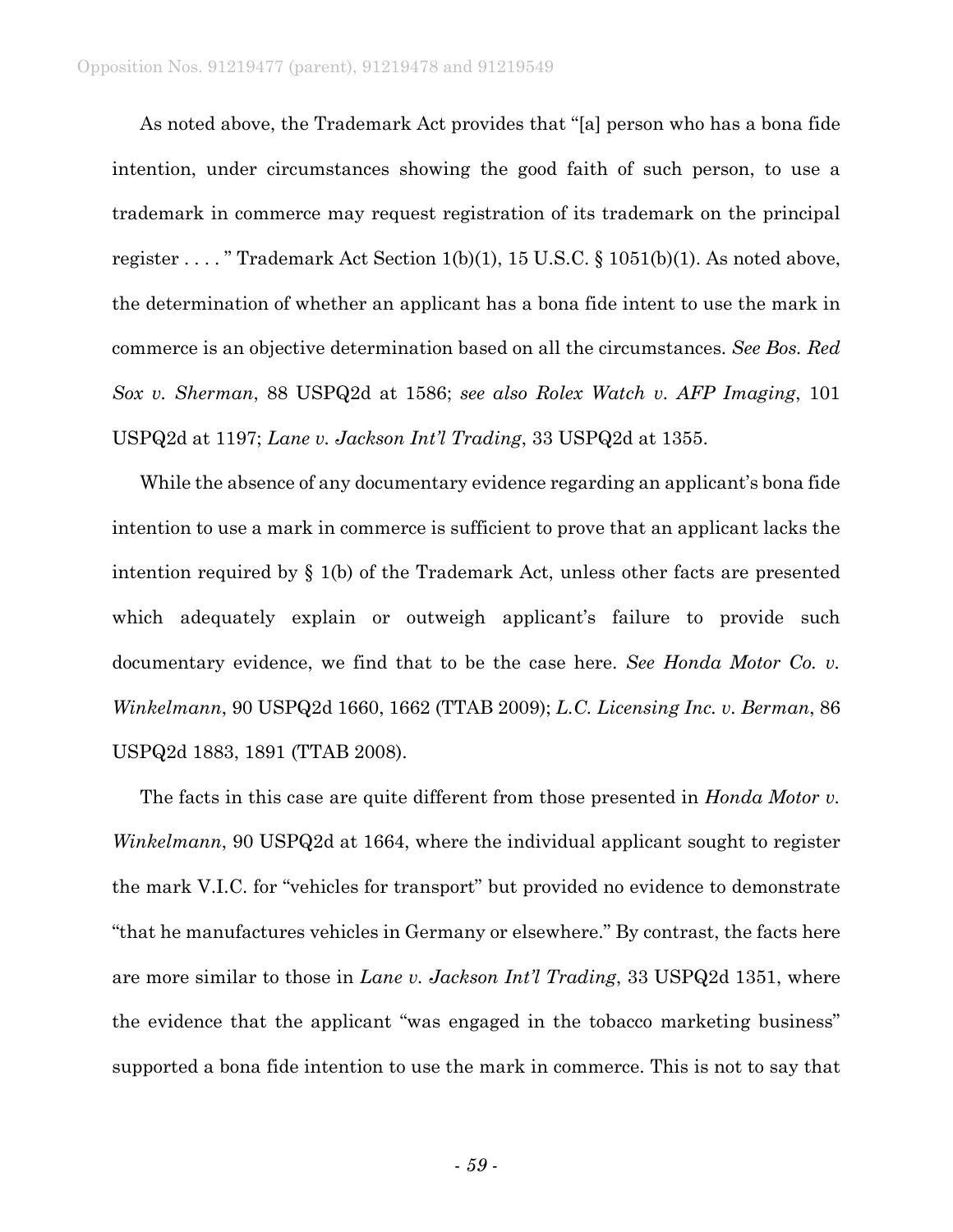As noted above, the Trademark Act provides that "[a] person who has a bona fide intention, under circumstances showing the good faith of such person, to use a trademark in commerce may request registration of its trademark on the principal register . . . . " Trademark Act Section 1(b)(1), 15 U.S.C. § 1051(b)(1). As noted above, the determination of whether an applicant has a bona fide intent to use the mark in commerce is an objective determination based on all the circumstances. *See Bos. Red Sox v. Sherman*, 88 USPQ2d at 1586; *see also Rolex Watch v. AFP Imaging*, 101 USPQ2d at 1197; *Lane v. Jackson Int'l Trading*, 33 USPQ2d at 1355.

While the absence of any documentary evidence regarding an applicant's bona fide intention to use a mark in commerce is sufficient to prove that an applicant lacks the intention required by § 1(b) of the Trademark Act, unless other facts are presented which adequately explain or outweigh applicant's failure to provide such documentary evidence, we find that to be the case here. *See Honda Motor Co. v. Winkelmann*, 90 USPQ2d 1660, 1662 (TTAB 2009); *L.C. Licensing Inc. v. Berman*, 86 USPQ2d 1883, 1891 (TTAB 2008).

The facts in this case are quite different from those presented in *Honda Motor v. Winkelmann*, 90 USPQ2d at 1664, where the individual applicant sought to register the mark V.I.C. for "vehicles for transport" but provided no evidence to demonstrate "that he manufactures vehicles in Germany or elsewhere." By contrast, the facts here are more similar to those in *Lane v. Jackson Int'l Trading*, 33 USPQ2d 1351, where the evidence that the applicant "was engaged in the tobacco marketing business" supported a bona fide intention to use the mark in commerce. This is not to say that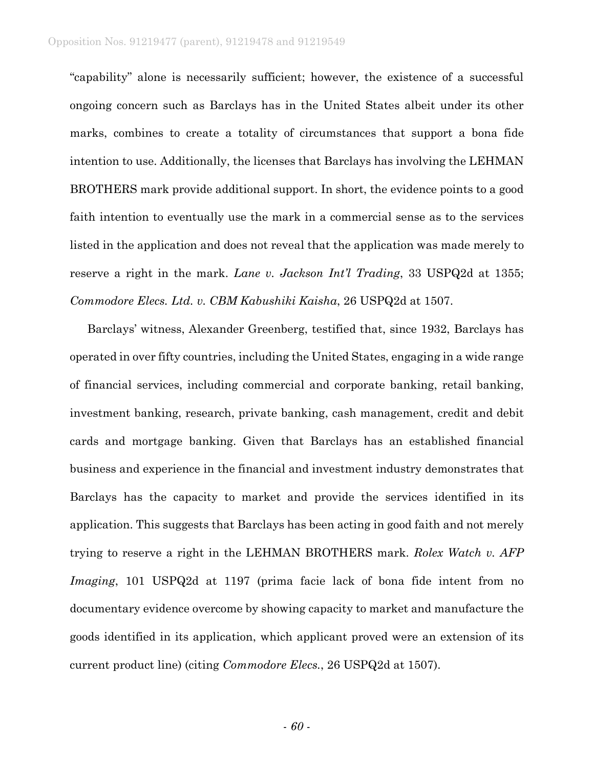"capability" alone is necessarily sufficient; however, the existence of a successful ongoing concern such as Barclays has in the United States albeit under its other marks, combines to create a totality of circumstances that support a bona fide intention to use. Additionally, the licenses that Barclays has involving the LEHMAN BROTHERS mark provide additional support. In short, the evidence points to a good faith intention to eventually use the mark in a commercial sense as to the services listed in the application and does not reveal that the application was made merely to reserve a right in the mark. *Lane v. Jackson Int'l Trading*, 33 USPQ2d at 1355; *Commodore Elecs. Ltd. v. CBM Kabushiki Kaisha*, 26 USPQ2d at 1507.

Barclays' witness, Alexander Greenberg, testified that, since 1932, Barclays has operated in over fifty countries, including the United States, engaging in a wide range of financial services, including commercial and corporate banking, retail banking, investment banking, research, private banking, cash management, credit and debit cards and mortgage banking. Given that Barclays has an established financial business and experience in the financial and investment industry demonstrates that Barclays has the capacity to market and provide the services identified in its application. This suggests that Barclays has been acting in good faith and not merely trying to reserve a right in the LEHMAN BROTHERS mark. *Rolex Watch v. AFP Imaging*, 101 USPQ2d at 1197 (prima facie lack of bona fide intent from no documentary evidence overcome by showing capacity to market and manufacture the goods identified in its application, which applicant proved were an extension of its current product line) (citing *Commodore Elecs.*, 26 USPQ2d at 1507).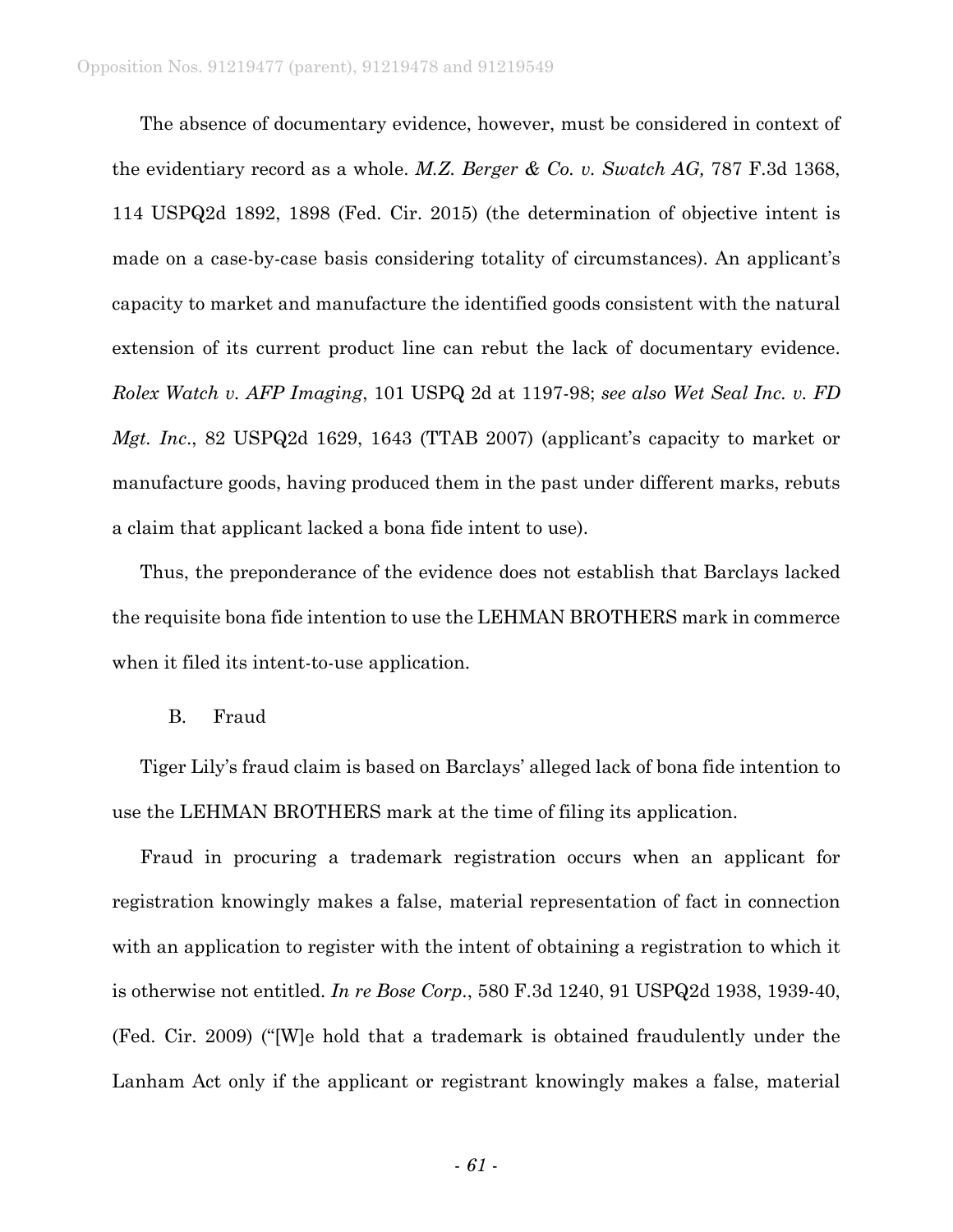The absence of documentary evidence, however, must be considered in context of the evidentiary record as a whole. *M.Z. Berger & Co. v. Swatch AG,* 787 F.3d 1368, 114 USPQ2d 1892, 1898 (Fed. Cir. 2015) (the determination of objective intent is made on a case-by-case basis considering totality of circumstances). An applicant's capacity to market and manufacture the identified goods consistent with the natural extension of its current product line can rebut the lack of documentary evidence. *Rolex Watch v. AFP Imaging*, 101 USPQ 2d at 1197-98; *see also Wet Seal Inc. v. FD Mgt. Inc*., 82 USPQ2d 1629, 1643 (TTAB 2007) (applicant's capacity to market or manufacture goods, having produced them in the past under different marks, rebuts a claim that applicant lacked a bona fide intent to use).

Thus, the preponderance of the evidence does not establish that Barclays lacked the requisite bona fide intention to use the LEHMAN BROTHERS mark in commerce when it filed its intent-to-use application.

B. Fraud

Tiger Lily's fraud claim is based on Barclays' alleged lack of bona fide intention to use the LEHMAN BROTHERS mark at the time of filing its application.

Fraud in procuring a trademark registration occurs when an applicant for registration knowingly makes a false, material representation of fact in connection with an application to register with the intent of obtaining a registration to which it is otherwise not entitled. *In re Bose Corp*., 580 F.3d 1240, 91 USPQ2d 1938, 1939-40, (Fed. Cir. 2009) ("[W]e hold that a trademark is obtained fraudulently under the Lanham Act only if the applicant or registrant knowingly makes a false, material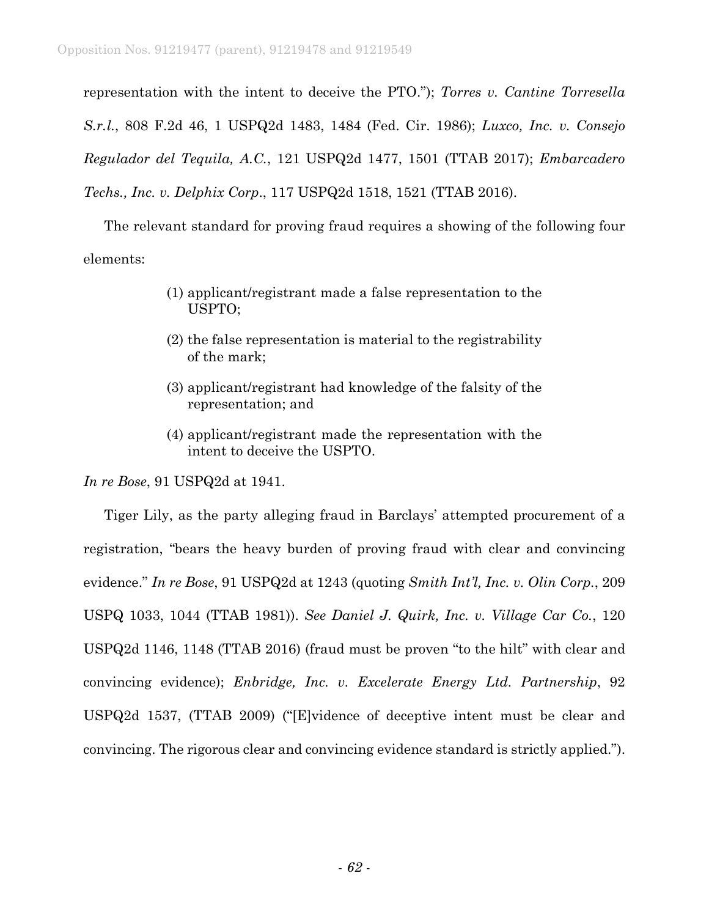representation with the intent to deceive the PTO."); *Torres v. Cantine Torresella S.r.l.*, 808 F.2d 46, 1 USPQ2d 1483, 1484 (Fed. Cir. 1986); *Luxco, Inc. v. Consejo Regulador del Tequila, A.C.*, 121 USPQ2d 1477, 1501 (TTAB 2017); *Embarcadero Techs., Inc. v. Delphix Corp.*, 117 USPQ2d 1518, 1521 (TTAB 2016).

The relevant standard for proving fraud requires a showing of the following four elements:

> (1) applicant/registrant made a false representation to the USPTO;
>
> (2) the false representation is material to the registrability of the mark;
>
> (3) applicant/registrant had knowledge of the falsity of the representation; and
>
> (4) applicant/registrant made the representation with the intent to deceive the USPTO.

*In re Bose*, 91 USPQ2d at 1941.

Tiger Lily, as the party alleging fraud in Barclays' attempted procurement of a registration, "bears the heavy burden of proving fraud with clear and convincing evidence." *In re Bose*, 91 USPQ2d at 1243 (quoting *Smith Int'l, Inc. v. Olin Corp.*, 209 USPQ 1033, 1044 (TTAB 1981)). *See Daniel J. Quirk, Inc. v. Village Car Co.*, 120 USPQ2d 1146, 1148 (TTAB 2016) (fraud must be proven "to the hilt" with clear and convincing evidence); *Enbridge, Inc. v. Excelerate Energy Ltd. Partnership*, 92 USPQ2d 1537, (TTAB 2009) ("[E]vidence of deceptive intent must be clear and convincing. The rigorous clear and convincing evidence standard is strictly applied.").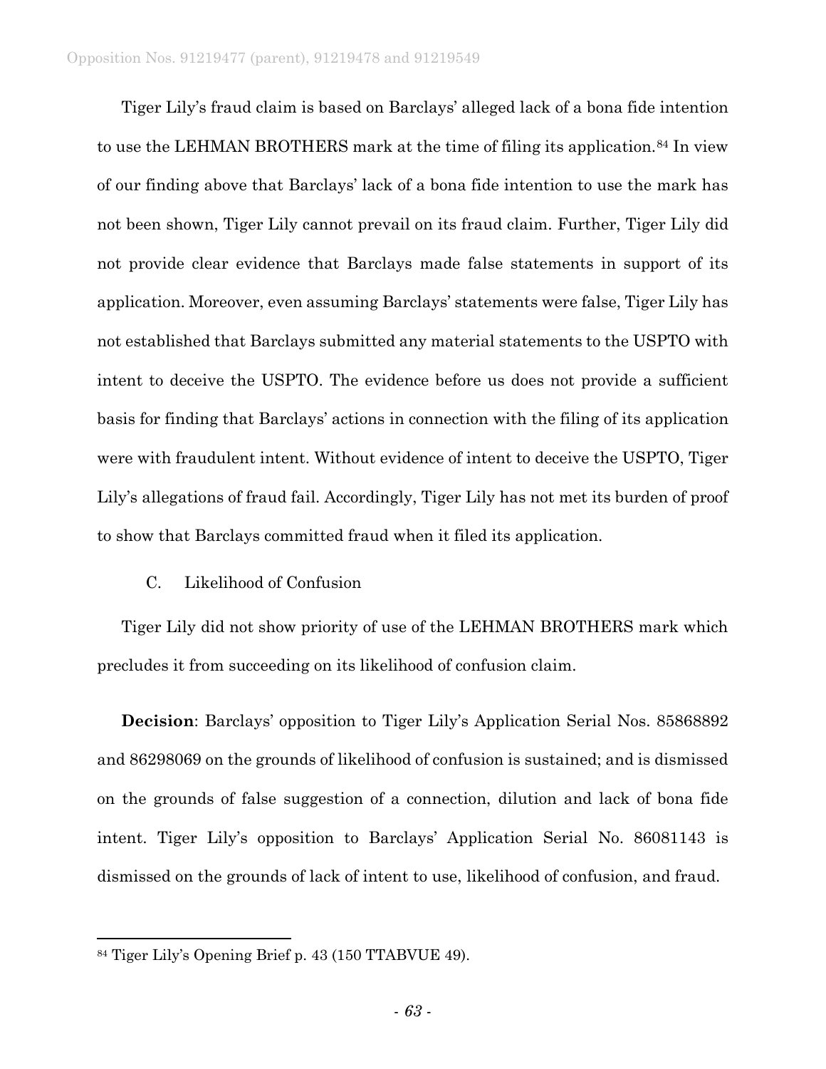Tiger Lily's fraud claim is based on Barclays' alleged lack of a bona fide intention to use the LEHMAN BROTHERS mark at the time of filing its application.[84] In view of our finding above that Barclays' lack of a bona fide intention to use the mark has not been shown, Tiger Lily cannot prevail on its fraud claim. Further, Tiger Lily did not provide clear evidence that Barclays made false statements in support of its application. Moreover, even assuming Barclays' statements were false, Tiger Lily has not established that Barclays submitted any material statements to the USPTO with intent to deceive the USPTO. The evidence before us does not provide a sufficient basis for finding that Barclays' actions in connection with the filing of its application were with fraudulent intent. Without evidence of intent to deceive the USPTO, Tiger Lily's allegations of fraud fail. Accordingly, Tiger Lily has not met its burden of proof to show that Barclays committed fraud when it filed its application.

### C. Likelihood of Confusion

Tiger Lily did not show priority of use of the LEHMAN BROTHERS mark which precludes it from succeeding on its likelihood of confusion claim.

**Decision**: Barclays' opposition to Tiger Lily's Application Serial Nos. 85868892 and 86298069 on the grounds of likelihood of confusion is sustained; and is dismissed on the grounds of false suggestion of a connection, dilution and lack of bona fide intent. Tiger Lily's opposition to Barclays' Application Serial No. 86081143 is dismissed on the grounds of lack of intent to use, likelihood of confusion, and fraud.

---

[84] Tiger Lily's Opening Brief p. 43 (150 TTABVUE 49).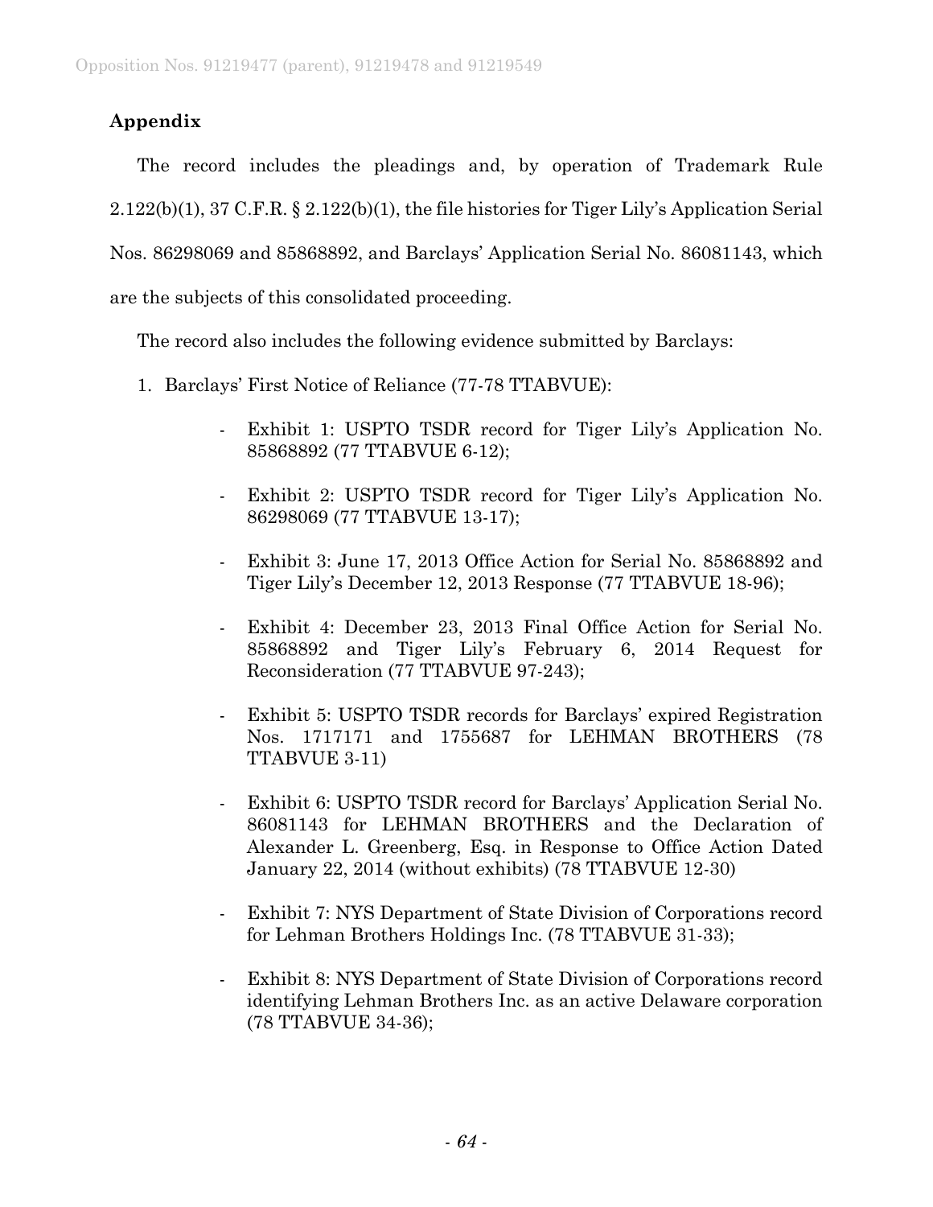**Appendix**

The record includes the pleadings and, by operation of Trademark Rule 2.122(b)(1), 37 C.F.R. § 2.122(b)(1), the file histories for Tiger Lily's Application Serial Nos. 86298069 and 85868892, and Barclays' Application Serial No. 86081143, which are the subjects of this consolidated proceeding.

The record also includes the following evidence submitted by Barclays:

1. Barclays' First Notice of Reliance (77-78 TTABVUE):

   - Exhibit 1: USPTO TSDR record for Tiger Lily's Application No. 85868892 (77 TTABVUE 6-12);

   - Exhibit 2: USPTO TSDR record for Tiger Lily's Application No. 86298069 (77 TTABVUE 13-17);

   - Exhibit 3: June 17, 2013 Office Action for Serial No. 85868892 and Tiger Lily's December 12, 2013 Response (77 TTABVUE 18-96);

   - Exhibit 4: December 23, 2013 Final Office Action for Serial No. 85868892 and Tiger Lily's February 6, 2014 Request for Reconsideration (77 TTABVUE 97-243);

   - Exhibit 5: USPTO TSDR records for Barclays' expired Registration Nos. 1717171 and 1755687 for LEHMAN BROTHERS (78 TTABVUE 3-11)

   - Exhibit 6: USPTO TSDR record for Barclays' Application Serial No. 86081143 for LEHMAN BROTHERS and the Declaration of Alexander L. Greenberg, Esq. in Response to Office Action Dated January 22, 2014 (without exhibits) (78 TTABVUE 12-30)

   - Exhibit 7: NYS Department of State Division of Corporations record for Lehman Brothers Holdings Inc. (78 TTABVUE 31-33);

   - Exhibit 8: NYS Department of State Division of Corporations record identifying Lehman Brothers Inc. as an active Delaware corporation (78 TTABVUE 34-36);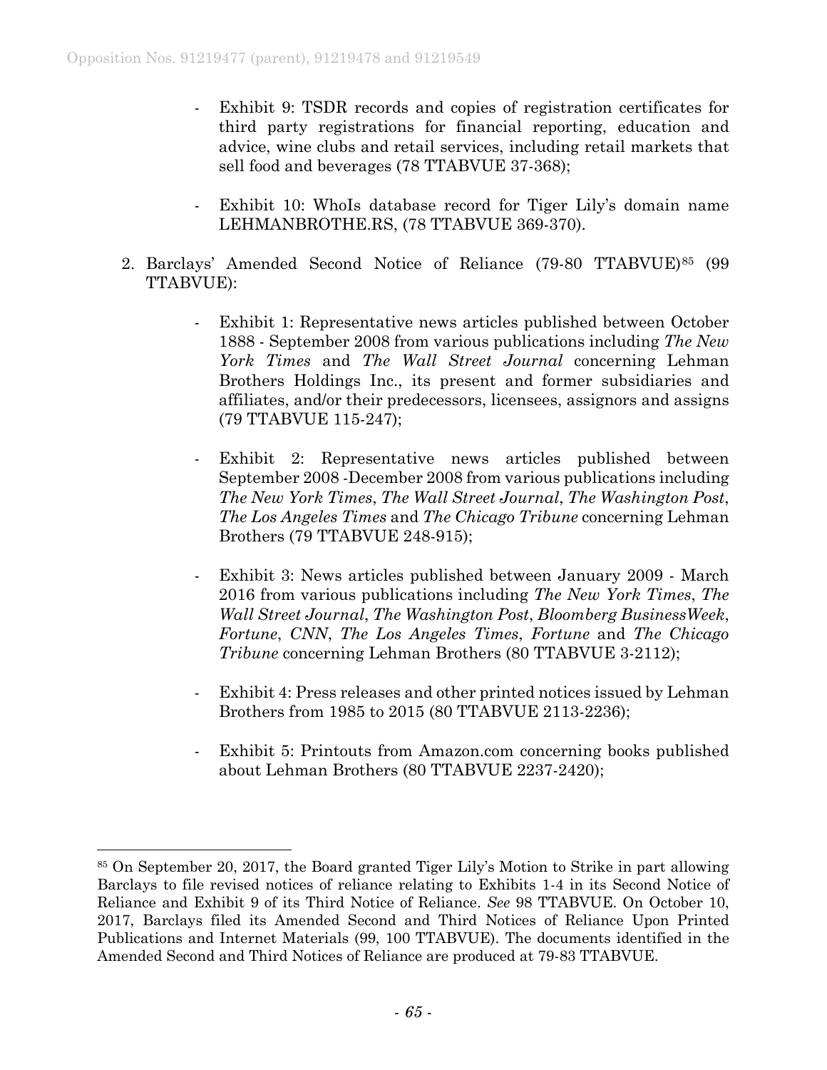- Exhibit 9: TSDR records and copies of registration certificates for third party registrations for financial reporting, education and advice, wine clubs and retail services, including retail markets that sell food and beverages (78 TTABVUE 37-368);

- Exhibit 10: WhoIs database record for Tiger Lily's domain name LEHMANBROTHE.RS, (78 TTABVUE 369-370).

2. Barclays' Amended Second Notice of Reliance (79-80 TTABVUE)[85] (99 TTABVUE):

   - Exhibit 1: Representative news articles published between October 1888 - September 2008 from various publications including *The New York Times* and *The Wall Street Journal* concerning Lehman Brothers Holdings Inc., its present and former subsidiaries and affiliates, and/or their predecessors, licensees, assignors and assigns (79 TTABVUE 115-247);

   - Exhibit 2: Representative news articles published between September 2008 -December 2008 from various publications including *The New York Times*, *The Wall Street Journal*, *The Washington Post*, *The Los Angeles Times* and *The Chicago Tribune* concerning Lehman Brothers (79 TTABVUE 248-915);

   - Exhibit 3: News articles published between January 2009 - March 2016 from various publications including *The New York Times*, *The Wall Street Journal*, *The Washington Post*, *Bloomberg BusinessWeek*, *Fortune*, *CNN*, *The Los Angeles Times*, *Fortune* and *The Chicago Tribune* concerning Lehman Brothers (80 TTABVUE 3-2112);

   - Exhibit 4: Press releases and other printed notices issued by Lehman Brothers from 1985 to 2015 (80 TTABVUE 2113-2236);

   - Exhibit 5: Printouts from Amazon.com concerning books published about Lehman Brothers (80 TTABVUE 2237-2420);

---

[85] On September 20, 2017, the Board granted Tiger Lily's Motion to Strike in part allowing Barclays to file revised notices of reliance relating to Exhibits 1-4 in its Second Notice of Reliance and Exhibit 9 of its Third Notice of Reliance. *See* 98 TTABVUE. On October 10, 2017, Barclays filed its Amended Second and Third Notices of Reliance Upon Printed Publications and Internet Materials (99, 100 TTABVUE). The documents identified in the Amended Second and Third Notices of Reliance are produced at 79-83 TTABVUE.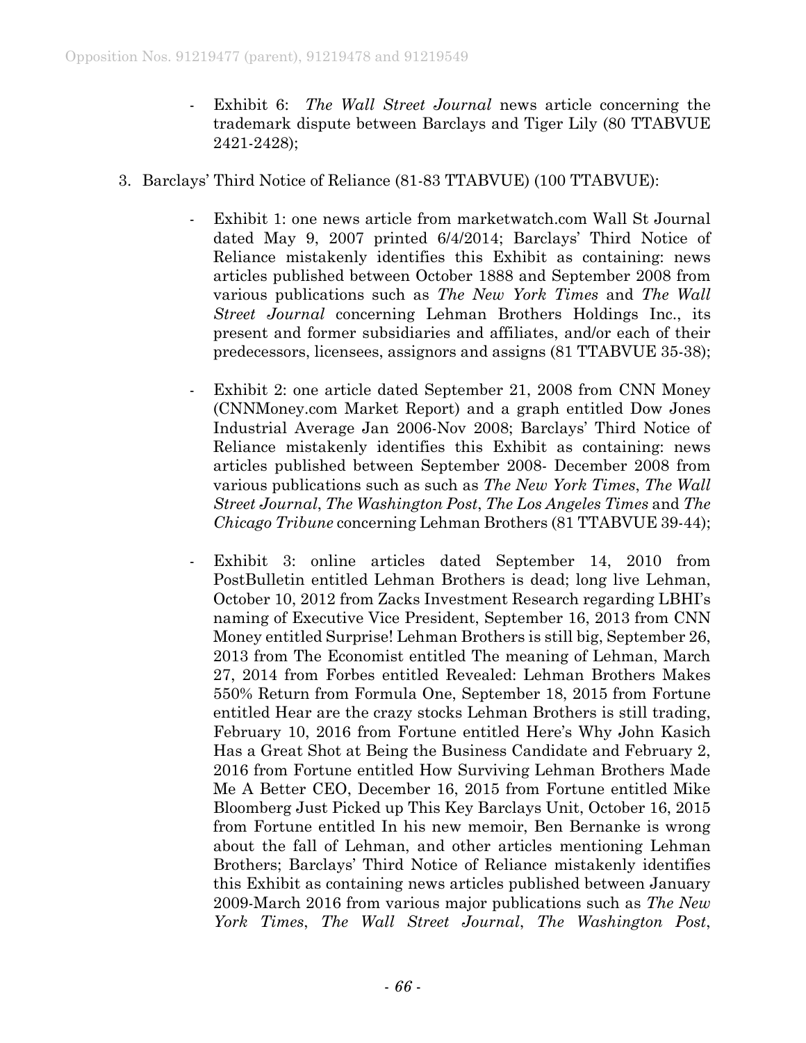- Exhibit 6: *The Wall Street Journal* news article concerning the trademark dispute between Barclays and Tiger Lily (80 TTABVUE 2421-2428);

3. Barclays' Third Notice of Reliance (81-83 TTABVUE) (100 TTABVUE):

    - Exhibit 1: one news article from marketwatch.com Wall St Journal dated May 9, 2007 printed 6/4/2014; Barclays' Third Notice of Reliance mistakenly identifies this Exhibit as containing: news articles published between October 1888 and September 2008 from various publications such as *The New York Times* and *The Wall Street Journal* concerning Lehman Brothers Holdings Inc., its present and former subsidiaries and affiliates, and/or each of their predecessors, licensees, assignors and assigns (81 TTABVUE 35-38);

    - Exhibit 2: one article dated September 21, 2008 from CNN Money (CNNMoney.com Market Report) and a graph entitled Dow Jones Industrial Average Jan 2006-Nov 2008; Barclays' Third Notice of Reliance mistakenly identifies this Exhibit as containing: news articles published between September 2008- December 2008 from various publications such as such as *The New York Times*, *The Wall Street Journal*, *The Washington Post*, *The Los Angeles Times* and *The Chicago Tribune* concerning Lehman Brothers (81 TTABVUE 39-44);

    - Exhibit 3: online articles dated September 14, 2010 from PostBulletin entitled Lehman Brothers is dead; long live Lehman, October 10, 2012 from Zacks Investment Research regarding LBHI's naming of Executive Vice President, September 16, 2013 from CNN Money entitled Surprise! Lehman Brothers is still big, September 26, 2013 from The Economist entitled The meaning of Lehman, March 27, 2014 from Forbes entitled Revealed: Lehman Brothers Makes 550% Return from Formula One, September 18, 2015 from Fortune entitled Hear are the crazy stocks Lehman Brothers is still trading, February 10, 2016 from Fortune entitled Here's Why John Kasich Has a Great Shot at Being the Business Candidate and February 2, 2016 from Fortune entitled How Surviving Lehman Brothers Made Me A Better CEO, December 16, 2015 from Fortune entitled Mike Bloomberg Just Picked up This Key Barclays Unit, October 16, 2015 from Fortune entitled In his new memoir, Ben Bernanke is wrong about the fall of Lehman, and other articles mentioning Lehman Brothers; Barclays' Third Notice of Reliance mistakenly identifies this Exhibit as containing news articles published between January 2009-March 2016 from various major publications such as *The New York Times*, *The Wall Street Journal*, *The Washington Post*,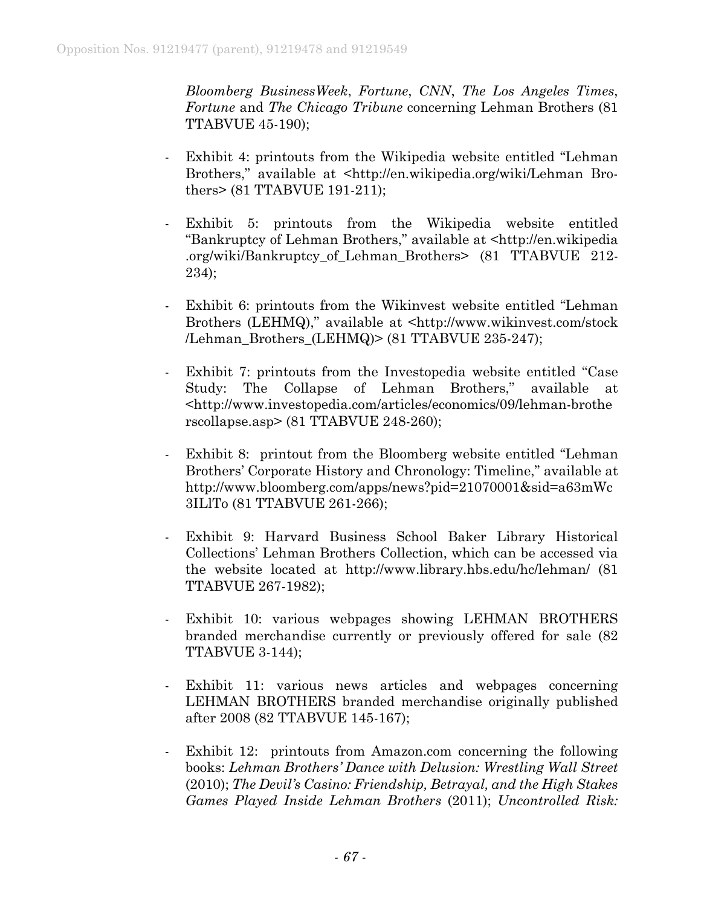*Bloomberg BusinessWeek*, *Fortune*, *CNN*, *The Los Angeles Times*, *Fortune* and *The Chicago Tribune* concerning Lehman Brothers (81 TTABVUE 45-190);

- Exhibit 4: printouts from the Wikipedia website entitled "Lehman Brothers," available at <http://en.wikipedia.org/wiki/Lehman Brothers> (81 TTABVUE 191-211);

- Exhibit 5: printouts from the Wikipedia website entitled "Bankruptcy of Lehman Brothers," available at <http://en.wikipedia.org/wiki/Bankruptcy_of_Lehman_Brothers> (81 TTABVUE 212-234);

- Exhibit 6: printouts from the Wikinvest website entitled "Lehman Brothers (LEHMQ)," available at <http://www.wikinvest.com/stock/Lehman_Brothers_(LEHMQ)> (81 TTABVUE 235-247);

- Exhibit 7: printouts from the Investopedia website entitled "Case Study: The Collapse of Lehman Brothers," available at <http://www.investopedia.com/articles/economics/09/lehman-brotherscollapse.asp> (81 TTABVUE 248-260);

- Exhibit 8: printout from the Bloomberg website entitled "Lehman Brothers' Corporate History and Chronology: Timeline," available at http://www.bloomberg.com/apps/news?pid=21070001&sid=a63mWc3ILlTo (81 TTABVUE 261-266);

- Exhibit 9: Harvard Business School Baker Library Historical Collections' Lehman Brothers Collection, which can be accessed via the website located at http://www.library.hbs.edu/hc/lehman/ (81 TTABVUE 267-1982);

- Exhibit 10: various webpages showing LEHMAN BROTHERS branded merchandise currently or previously offered for sale (82 TTABVUE 3-144);

- Exhibit 11: various news articles and webpages concerning LEHMAN BROTHERS branded merchandise originally published after 2008 (82 TTABVUE 145-167);

- Exhibit 12: printouts from Amazon.com concerning the following books: *Lehman Brothers' Dance with Delusion: Wrestling Wall Street* (2010); *The Devil's Casino: Friendship, Betrayal, and the High Stakes Games Played Inside Lehman Brothers* (2011); *Uncontrolled Risk:*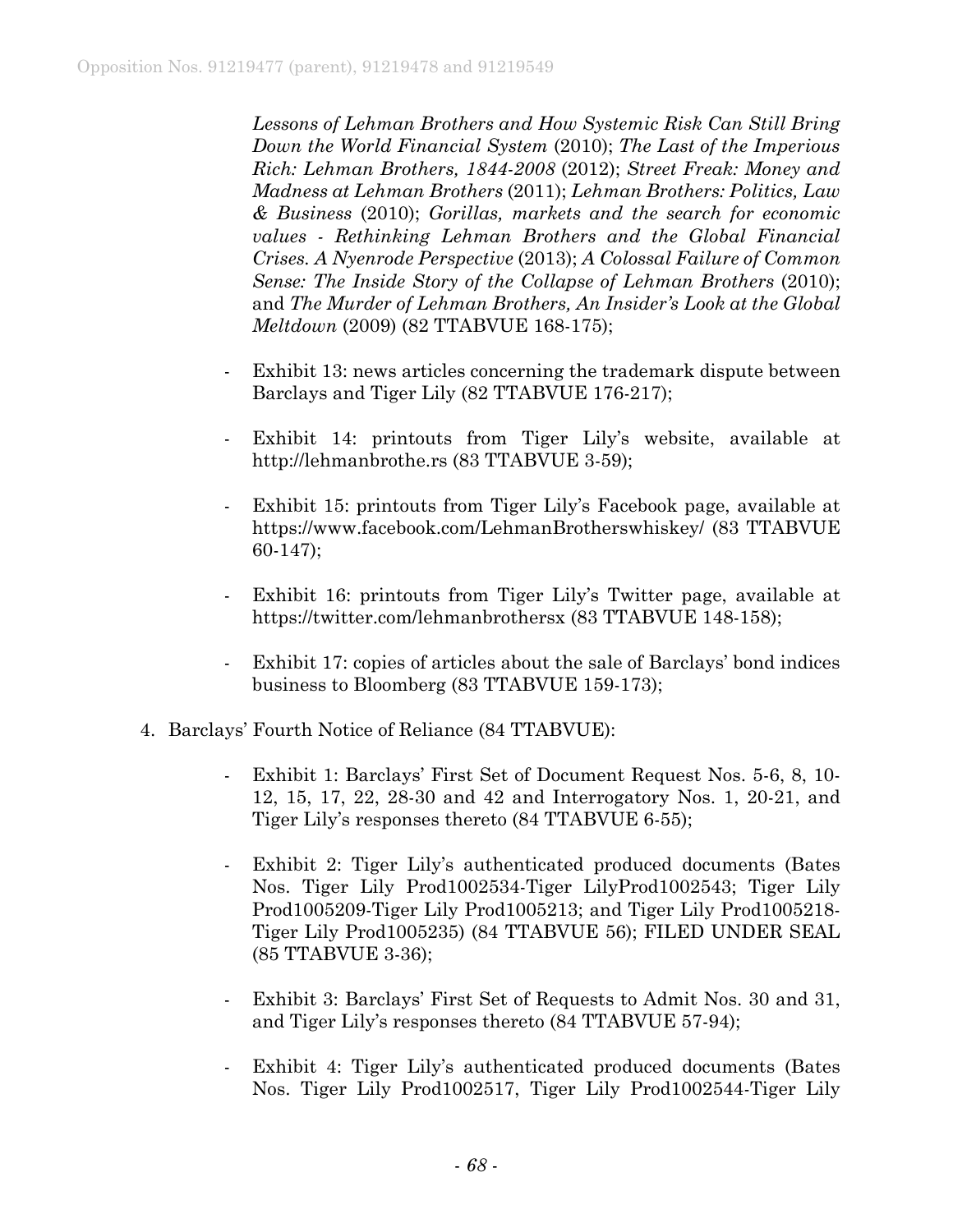*Lessons of Lehman Brothers and How Systemic Risk Can Still Bring Down the World Financial System* (2010); *The Last of the Imperious Rich: Lehman Brothers, 1844-2008* (2012); *Street Freak: Money and Madness at Lehman Brothers* (2011); *Lehman Brothers: Politics, Law & Business* (2010); *Gorillas, markets and the search for economic values - Rethinking Lehman Brothers and the Global Financial Crises. A Nyenrode Perspective* (2013); *A Colossal Failure of Common Sense: The Inside Story of the Collapse of Lehman Brothers* (2010); and *The Murder of Lehman Brothers, An Insider's Look at the Global Meltdown* (2009) (82 TTABVUE 168-175);

- Exhibit 13: news articles concerning the trademark dispute between Barclays and Tiger Lily (82 TTABVUE 176-217);
- Exhibit 14: printouts from Tiger Lily's website, available at http://lehmanbrothe.rs (83 TTABVUE 3-59);
- Exhibit 15: printouts from Tiger Lily's Facebook page, available at https://www.facebook.com/LehmanBrotherswhiskey/ (83 TTABVUE 60-147);
- Exhibit 16: printouts from Tiger Lily's Twitter page, available at https://twitter.com/lehmanbrothersx (83 TTABVUE 148-158);
- Exhibit 17: copies of articles about the sale of Barclays' bond indices business to Bloomberg (83 TTABVUE 159-173);

4. Barclays' Fourth Notice of Reliance (84 TTABVUE):

- Exhibit 1: Barclays' First Set of Document Request Nos. 5-6, 8, 10-12, 15, 17, 22, 28-30 and 42 and Interrogatory Nos. 1, 20-21, and Tiger Lily's responses thereto (84 TTABVUE 6-55);
- Exhibit 2: Tiger Lily's authenticated produced documents (Bates Nos. Tiger Lily Prod1002534-Tiger LilyProd1002543; Tiger Lily Prod1005209-Tiger Lily Prod1005213; and Tiger Lily Prod1005218-Tiger Lily Prod1005235) (84 TTABVUE 56); FILED UNDER SEAL (85 TTABVUE 3-36);
- Exhibit 3: Barclays' First Set of Requests to Admit Nos. 30 and 31, and Tiger Lily's responses thereto (84 TTABVUE 57-94);
- Exhibit 4: Tiger Lily's authenticated produced documents (Bates Nos. Tiger Lily Prod1002517, Tiger Lily Prod1002544-Tiger Lily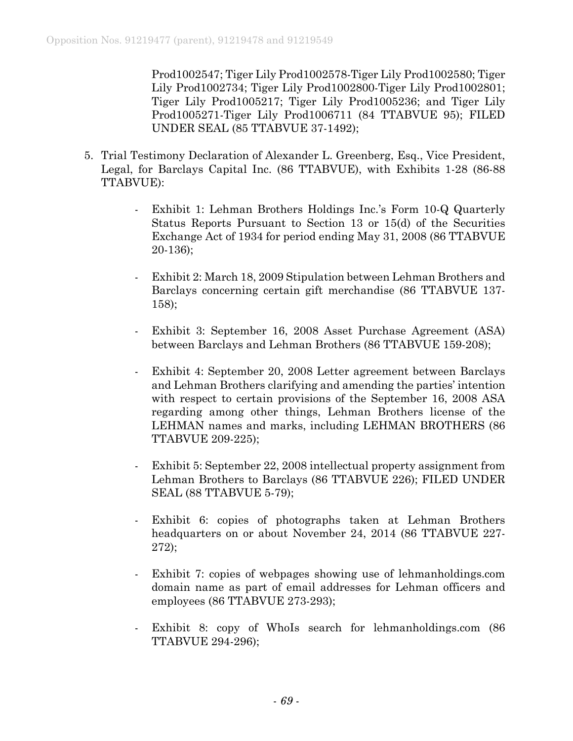Prod1002547; Tiger Lily Prod1002578-Tiger Lily Prod1002580; Tiger Lily Prod1002734; Tiger Lily Prod1002800-Tiger Lily Prod1002801; Tiger Lily Prod1005217; Tiger Lily Prod1005236; and Tiger Lily Prod1005271-Tiger Lily Prod1006711 (84 TTABVUE 95); FILED UNDER SEAL (85 TTABVUE 37-1492);

5. Trial Testimony Declaration of Alexander L. Greenberg, Esq., Vice President, Legal, for Barclays Capital Inc. (86 TTABVUE), with Exhibits 1-28 (86-88 TTABVUE):

    - Exhibit 1: Lehman Brothers Holdings Inc.'s Form 10-Q Quarterly Status Reports Pursuant to Section 13 or 15(d) of the Securities Exchange Act of 1934 for period ending May 31, 2008 (86 TTABVUE 20-136);

    - Exhibit 2: March 18, 2009 Stipulation between Lehman Brothers and Barclays concerning certain gift merchandise (86 TTABVUE 137-158);

    - Exhibit 3: September 16, 2008 Asset Purchase Agreement (ASA) between Barclays and Lehman Brothers (86 TTABVUE 159-208);

    - Exhibit 4: September 20, 2008 Letter agreement between Barclays and Lehman Brothers clarifying and amending the parties' intention with respect to certain provisions of the September 16, 2008 ASA regarding among other things, Lehman Brothers license of the LEHMAN names and marks, including LEHMAN BROTHERS (86 TTABVUE 209-225);

    - Exhibit 5: September 22, 2008 intellectual property assignment from Lehman Brothers to Barclays (86 TTABVUE 226); FILED UNDER SEAL (88 TTABVUE 5-79);

    - Exhibit 6: copies of photographs taken at Lehman Brothers headquarters on or about November 24, 2014 (86 TTABVUE 227-272);

    - Exhibit 7: copies of webpages showing use of lehmanholdings.com domain name as part of email addresses for Lehman officers and employees (86 TTABVUE 273-293);

    - Exhibit 8: copy of WhoIs search for lehmanholdings.com (86 TTABVUE 294-296);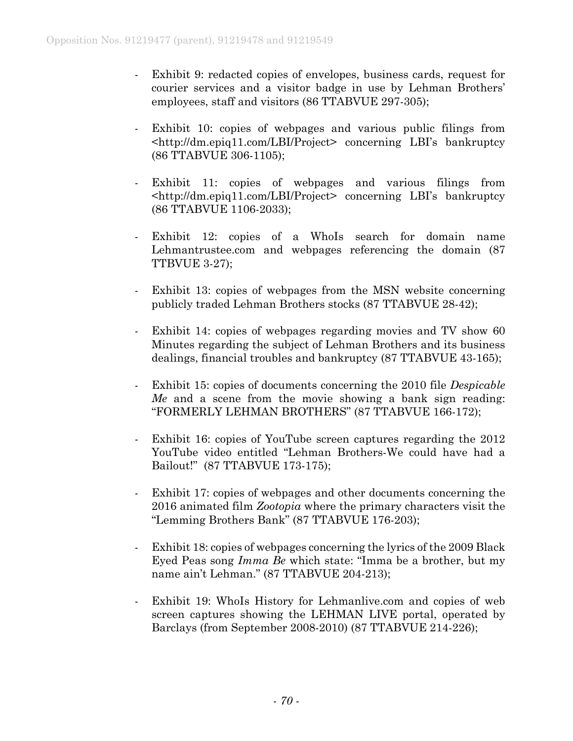- Exhibit 9: redacted copies of envelopes, business cards, request for courier services and a visitor badge in use by Lehman Brothers' employees, staff and visitors (86 TTABVUE 297-305);

- Exhibit 10: copies of webpages and various public filings from <http://dm.epiq11.com/LBI/Project> concerning LBI's bankruptcy (86 TTABVUE 306-1105);

- Exhibit 11: copies of webpages and various filings from <http://dm.epiq11.com/LBI/Project> concerning LBI's bankruptcy (86 TTABVUE 1106-2033);

- Exhibit 12: copies of a WhoIs search for domain name Lehmantrustee.com and webpages referencing the domain (87 TTBVUE 3-27);

- Exhibit 13: copies of webpages from the MSN website concerning publicly traded Lehman Brothers stocks (87 TTABVUE 28-42);

- Exhibit 14: copies of webpages regarding movies and TV show 60 Minutes regarding the subject of Lehman Brothers and its business dealings, financial troubles and bankruptcy (87 TTABVUE 43-165);

- Exhibit 15: copies of documents concerning the 2010 file *Despicable Me* and a scene from the movie showing a bank sign reading: "FORMERLY LEHMAN BROTHERS" (87 TTABVUE 166-172);

- Exhibit 16: copies of YouTube screen captures regarding the 2012 YouTube video entitled "Lehman Brothers-We could have had a Bailout!" (87 TTABVUE 173-175);

- Exhibit 17: copies of webpages and other documents concerning the 2016 animated film *Zootopia* where the primary characters visit the "Lemming Brothers Bank" (87 TTABVUE 176-203);

- Exhibit 18: copies of webpages concerning the lyrics of the 2009 Black Eyed Peas song *Imma Be* which state: "Imma be a brother, but my name ain't Lehman." (87 TTABVUE 204-213);

- Exhibit 19: WhoIs History for Lehmanlive.com and copies of web screen captures showing the LEHMAN LIVE portal, operated by Barclays (from September 2008-2010) (87 TTABVUE 214-226);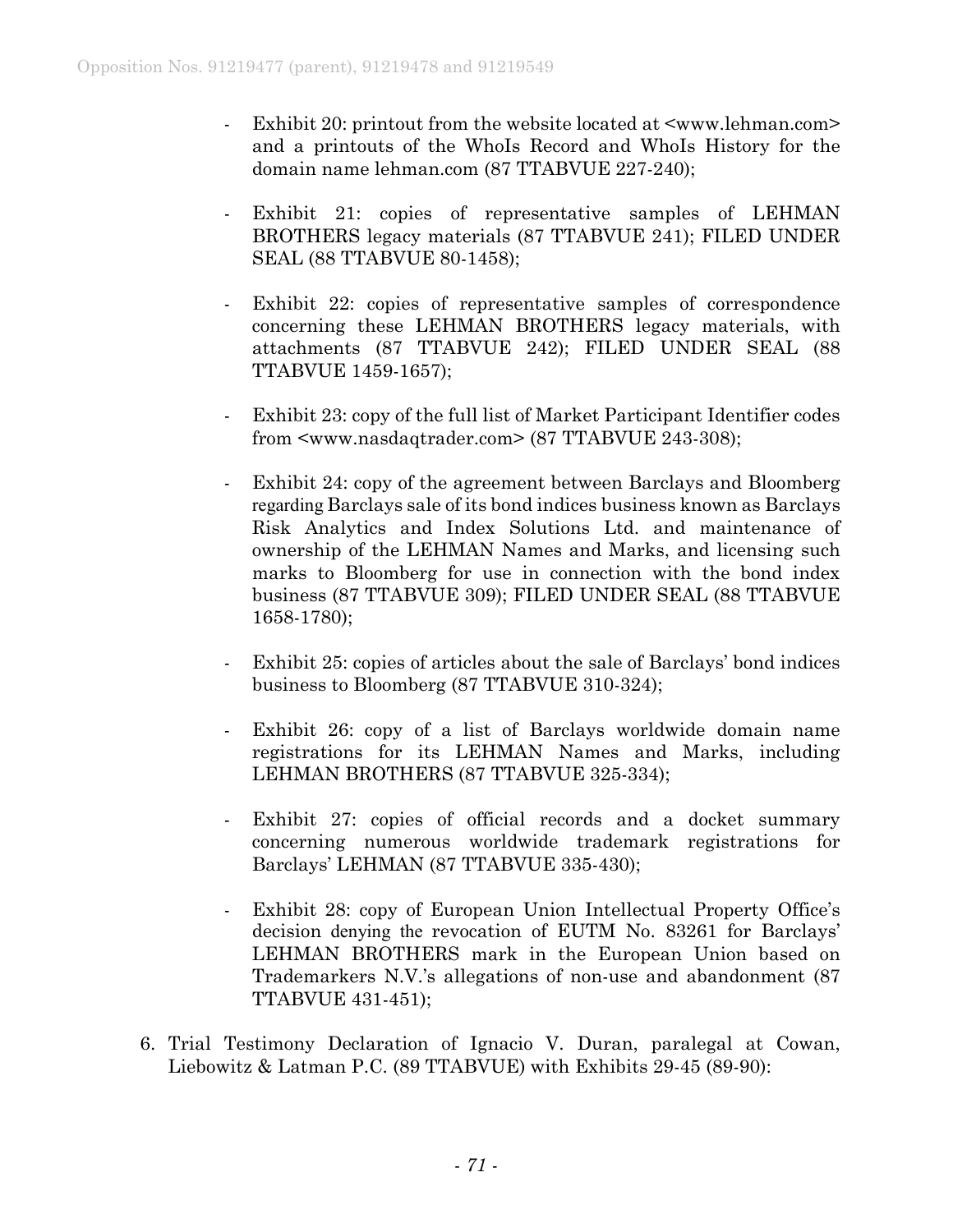- Exhibit 20: printout from the website located at <www.lehman.com> and a printouts of the WhoIs Record and WhoIs History for the domain name lehman.com (87 TTABVUE 227-240);

- Exhibit 21: copies of representative samples of LEHMAN BROTHERS legacy materials (87 TTABVUE 241); FILED UNDER SEAL (88 TTABVUE 80-1458);

- Exhibit 22: copies of representative samples of correspondence concerning these LEHMAN BROTHERS legacy materials, with attachments (87 TTABVUE 242); FILED UNDER SEAL (88 TTABVUE 1459-1657);

- Exhibit 23: copy of the full list of Market Participant Identifier codes from <www.nasdaqtrader.com> (87 TTABVUE 243-308);

- Exhibit 24: copy of the agreement between Barclays and Bloomberg regarding Barclays sale of its bond indices business known as Barclays Risk Analytics and Index Solutions Ltd. and maintenance of ownership of the LEHMAN Names and Marks, and licensing such marks to Bloomberg for use in connection with the bond index business (87 TTABVUE 309); FILED UNDER SEAL (88 TTABVUE 1658-1780);

- Exhibit 25: copies of articles about the sale of Barclays' bond indices business to Bloomberg (87 TTABVUE 310-324);

- Exhibit 26: copy of a list of Barclays worldwide domain name registrations for its LEHMAN Names and Marks, including LEHMAN BROTHERS (87 TTABVUE 325-334);

- Exhibit 27: copies of official records and a docket summary concerning numerous worldwide trademark registrations for Barclays' LEHMAN (87 TTABVUE 335-430);

- Exhibit 28: copy of European Union Intellectual Property Office's decision denying the revocation of EUTM No. 83261 for Barclays' LEHMAN BROTHERS mark in the European Union based on Trademarkers N.V.'s allegations of non-use and abandonment (87 TTABVUE 431-451);

6. Trial Testimony Declaration of Ignacio V. Duran, paralegal at Cowan, Liebowitz & Latman P.C. (89 TTABVUE) with Exhibits 29-45 (89-90):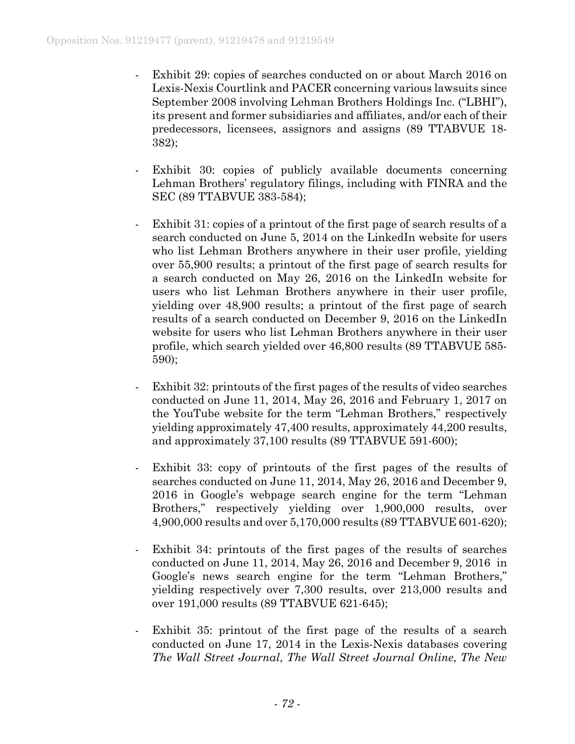- Exhibit 29: copies of searches conducted on or about March 2016 on Lexis-Nexis Courtlink and PACER concerning various lawsuits since September 2008 involving Lehman Brothers Holdings Inc. ("LBHI"), its present and former subsidiaries and affiliates, and/or each of their predecessors, licensees, assignors and assigns (89 TTABVUE 18-382);

- Exhibit 30: copies of publicly available documents concerning Lehman Brothers' regulatory filings, including with FINRA and the SEC (89 TTABVUE 383-584);

- Exhibit 31: copies of a printout of the first page of search results of a search conducted on June 5, 2014 on the LinkedIn website for users who list Lehman Brothers anywhere in their user profile, yielding over 55,900 results; a printout of the first page of search results for a search conducted on May 26, 2016 on the LinkedIn website for users who list Lehman Brothers anywhere in their user profile, yielding over 48,900 results; a printout of the first page of search results of a search conducted on December 9, 2016 on the LinkedIn website for users who list Lehman Brothers anywhere in their user profile, which search yielded over 46,800 results (89 TTABVUE 585-590);

- Exhibit 32: printouts of the first pages of the results of video searches conducted on June 11, 2014, May 26, 2016 and February 1, 2017 on the YouTube website for the term "Lehman Brothers," respectively yielding approximately 47,400 results, approximately 44,200 results, and approximately 37,100 results (89 TTABVUE 591-600);

- Exhibit 33: copy of printouts of the first pages of the results of searches conducted on June 11, 2014, May 26, 2016 and December 9, 2016 in Google's webpage search engine for the term "Lehman Brothers," respectively yielding over 1,900,000 results, over 4,900,000 results and over 5,170,000 results (89 TTABVUE 601-620);

- Exhibit 34: printouts of the first pages of the results of searches conducted on June 11, 2014, May 26, 2016 and December 9, 2016 in Google's news search engine for the term "Lehman Brothers," yielding respectively over 7,300 results, over 213,000 results and over 191,000 results (89 TTABVUE 621-645);

- Exhibit 35: printout of the first page of the results of a search conducted on June 17, 2014 in the Lexis-Nexis databases covering *The Wall Street Journal*, *The Wall Street Journal Online*, *The New*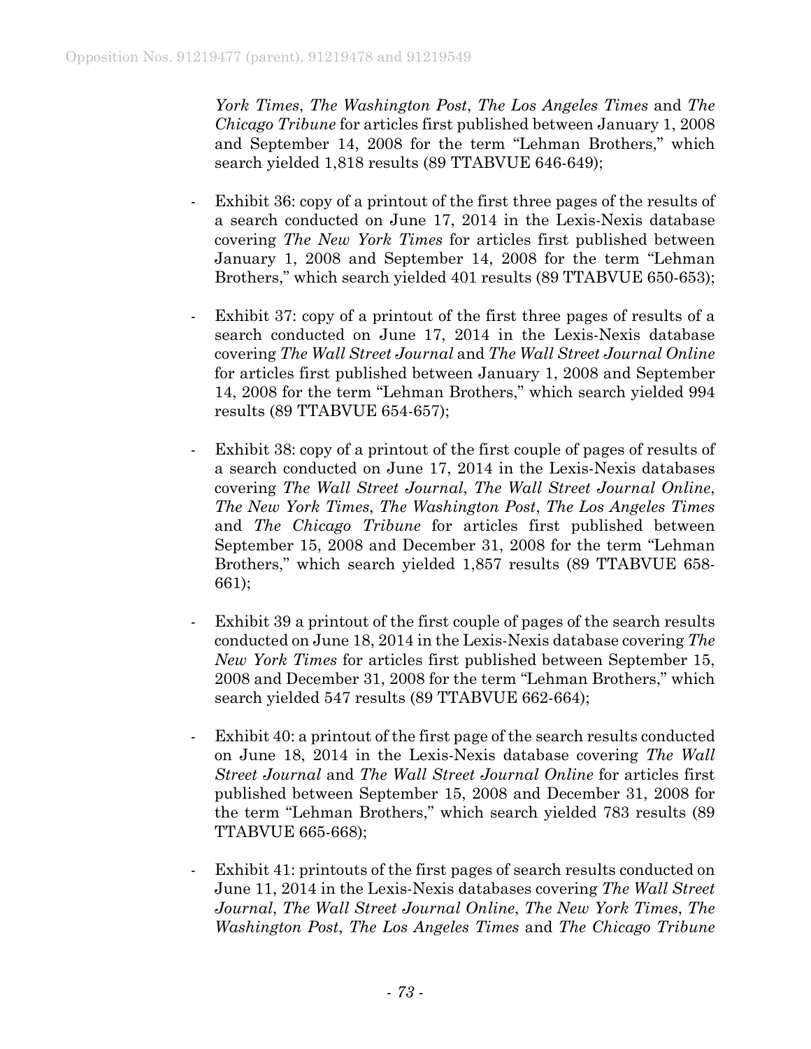*York Times*, *The Washington Post*, *The Los Angeles Times* and *The Chicago Tribune* for articles first published between January 1, 2008 and September 14, 2008 for the term "Lehman Brothers," which search yielded 1,818 results (89 TTABVUE 646-649);

- Exhibit 36: copy of a printout of the first three pages of the results of a search conducted on June 17, 2014 in the Lexis-Nexis database covering *The New York Times* for articles first published between January 1, 2008 and September 14, 2008 for the term "Lehman Brothers," which search yielded 401 results (89 TTABVUE 650-653);

- Exhibit 37: copy of a printout of the first three pages of results of a search conducted on June 17, 2014 in the Lexis-Nexis database covering *The Wall Street Journal* and *The Wall Street Journal Online* for articles first published between January 1, 2008 and September 14, 2008 for the term "Lehman Brothers," which search yielded 994 results (89 TTABVUE 654-657);

- Exhibit 38: copy of a printout of the first couple of pages of results of a search conducted on June 17, 2014 in the Lexis-Nexis databases covering *The Wall Street Journal*, *The Wall Street Journal Online*, *The New York Times*, *The Washington Post*, *The Los Angeles Times* and *The Chicago Tribune* for articles first published between September 15, 2008 and December 31, 2008 for the term "Lehman Brothers," which search yielded 1,857 results (89 TTABVUE 658-661);

- Exhibit 39 a printout of the first couple of pages of the search results conducted on June 18, 2014 in the Lexis-Nexis database covering *The New York Times* for articles first published between September 15, 2008 and December 31, 2008 for the term "Lehman Brothers," which search yielded 547 results (89 TTABVUE 662-664);

- Exhibit 40: a printout of the first page of the search results conducted on June 18, 2014 in the Lexis-Nexis database covering *The Wall Street Journal* and *The Wall Street Journal Online* for articles first published between September 15, 2008 and December 31, 2008 for the term "Lehman Brothers," which search yielded 783 results (89 TTABVUE 665-668);

- Exhibit 41: printouts of the first pages of search results conducted on June 11, 2014 in the Lexis-Nexis databases covering *The Wall Street Journal*, *The Wall Street Journal Online*, *The New York Times*, *The Washington Post*, *The Los Angeles Times* and *The Chicago Tribune*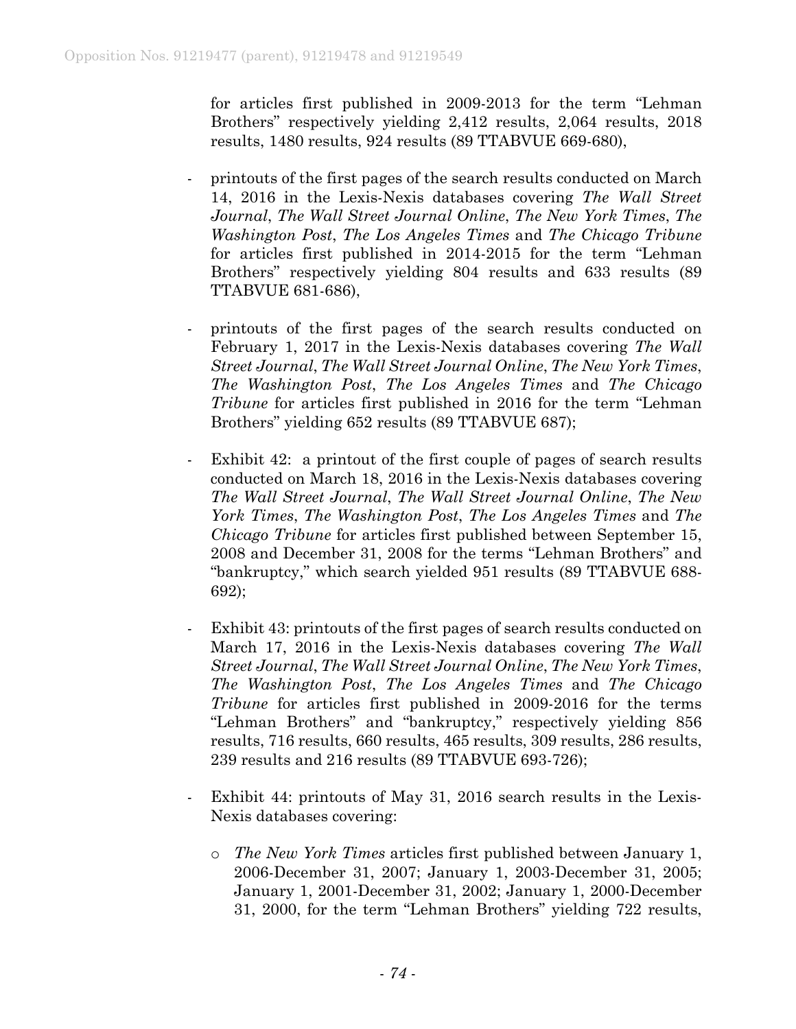for articles first published in 2009-2013 for the term "Lehman Brothers" respectively yielding 2,412 results, 2,064 results, 2018 results, 1480 results, 924 results (89 TTABVUE 669-680),

- printouts of the first pages of the search results conducted on March 14, 2016 in the Lexis-Nexis databases covering *The Wall Street Journal*, *The Wall Street Journal Online*, *The New York Times*, *The Washington Post*, *The Los Angeles Times* and *The Chicago Tribune* for articles first published in 2014-2015 for the term "Lehman Brothers" respectively yielding 804 results and 633 results (89 TTABVUE 681-686),

- printouts of the first pages of the search results conducted on February 1, 2017 in the Lexis-Nexis databases covering *The Wall Street Journal*, *The Wall Street Journal Online*, *The New York Times*, *The Washington Post*, *The Los Angeles Times* and *The Chicago Tribune* for articles first published in 2016 for the term "Lehman Brothers" yielding 652 results (89 TTABVUE 687);

- Exhibit 42: a printout of the first couple of pages of search results conducted on March 18, 2016 in the Lexis-Nexis databases covering *The Wall Street Journal*, *The Wall Street Journal Online*, *The New York Times*, *The Washington Post*, *The Los Angeles Times* and *The Chicago Tribune* for articles first published between September 15, 2008 and December 31, 2008 for the terms "Lehman Brothers" and "bankruptcy," which search yielded 951 results (89 TTABVUE 688-692);

- Exhibit 43: printouts of the first pages of search results conducted on March 17, 2016 in the Lexis-Nexis databases covering *The Wall Street Journal*, *The Wall Street Journal Online*, *The New York Times*, *The Washington Post*, *The Los Angeles Times* and *The Chicago Tribune* for articles first published in 2009-2016 for the terms "Lehman Brothers" and "bankruptcy," respectively yielding 856 results, 716 results, 660 results, 465 results, 309 results, 286 results, 239 results and 216 results (89 TTABVUE 693-726);

- Exhibit 44: printouts of May 31, 2016 search results in the Lexis-Nexis databases covering:

  - *The New York Times* articles first published between January 1, 2006-December 31, 2007; January 1, 2003-December 31, 2005; January 1, 2001-December 31, 2002; January 1, 2000-December 31, 2000, for the term "Lehman Brothers" yielding 722 results,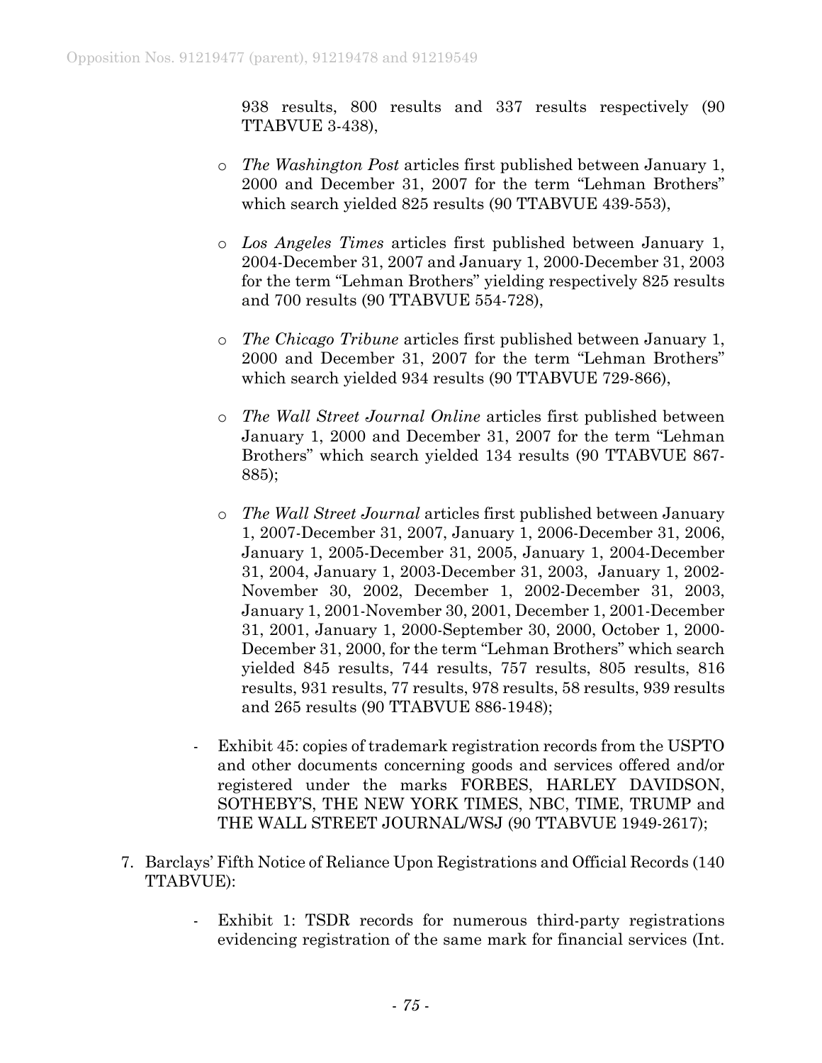938 results, 800 results and 337 results respectively (90 TTABVUE 3-438),

  - *The Washington Post* articles first published between January 1, 2000 and December 31, 2007 for the term "Lehman Brothers" which search yielded 825 results (90 TTABVUE 439-553),
  - *Los Angeles Times* articles first published between January 1, 2004-December 31, 2007 and January 1, 2000-December 31, 2003 for the term "Lehman Brothers" yielding respectively 825 results and 700 results (90 TTABVUE 554-728),
  - *The Chicago Tribune* articles first published between January 1, 2000 and December 31, 2007 for the term "Lehman Brothers" which search yielded 934 results (90 TTABVUE 729-866),
  - *The Wall Street Journal Online* articles first published between January 1, 2000 and December 31, 2007 for the term "Lehman Brothers" which search yielded 134 results (90 TTABVUE 867-885);
  - *The Wall Street Journal* articles first published between January 1, 2007-December 31, 2007, January 1, 2006-December 31, 2006, January 1, 2005-December 31, 2005, January 1, 2004-December 31, 2004, January 1, 2003-December 31, 2003, January 1, 2002-November 30, 2002, December 1, 2002-December 31, 2003, January 1, 2001-November 30, 2001, December 1, 2001-December 31, 2001, January 1, 2000-September 30, 2000, October 1, 2000-December 31, 2000, for the term "Lehman Brothers" which search yielded 845 results, 744 results, 757 results, 805 results, 816 results, 931 results, 77 results, 978 results, 58 results, 939 results and 265 results (90 TTABVUE 886-1948);

- Exhibit 45: copies of trademark registration records from the USPTO and other documents concerning goods and services offered and/or registered under the marks FORBES, HARLEY DAVIDSON, SOTHEBY'S, THE NEW YORK TIMES, NBC, TIME, TRUMP and THE WALL STREET JOURNAL/WSJ (90 TTABVUE 1949-2617);

7. Barclays' Fifth Notice of Reliance Upon Registrations and Official Records (140 TTABVUE):

   - Exhibit 1: TSDR records for numerous third-party registrations evidencing registration of the same mark for financial services (Int.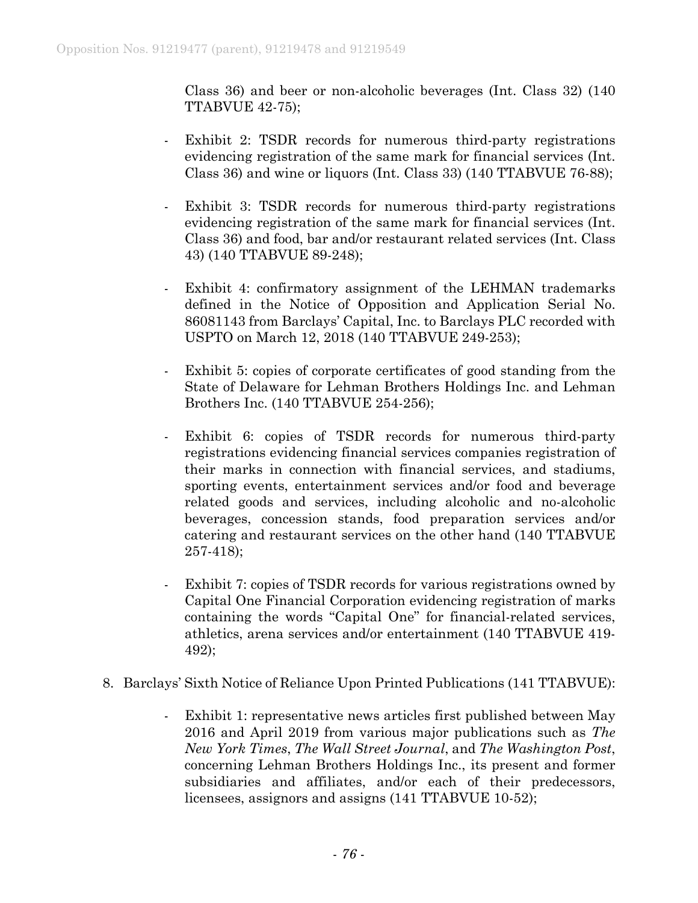Class 36) and beer or non-alcoholic beverages (Int. Class 32) (140 TTABVUE 42-75);

- Exhibit 2: TSDR records for numerous third-party registrations evidencing registration of the same mark for financial services (Int. Class 36) and wine or liquors (Int. Class 33) (140 TTABVUE 76-88);
- Exhibit 3: TSDR records for numerous third-party registrations evidencing registration of the same mark for financial services (Int. Class 36) and food, bar and/or restaurant related services (Int. Class 43) (140 TTABVUE 89-248);
- Exhibit 4: confirmatory assignment of the LEHMAN trademarks defined in the Notice of Opposition and Application Serial No. 86081143 from Barclays' Capital, Inc. to Barclays PLC recorded with USPTO on March 12, 2018 (140 TTABVUE 249-253);
- Exhibit 5: copies of corporate certificates of good standing from the State of Delaware for Lehman Brothers Holdings Inc. and Lehman Brothers Inc. (140 TTABVUE 254-256);
- Exhibit 6: copies of TSDR records for numerous third-party registrations evidencing financial services companies registration of their marks in connection with financial services, and stadiums, sporting events, entertainment services and/or food and beverage related goods and services, including alcoholic and no-alcoholic beverages, concession stands, food preparation services and/or catering and restaurant services on the other hand (140 TTABVUE 257-418);
- Exhibit 7: copies of TSDR records for various registrations owned by Capital One Financial Corporation evidencing registration of marks containing the words "Capital One" for financial-related services, athletics, arena services and/or entertainment (140 TTABVUE 419-492);

8. Barclays' Sixth Notice of Reliance Upon Printed Publications (141 TTABVUE):

    - Exhibit 1: representative news articles first published between May 2016 and April 2019 from various major publications such as *The New York Times*, *The Wall Street Journal*, and *The Washington Post*, concerning Lehman Brothers Holdings Inc., its present and former subsidiaries and affiliates, and/or each of their predecessors, licensees, assignors and assigns (141 TTABVUE 10-52);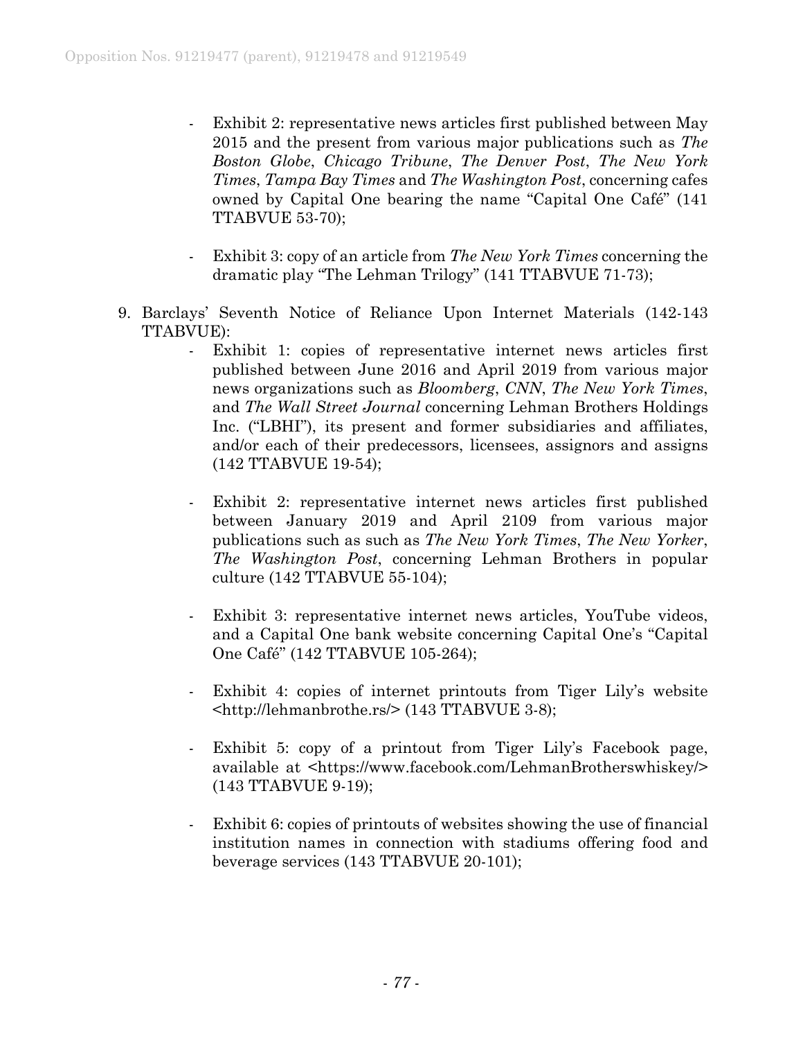- Exhibit 2: representative news articles first published between May 2015 and the present from various major publications such as *The Boston Globe*, *Chicago Tribune*, *The Denver Post*, *The New York Times*, *Tampa Bay Times* and *The Washington Post*, concerning cafes owned by Capital One bearing the name "Capital One Café" (141 TTABVUE 53-70);

- Exhibit 3: copy of an article from *The New York Times* concerning the dramatic play "The Lehman Trilogy" (141 TTABVUE 71-73);

9. Barclays' Seventh Notice of Reliance Upon Internet Materials (142-143 TTABVUE):
   - Exhibit 1: copies of representative internet news articles first published between June 2016 and April 2019 from various major news organizations such as *Bloomberg*, *CNN*, *The New York Times*, and *The Wall Street Journal* concerning Lehman Brothers Holdings Inc. ("LBHI"), its present and former subsidiaries and affiliates, and/or each of their predecessors, licensees, assignors and assigns (142 TTABVUE 19-54);

   - Exhibit 2: representative internet news articles first published between January 2019 and April 2109 from various major publications such as such as *The New York Times*, *The New Yorker*, *The Washington Post*, concerning Lehman Brothers in popular culture (142 TTABVUE 55-104);

   - Exhibit 3: representative internet news articles, YouTube videos, and a Capital One bank website concerning Capital One's "Capital One Café" (142 TTABVUE 105-264);

   - Exhibit 4: copies of internet printouts from Tiger Lily's website <http://lehmanbrothe.rs/> (143 TTABVUE 3-8);

   - Exhibit 5: copy of a printout from Tiger Lily's Facebook page, available at <https://www.facebook.com/LehmanBrotherswhiskey/> (143 TTABVUE 9-19);

   - Exhibit 6: copies of printouts of websites showing the use of financial institution names in connection with stadiums offering food and beverage services (143 TTABVUE 20-101);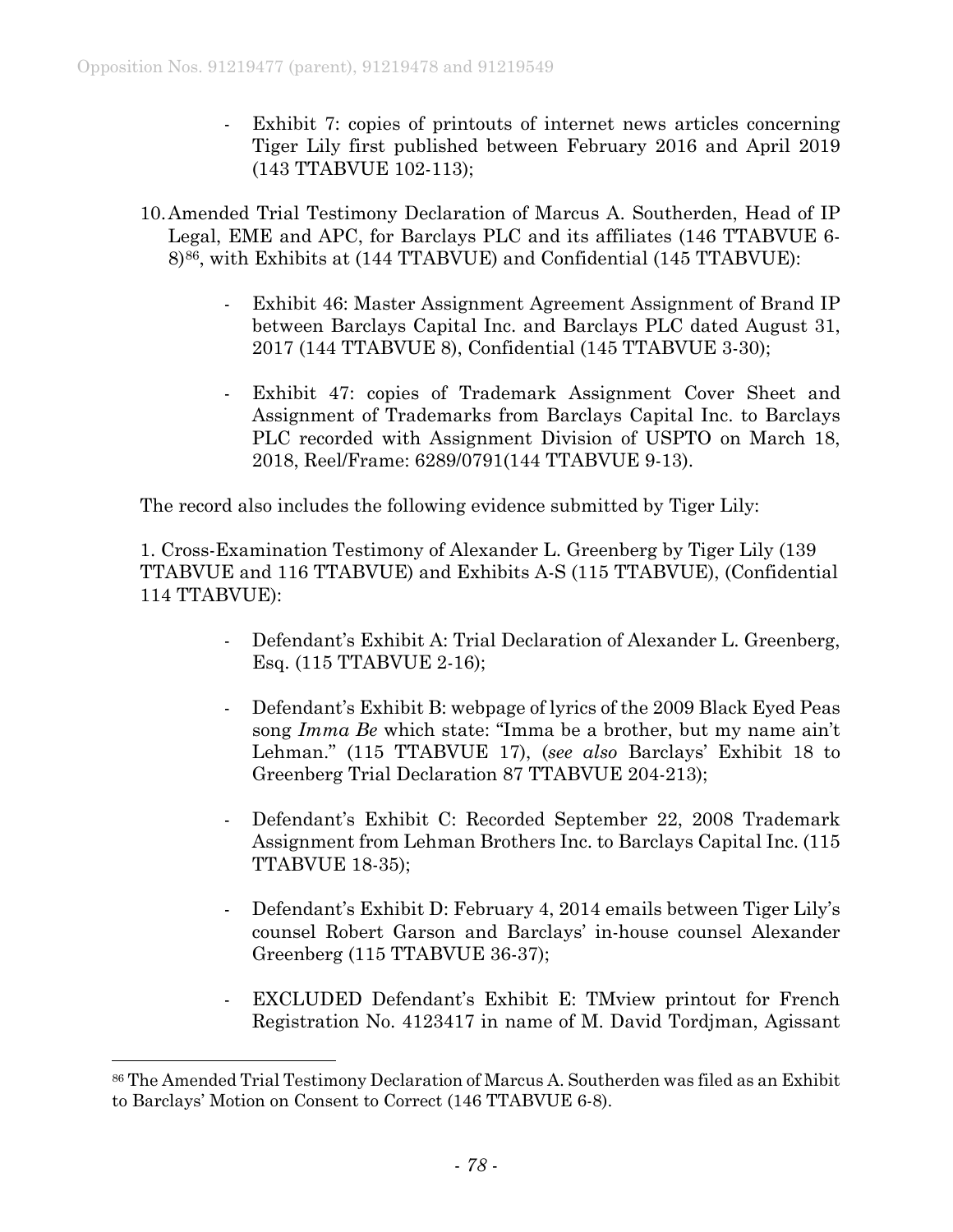- Exhibit 7: copies of printouts of internet news articles concerning Tiger Lily first published between February 2016 and April 2019 (143 TTABVUE 102-113);

10. Amended Trial Testimony Declaration of Marcus A. Southerden, Head of IP Legal, EME and APC, for Barclays PLC and its affiliates (146 TTABVUE 6-8)[86], with Exhibits at (144 TTABVUE) and Confidential (145 TTABVUE):

    - Exhibit 46: Master Assignment Agreement Assignment of Brand IP between Barclays Capital Inc. and Barclays PLC dated August 31, 2017 (144 TTABVUE 8), Confidential (145 TTABVUE 3-30);

    - Exhibit 47: copies of Trademark Assignment Cover Sheet and Assignment of Trademarks from Barclays Capital Inc. to Barclays PLC recorded with Assignment Division of USPTO on March 18, 2018, Reel/Frame: 6289/0791(144 TTABVUE 9-13).

The record also includes the following evidence submitted by Tiger Lily:

1. Cross-Examination Testimony of Alexander L. Greenberg by Tiger Lily (139 TTABVUE and 116 TTABVUE) and Exhibits A-S (115 TTABVUE), (Confidential 114 TTABVUE):

    - Defendant's Exhibit A: Trial Declaration of Alexander L. Greenberg, Esq. (115 TTABVUE 2-16);

    - Defendant's Exhibit B: webpage of lyrics of the 2009 Black Eyed Peas song *Imma Be* which state: "Imma be a brother, but my name ain't Lehman." (115 TTABVUE 17), (*see also* Barclays' Exhibit 18 to Greenberg Trial Declaration 87 TTABVUE 204-213);

    - Defendant's Exhibit C: Recorded September 22, 2008 Trademark Assignment from Lehman Brothers Inc. to Barclays Capital Inc. (115 TTABVUE 18-35);

    - Defendant's Exhibit D: February 4, 2014 emails between Tiger Lily's counsel Robert Garson and Barclays' in-house counsel Alexander Greenberg (115 TTABVUE 36-37);

    - EXCLUDED Defendant's Exhibit E: TMview printout for French Registration No. 4123417 in name of M. David Tordjman, Agissant

[86] The Amended Trial Testimony Declaration of Marcus A. Southerden was filed as an Exhibit to Barclays' Motion on Consent to Correct (146 TTABVUE 6-8).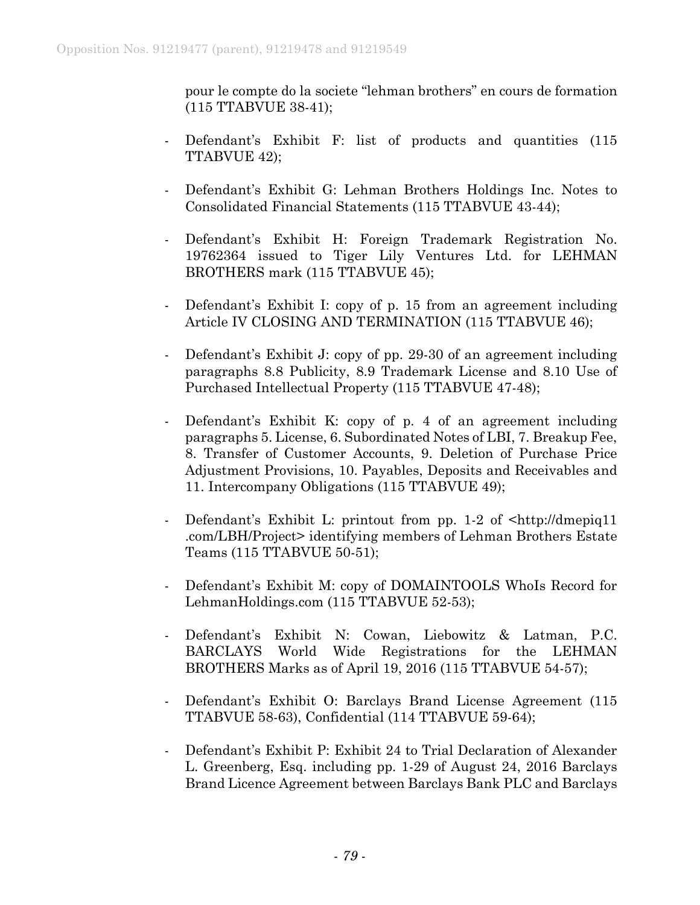pour le compte do la societe "lehman brothers" en cours de formation (115 TTABVUE 38-41);

- Defendant's Exhibit F: list of products and quantities (115 TTABVUE 42);

- Defendant's Exhibit G: Lehman Brothers Holdings Inc. Notes to Consolidated Financial Statements (115 TTABVUE 43-44);

- Defendant's Exhibit H: Foreign Trademark Registration No. 19762364 issued to Tiger Lily Ventures Ltd. for LEHMAN BROTHERS mark (115 TTABVUE 45);

- Defendant's Exhibit I: copy of p. 15 from an agreement including Article IV CLOSING AND TERMINATION (115 TTABVUE 46);

- Defendant's Exhibit J: copy of pp. 29-30 of an agreement including paragraphs 8.8 Publicity, 8.9 Trademark License and 8.10 Use of Purchased Intellectual Property (115 TTABVUE 47-48);

- Defendant's Exhibit K: copy of p. 4 of an agreement including paragraphs 5. License, 6. Subordinated Notes of LBI, 7. Breakup Fee, 8. Transfer of Customer Accounts, 9. Deletion of Purchase Price Adjustment Provisions, 10. Payables, Deposits and Receivables and 11. Intercompany Obligations (115 TTABVUE 49);

- Defendant's Exhibit L: printout from pp. 1-2 of <http://dmepiq11 .com/LBH/Project> identifying members of Lehman Brothers Estate Teams (115 TTABVUE 50-51);

- Defendant's Exhibit M: copy of DOMAINTOOLS WhoIs Record for LehmanHoldings.com (115 TTABVUE 52-53);

- Defendant's Exhibit N: Cowan, Liebowitz & Latman, P.C. BARCLAYS World Wide Registrations for the LEHMAN BROTHERS Marks as of April 19, 2016 (115 TTABVUE 54-57);

- Defendant's Exhibit O: Barclays Brand License Agreement (115 TTABVUE 58-63), Confidential (114 TTABVUE 59-64);

- Defendant's Exhibit P: Exhibit 24 to Trial Declaration of Alexander L. Greenberg, Esq. including pp. 1-29 of August 24, 2016 Barclays Brand Licence Agreement between Barclays Bank PLC and Barclays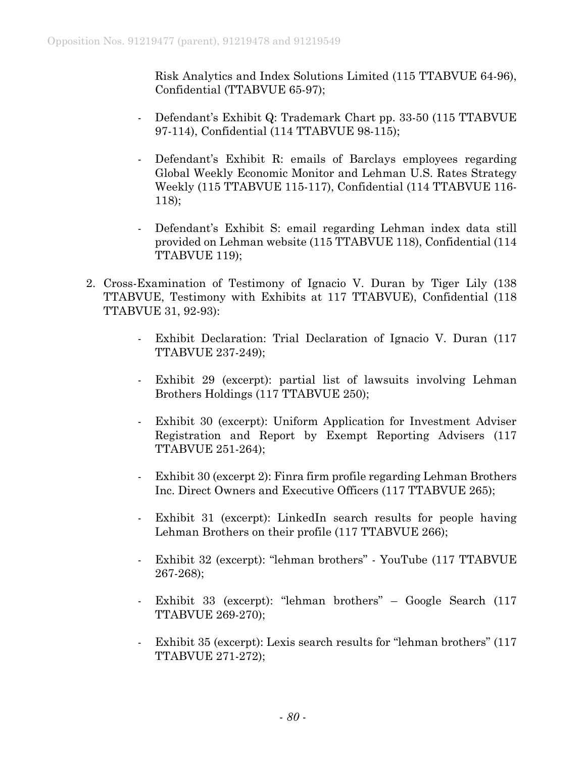Risk Analytics and Index Solutions Limited (115 TTABVUE 64-96), Confidential (TTABVUE 65-97);

- Defendant's Exhibit Q: Trademark Chart pp. 33-50 (115 TTABVUE 97-114), Confidential (114 TTABVUE 98-115);

- Defendant's Exhibit R: emails of Barclays employees regarding Global Weekly Economic Monitor and Lehman U.S. Rates Strategy Weekly (115 TTABVUE 115-117), Confidential (114 TTABVUE 116-118);

- Defendant's Exhibit S: email regarding Lehman index data still provided on Lehman website (115 TTABVUE 118), Confidential (114 TTABVUE 119);

2. Cross-Examination of Testimony of Ignacio V. Duran by Tiger Lily (138 TTABVUE, Testimony with Exhibits at 117 TTABVUE), Confidential (118 TTABVUE 31, 92-93):

   - Exhibit Declaration: Trial Declaration of Ignacio V. Duran (117 TTABVUE 237-249);

   - Exhibit 29 (excerpt): partial list of lawsuits involving Lehman Brothers Holdings (117 TTABVUE 250);

   - Exhibit 30 (excerpt): Uniform Application for Investment Adviser Registration and Report by Exempt Reporting Advisers (117 TTABVUE 251-264);

   - Exhibit 30 (excerpt 2): Finra firm profile regarding Lehman Brothers Inc. Direct Owners and Executive Officers (117 TTABVUE 265);

   - Exhibit 31 (excerpt): LinkedIn search results for people having Lehman Brothers on their profile (117 TTABVUE 266);

   - Exhibit 32 (excerpt): "lehman brothers" - YouTube (117 TTABVUE 267-268);

   - Exhibit 33 (excerpt): "lehman brothers" – Google Search (117 TTABVUE 269-270);

   - Exhibit 35 (excerpt): Lexis search results for "lehman brothers" (117 TTABVUE 271-272);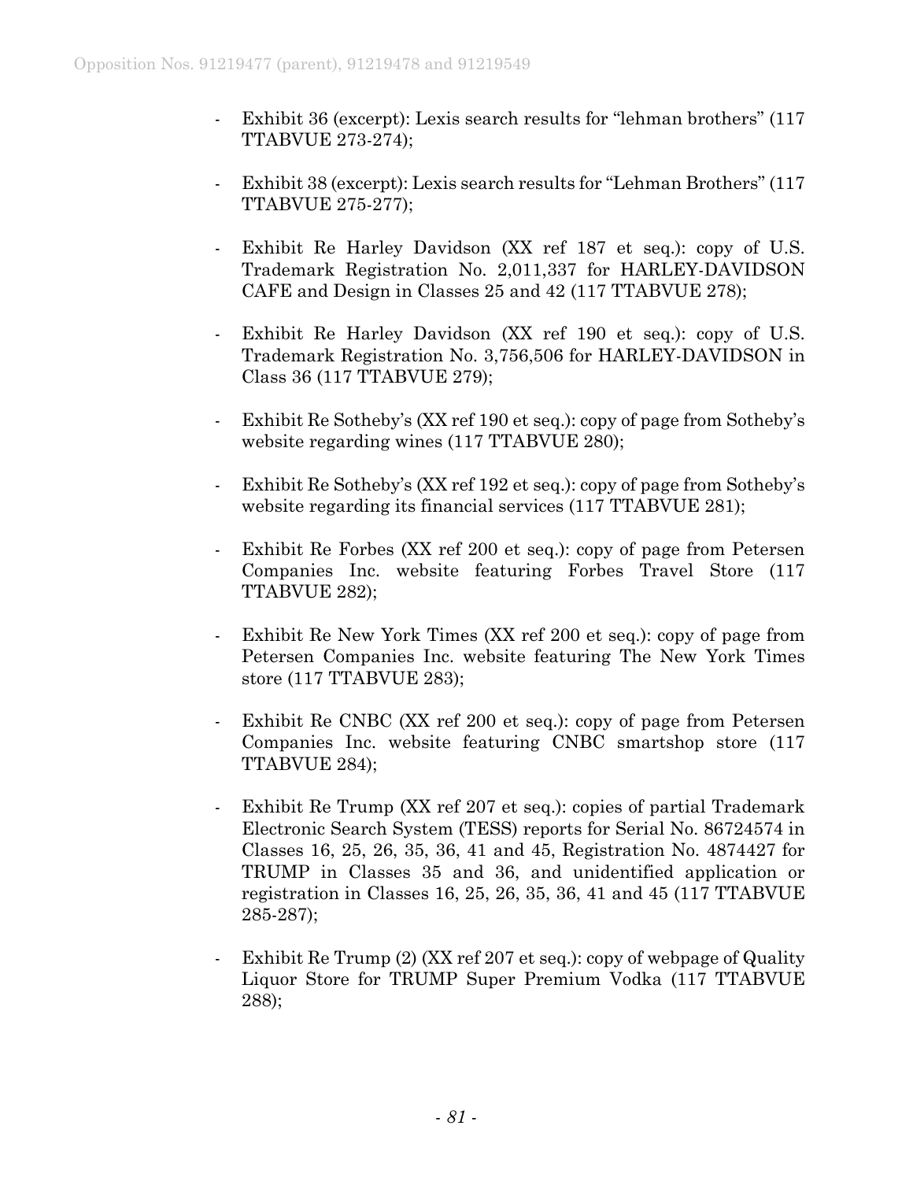- Exhibit 36 (excerpt): Lexis search results for "lehman brothers" (117 TTABVUE 273-274);

- Exhibit 38 (excerpt): Lexis search results for "Lehman Brothers" (117 TTABVUE 275-277);

- Exhibit Re Harley Davidson (XX ref 187 et seq.): copy of U.S. Trademark Registration No. 2,011,337 for HARLEY-DAVIDSON CAFE and Design in Classes 25 and 42 (117 TTABVUE 278);

- Exhibit Re Harley Davidson (XX ref 190 et seq.): copy of U.S. Trademark Registration No. 3,756,506 for HARLEY-DAVIDSON in Class 36 (117 TTABVUE 279);

- Exhibit Re Sotheby's (XX ref 190 et seq.): copy of page from Sotheby's website regarding wines (117 TTABVUE 280);

- Exhibit Re Sotheby's (XX ref 192 et seq.): copy of page from Sotheby's website regarding its financial services (117 TTABVUE 281);

- Exhibit Re Forbes (XX ref 200 et seq.): copy of page from Petersen Companies Inc. website featuring Forbes Travel Store (117 TTABVUE 282);

- Exhibit Re New York Times (XX ref 200 et seq.): copy of page from Petersen Companies Inc. website featuring The New York Times store (117 TTABVUE 283);

- Exhibit Re CNBC (XX ref 200 et seq.): copy of page from Petersen Companies Inc. website featuring CNBC smartshop store (117 TTABVUE 284);

- Exhibit Re Trump (XX ref 207 et seq.): copies of partial Trademark Electronic Search System (TESS) reports for Serial No. 86724574 in Classes 16, 25, 26, 35, 36, 41 and 45, Registration No. 4874427 for TRUMP in Classes 35 and 36, and unidentified application or registration in Classes 16, 25, 26, 35, 36, 41 and 45 (117 TTABVUE 285-287);

- Exhibit Re Trump (2) (XX ref 207 et seq.): copy of webpage of Quality Liquor Store for TRUMP Super Premium Vodka (117 TTABVUE 288);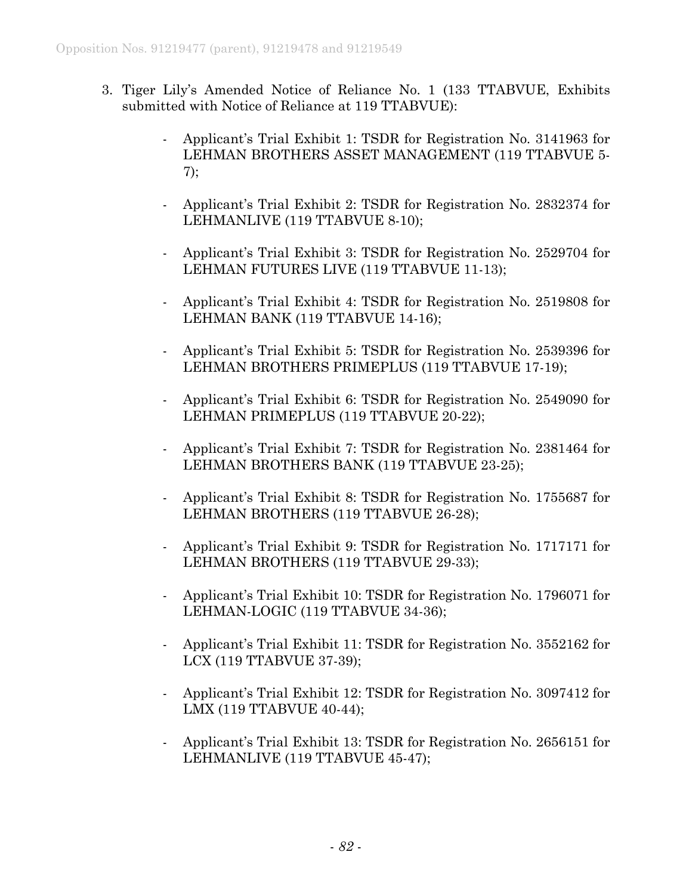3. Tiger Lily's Amended Notice of Reliance No. 1 (133 TTABVUE, Exhibits submitted with Notice of Reliance at 119 TTABVUE):

    - Applicant's Trial Exhibit 1: TSDR for Registration No. 3141963 for LEHMAN BROTHERS ASSET MANAGEMENT (119 TTABVUE 5-7);

    - Applicant's Trial Exhibit 2: TSDR for Registration No. 2832374 for LEHMANLIVE (119 TTABVUE 8-10);

    - Applicant's Trial Exhibit 3: TSDR for Registration No. 2529704 for LEHMAN FUTURES LIVE (119 TTABVUE 11-13);

    - Applicant's Trial Exhibit 4: TSDR for Registration No. 2519808 for LEHMAN BANK (119 TTABVUE 14-16);

    - Applicant's Trial Exhibit 5: TSDR for Registration No. 2539396 for LEHMAN BROTHERS PRIMEPLUS (119 TTABVUE 17-19);

    - Applicant's Trial Exhibit 6: TSDR for Registration No. 2549090 for LEHMAN PRIMEPLUS (119 TTABVUE 20-22);

    - Applicant's Trial Exhibit 7: TSDR for Registration No. 2381464 for LEHMAN BROTHERS BANK (119 TTABVUE 23-25);

    - Applicant's Trial Exhibit 8: TSDR for Registration No. 1755687 for LEHMAN BROTHERS (119 TTABVUE 26-28);

    - Applicant's Trial Exhibit 9: TSDR for Registration No. 1717171 for LEHMAN BROTHERS (119 TTABVUE 29-33);

    - Applicant's Trial Exhibit 10: TSDR for Registration No. 1796071 for LEHMAN-LOGIC (119 TTABVUE 34-36);

    - Applicant's Trial Exhibit 11: TSDR for Registration No. 3552162 for LCX (119 TTABVUE 37-39);

    - Applicant's Trial Exhibit 12: TSDR for Registration No. 3097412 for LMX (119 TTABVUE 40-44);

    - Applicant's Trial Exhibit 13: TSDR for Registration No. 2656151 for LEHMANLIVE (119 TTABVUE 45-47);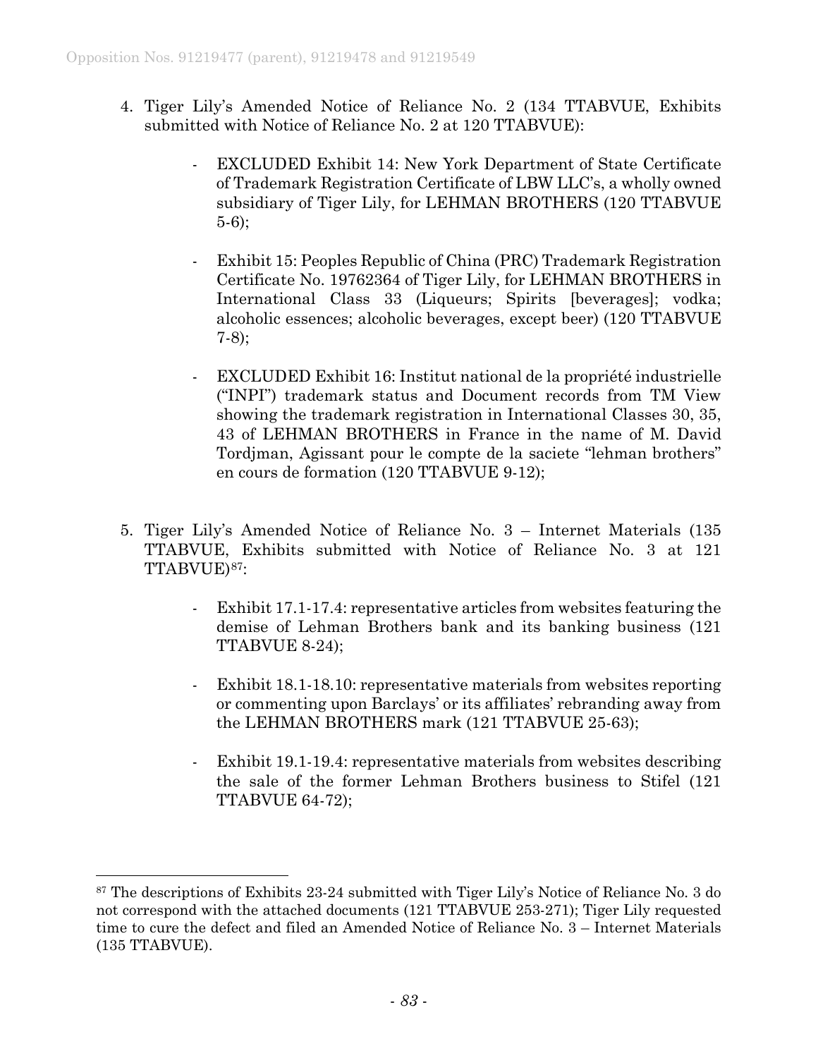4. Tiger Lily's Amended Notice of Reliance No. 2 (134 TTABVUE, Exhibits submitted with Notice of Reliance No. 2 at 120 TTABVUE):

   - EXCLUDED Exhibit 14: New York Department of State Certificate of Trademark Registration Certificate of LBW LLC's, a wholly owned subsidiary of Tiger Lily, for LEHMAN BROTHERS (120 TTABVUE 5-6);

   - Exhibit 15: Peoples Republic of China (PRC) Trademark Registration Certificate No. 19762364 of Tiger Lily, for LEHMAN BROTHERS in International Class 33 (Liqueurs; Spirits [beverages]; vodka; alcoholic essences; alcoholic beverages, except beer) (120 TTABVUE 7-8);

   - EXCLUDED Exhibit 16: Institut national de la propriété industrielle ("INPI") trademark status and Document records from TM View showing the trademark registration in International Classes 30, 35, 43 of LEHMAN BROTHERS in France in the name of M. David Tordjman, Agissant pour le compte de la saciete "lehman brothers" en cours de formation (120 TTABVUE 9-12);

5. Tiger Lily's Amended Notice of Reliance No. 3 – Internet Materials (135 TTABVUE, Exhibits submitted with Notice of Reliance No. 3 at 121 TTABVUE)[87]:

   - Exhibit 17.1-17.4: representative articles from websites featuring the demise of Lehman Brothers bank and its banking business (121 TTABVUE 8-24);

   - Exhibit 18.1-18.10: representative materials from websites reporting or commenting upon Barclays' or its affiliates' rebranding away from the LEHMAN BROTHERS mark (121 TTABVUE 25-63);

   - Exhibit 19.1-19.4: representative materials from websites describing the sale of the former Lehman Brothers business to Stifel (121 TTABVUE 64-72);

[87] The descriptions of Exhibits 23-24 submitted with Tiger Lily's Notice of Reliance No. 3 do not correspond with the attached documents (121 TTABVUE 253-271); Tiger Lily requested time to cure the defect and filed an Amended Notice of Reliance No. 3 – Internet Materials (135 TTABVUE).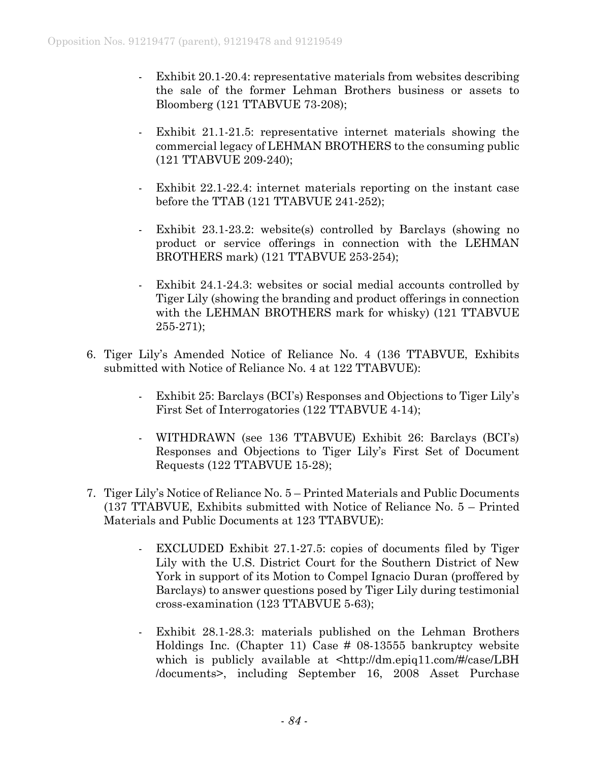- Exhibit 20.1-20.4: representative materials from websites describing the sale of the former Lehman Brothers business or assets to Bloomberg (121 TTABVUE 73-208);

- Exhibit 21.1-21.5: representative internet materials showing the commercial legacy of LEHMAN BROTHERS to the consuming public (121 TTABVUE 209-240);

- Exhibit 22.1-22.4: internet materials reporting on the instant case before the TTAB (121 TTABVUE 241-252);

- Exhibit 23.1-23.2: website(s) controlled by Barclays (showing no product or service offerings in connection with the LEHMAN BROTHERS mark) (121 TTABVUE 253-254);

- Exhibit 24.1-24.3: websites or social medial accounts controlled by Tiger Lily (showing the branding and product offerings in connection with the LEHMAN BROTHERS mark for whisky) (121 TTABVUE 255-271);

6. Tiger Lily's Amended Notice of Reliance No. 4 (136 TTABVUE, Exhibits submitted with Notice of Reliance No. 4 at 122 TTABVUE):

   - Exhibit 25: Barclays (BCI's) Responses and Objections to Tiger Lily's First Set of Interrogatories (122 TTABVUE 4-14);

   - WITHDRAWN (see 136 TTABVUE) Exhibit 26: Barclays (BCI's) Responses and Objections to Tiger Lily's First Set of Document Requests (122 TTABVUE 15-28);

7. Tiger Lily's Notice of Reliance No. 5 – Printed Materials and Public Documents (137 TTABVUE, Exhibits submitted with Notice of Reliance No. 5 – Printed Materials and Public Documents at 123 TTABVUE):

   - EXCLUDED Exhibit 27.1-27.5: copies of documents filed by Tiger Lily with the U.S. District Court for the Southern District of New York in support of its Motion to Compel Ignacio Duran (proffered by Barclays) to answer questions posed by Tiger Lily during testimonial cross-examination (123 TTABVUE 5-63);

   - Exhibit 28.1-28.3: materials published on the Lehman Brothers Holdings Inc. (Chapter 11) Case # 08-13555 bankruptcy website which is publicly available at <http://dm.epiq11.com/#/case/LBH/documents>, including September 16, 2008 Asset Purchase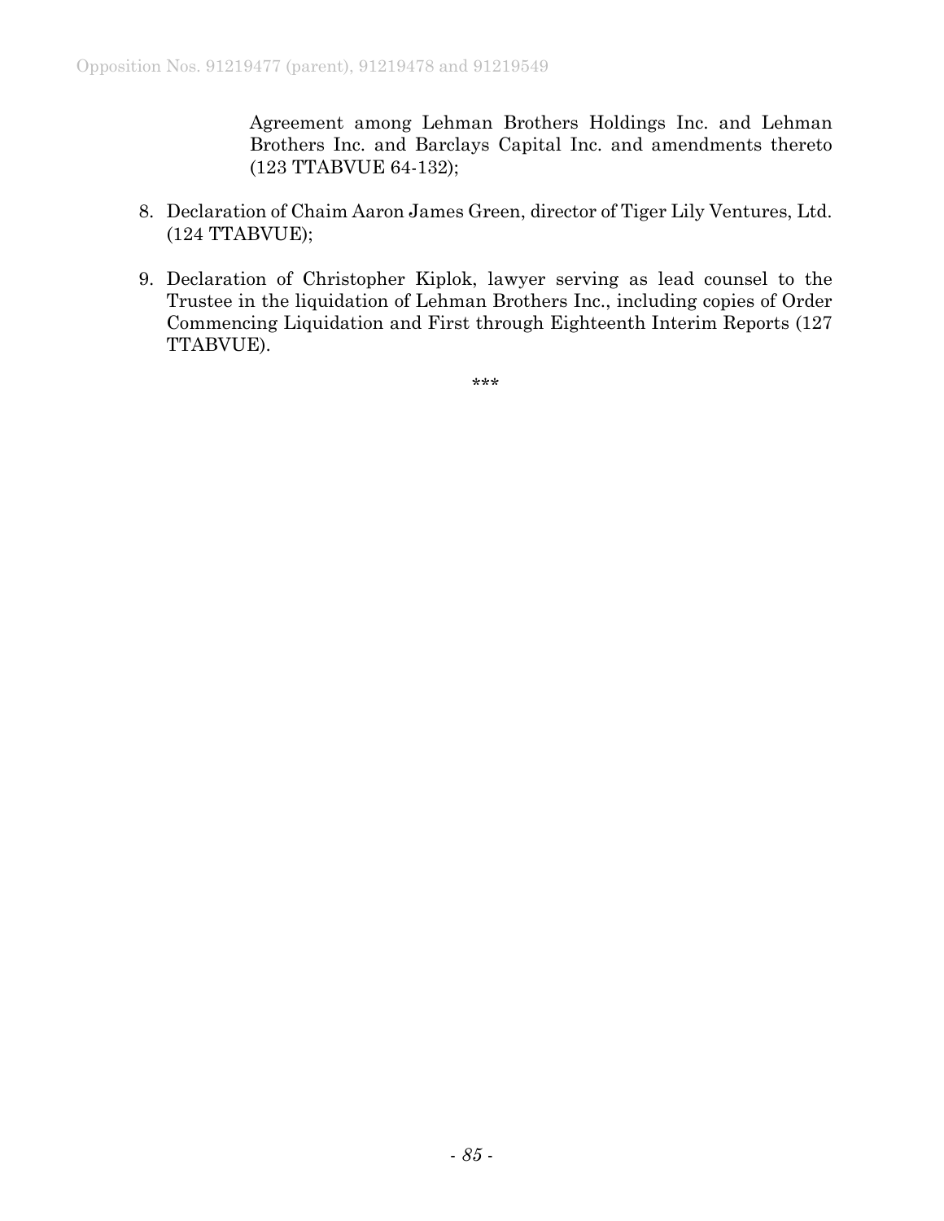Agreement among Lehman Brothers Holdings Inc. and Lehman Brothers Inc. and Barclays Capital Inc. and amendments thereto (123 TTABVUE 64-132);

8. Declaration of Chaim Aaron James Green, director of Tiger Lily Ventures, Ltd. (124 TTABVUE);

9. Declaration of Christopher Kiplok, lawyer serving as lead counsel to the Trustee in the liquidation of Lehman Brothers Inc., including copies of Order Commencing Liquidation and First through Eighteenth Interim Reports (127 TTABVUE).

\*\*\*